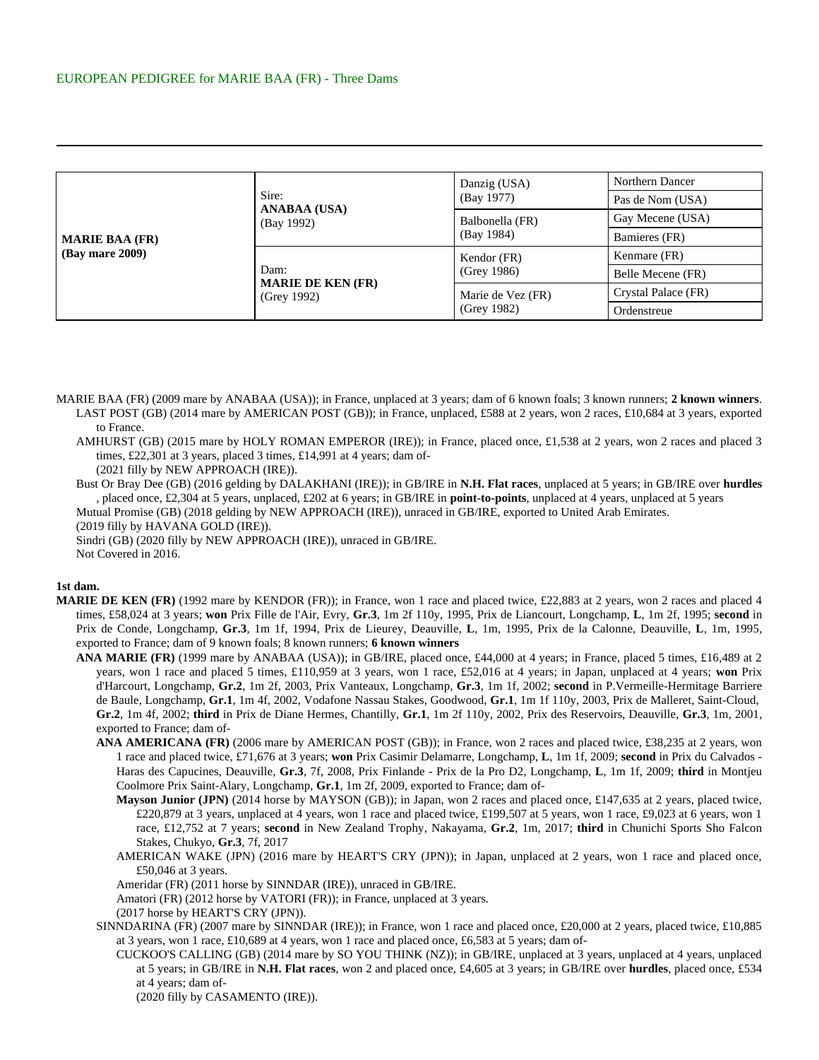EUROPEAN PEDIGREE for MARIE BAA (FR) - Three Dams

| | | | |
|---|---|---|---|
| **MARIE BAA (FR)** (Bay mare 2009) | Sire: **ANABAA (USA)** (Bay 1992) | Danzig (USA) (Bay 1977) | Northern Dancer |
| | | | Pas de Nom (USA) |
| | | Balbonella (FR) (Bay 1984) | Gay Mecene (USA) |
| | | | Bamieres (FR) |
| | Dam: **MARIE DE KEN (FR)** (Grey 1992) | Kendor (FR) (Grey 1986) | Kenmare (FR) |
| | | | Belle Mecene (FR) |
| | | Marie de Vez (FR) (Grey 1982) | Crystal Palace (FR) |
| | | | Ordenstreue |

MARIE BAA (FR) (2009 mare by ANABAA (USA)); in France, unplaced at 3 years; dam of 6 known foals; 3 known runners; **2 known winners**.

LAST POST (GB) (2014 mare by AMERICAN POST (GB)); in France, unplaced, £588 at 2 years, won 2 races, £10,684 at 3 years, exported to France.

AMHURST (GB) (2015 mare by HOLY ROMAN EMPEROR (IRE)); in France, placed once, £1,538 at 2 years, won 2 races and placed 3 times, £22,301 at 3 years, placed 3 times, £14,991 at 4 years; dam of-

(2021 filly by NEW APPROACH (IRE)).

Bust Or Bray Dee (GB) (2016 gelding by DALAKHANI (IRE)); in GB/IRE in **N.H. Flat races**, unplaced at 5 years; in GB/IRE over **hurdles**, placed once, £2,304 at 5 years, unplaced, £202 at 6 years; in GB/IRE in **point-to-points**, unplaced at 4 years, unplaced at 5 years

Mutual Promise (GB) (2018 gelding by NEW APPROACH (IRE)), unraced in GB/IRE, exported to United Arab Emirates.

(2019 filly by HAVANA GOLD (IRE)).

Sindri (GB) (2020 filly by NEW APPROACH (IRE)), unraced in GB/IRE.

Not Covered in 2016.

**1st dam.**

**MARIE DE KEN (FR)** (1992 mare by KENDOR (FR)); in France, won 1 race and placed twice, £22,883 at 2 years, won 2 races and placed 4 times, £58,024 at 3 years; **won** Prix Fille de l'Air, Evry, **Gr.3**, 1m 2f 110y, 1995, Prix de Liancourt, Longchamp, **L**, 1m 2f, 1995; **second** in Prix de Conde, Longchamp, **Gr.3**, 1m 1f, 1994, Prix de Lieurey, Deauville, **L**, 1m, 1995, Prix de la Calonne, Deauville, **L**, 1m, 1995, exported to France; dam of 9 known foals; 8 known runners; **6 known winners**

**ANA MARIE (FR)** (1999 mare by ANABAA (USA)); in GB/IRE, placed once, £44,000 at 4 years; in France, placed 5 times, £16,489 at 2 years, won 1 race and placed 5 times, £110,959 at 3 years, won 1 race, £52,016 at 4 years; in Japan, unplaced at 4 years; **won** Prix d'Harcourt, Longchamp, **Gr.2**, 1m 2f, 2003, Prix Vanteaux, Longchamp, **Gr.3**, 1m 1f, 2002; **second** in P.Vermeille-Hermitage Barriere de Baule, Longchamp, **Gr.1**, 1m 4f, 2002, Vodafone Nassau Stakes, Goodwood, **Gr.1**, 1m 1f 110y, 2003, Prix de Malleret, Saint-Cloud, **Gr.2**, 1m 4f, 2002; **third** in Prix de Diane Hermes, Chantilly, **Gr.1**, 1m 2f 110y, 2002, Prix des Reservoirs, Deauville, **Gr.3**, 1m, 2001, exported to France; dam of-

**ANA AMERICANA (FR)** (2006 mare by AMERICAN POST (GB)); in France, won 2 races and placed twice, £38,235 at 2 years, won 1 race and placed twice, £71,676 at 3 years; **won** Prix Casimir Delamarre, Longchamp, **L**, 1m 1f, 2009; **second** in Prix du Calvados - Haras des Capucines, Deauville, **Gr.3**, 7f, 2008, Prix Finlande - Prix de la Pro D2, Longchamp, **L**, 1m 1f, 2009; **third** in Montjeu Coolmore Prix Saint-Alary, Longchamp, **Gr.1**, 1m 2f, 2009, exported to France; dam of-

**Mayson Junior (JPN)** (2014 horse by MAYSON (GB)); in Japan, won 2 races and placed once, £147,635 at 2 years, placed twice, £220,879 at 3 years, unplaced at 4 years, won 1 race and placed twice, £199,507 at 5 years, won 1 race, £9,023 at 6 years, won 1 race, £12,752 at 7 years; **second** in New Zealand Trophy, Nakayama, **Gr.2**, 1m, 2017; **third** in Chunichi Sports Sho Falcon Stakes, Chukyo, **Gr.3**, 7f, 2017

AMERICAN WAKE (JPN) (2016 mare by HEART'S CRY (JPN)); in Japan, unplaced at 2 years, won 1 race and placed once, £50,046 at 3 years.

Ameridar (FR) (2011 horse by SINNDAR (IRE)), unraced in GB/IRE.

Amatori (FR) (2012 horse by VATORI (FR)); in France, unplaced at 3 years.

(2017 horse by HEART'S CRY (JPN)).

SINNDARINA (FR) (2007 mare by SINNDAR (IRE)); in France, won 1 race and placed once, £20,000 at 2 years, placed twice, £10,885 at 3 years, won 1 race, £10,689 at 4 years, won 1 race and placed once, £6,583 at 5 years; dam of-

CUCKOO'S CALLING (GB) (2014 mare by SO YOU THINK (NZ)); in GB/IRE, unplaced at 3 years, unplaced at 4 years, unplaced at 5 years; in GB/IRE in **N.H. Flat races**, won 2 and placed once, £4,605 at 3 years; in GB/IRE over **hurdles**, placed once, £534 at 4 years; dam of-

(2020 filly by CASAMENTO (IRE)).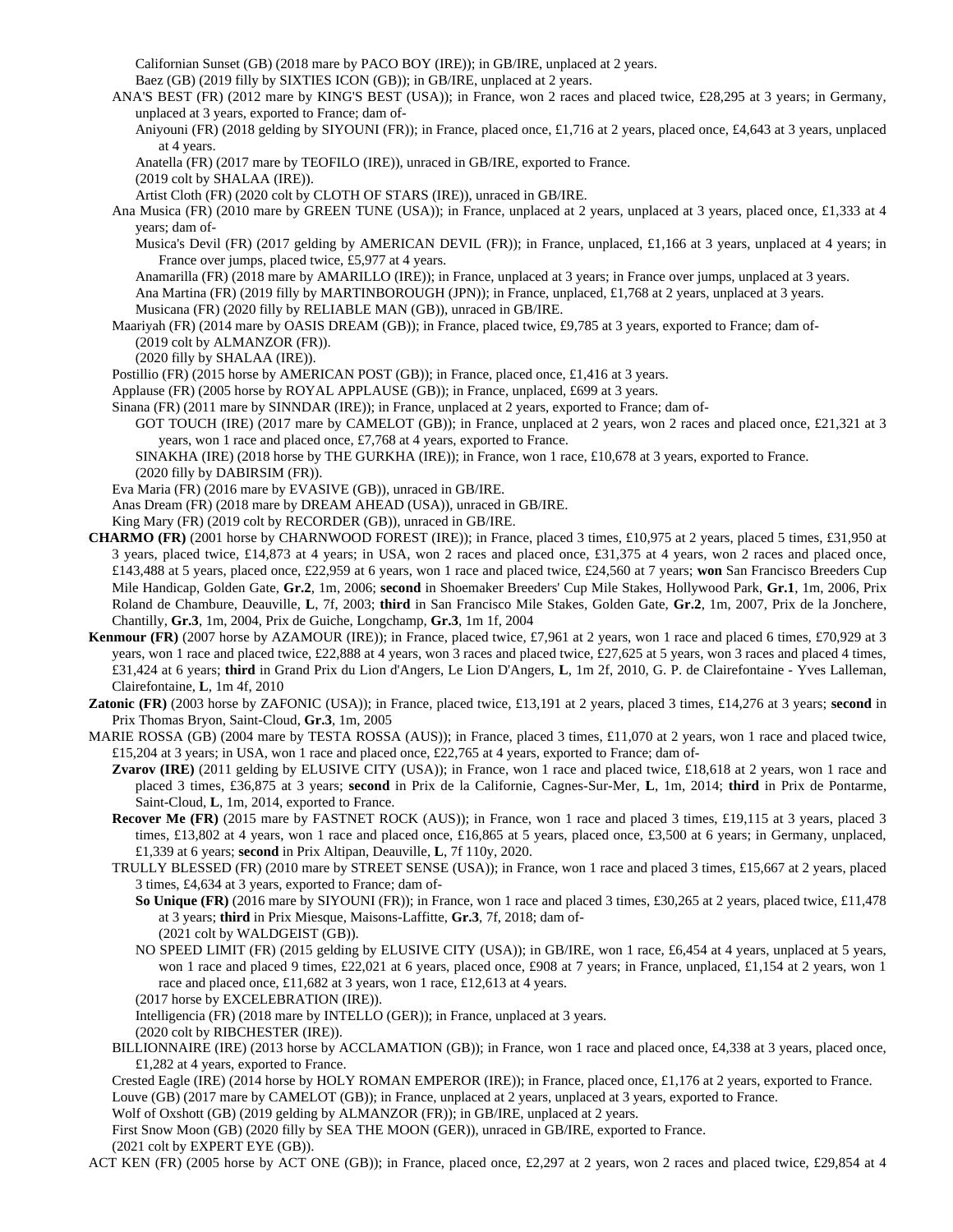Californian Sunset (GB) (2018 mare by PACO BOY (IRE)); in GB/IRE, unplaced at 2 years.

Baez (GB) (2019 filly by SIXTIES ICON (GB)); in GB/IRE, unplaced at 2 years.

ANA'S BEST (FR) (2012 mare by KING'S BEST (USA)); in France, won 2 races and placed twice, £28,295 at 3 years; in Germany, unplaced at 3 years, exported to France; dam of-

Aniyouni (FR) (2018 gelding by SIYOUNI (FR)); in France, placed once, £1,716 at 2 years, placed once, £4,643 at 3 years, unplaced at 4 years.

Anatella (FR) (2017 mare by TEOFILO (IRE)), unraced in GB/IRE, exported to France.

(2019 colt by SHALAA (IRE)).

Artist Cloth (FR) (2020 colt by CLOTH OF STARS (IRE)), unraced in GB/IRE.

Ana Musica (FR) (2010 mare by GREEN TUNE (USA)); in France, unplaced at 2 years, unplaced at 3 years, placed once, £1,333 at 4 years; dam of-

Musica's Devil (FR) (2017 gelding by AMERICAN DEVIL (FR)); in France, unplaced, £1,166 at 3 years, unplaced at 4 years; in France over jumps, placed twice, £5,977 at 4 years.

Anamarilla (FR) (2018 mare by AMARILLO (IRE)); in France, unplaced at 3 years; in France over jumps, unplaced at 3 years.

Ana Martina (FR) (2019 filly by MARTINBOROUGH (JPN)); in France, unplaced, £1,768 at 2 years, unplaced at 3 years.

Musicana (FR) (2020 filly by RELIABLE MAN (GB)), unraced in GB/IRE.

Maariyah (FR) (2014 mare by OASIS DREAM (GB)); in France, placed twice, £9,785 at 3 years, exported to France; dam of-

(2019 colt by ALMANZOR (FR)).

(2020 filly by SHALAA (IRE)).

Postillio (FR) (2015 horse by AMERICAN POST (GB)); in France, placed once, £1,416 at 3 years.

Applause (FR) (2005 horse by ROYAL APPLAUSE (GB)); in France, unplaced, £699 at 3 years.

Sinana (FR) (2011 mare by SINNDAR (IRE)); in France, unplaced at 2 years, exported to France; dam of-

GOT TOUCH (IRE) (2017 mare by CAMELOT (GB)); in France, unplaced at 2 years, won 2 races and placed once, £21,321 at 3 years, won 1 race and placed once, £7,768 at 4 years, exported to France.

SINAKHA (IRE) (2018 horse by THE GURKHA (IRE)); in France, won 1 race, £10,678 at 3 years, exported to France.

(2020 filly by DABIRSIM (FR)).

Eva Maria (FR) (2016 mare by EVASIVE (GB)), unraced in GB/IRE.

Anas Dream (FR) (2018 mare by DREAM AHEAD (USA)), unraced in GB/IRE.

King Mary (FR) (2019 colt by RECORDER (GB)), unraced in GB/IRE.

**CHARMO (FR)** (2001 horse by CHARNWOOD FOREST (IRE)); in France, placed 3 times, £10,975 at 2 years, placed 5 times, £31,950 at 3 years, placed twice, £14,873 at 4 years; in USA, won 2 races and placed once, £31,375 at 4 years, won 2 races and placed once, £143,488 at 5 years, placed once, £22,959 at 6 years, won 1 race and placed twice, £24,560 at 7 years; **won** San Francisco Breeders Cup Mile Handicap, Golden Gate, **Gr.2**, 1m, 2006; **second** in Shoemaker Breeders' Cup Mile Stakes, Hollywood Park, **Gr.1**, 1m, 2006, Prix Roland de Chambure, Deauville, **L**, 7f, 2003; **third** in San Francisco Mile Stakes, Golden Gate, **Gr.2**, 1m, 2007, Prix de la Jonchere, Chantilly, **Gr.3**, 1m, 2004, Prix de Guiche, Longchamp, **Gr.3**, 1m 1f, 2004

**Kenmour (FR)** (2007 horse by AZAMOUR (IRE)); in France, placed twice, £7,961 at 2 years, won 1 race and placed 6 times, £70,929 at 3 years, won 1 race and placed twice, £22,888 at 4 years, won 3 races and placed twice, £27,625 at 5 years, won 3 races and placed 4 times, £31,424 at 6 years; **third** in Grand Prix du Lion d'Angers, Le Lion D'Angers, **L**, 1m 2f, 2010, G. P. de Clairefontaine - Yves Lalleman, Clairefontaine, **L**, 1m 4f, 2010

**Zatonic (FR)** (2003 horse by ZAFONIC (USA)); in France, placed twice, £13,191 at 2 years, placed 3 times, £14,276 at 3 years; **second** in Prix Thomas Bryon, Saint-Cloud, **Gr.3**, 1m, 2005

MARIE ROSSA (GB) (2004 mare by TESTA ROSSA (AUS)); in France, placed 3 times, £11,070 at 2 years, won 1 race and placed twice, £15,204 at 3 years; in USA, won 1 race and placed once, £22,765 at 4 years, exported to France; dam of-

**Zvarov (IRE)** (2011 gelding by ELUSIVE CITY (USA)); in France, won 1 race and placed twice, £18,618 at 2 years, won 1 race and placed 3 times, £36,875 at 3 years; **second** in Prix de la Californie, Cagnes-Sur-Mer, **L**, 1m, 2014; **third** in Prix de Pontarme, Saint-Cloud, **L**, 1m, 2014, exported to France.

**Recover Me (FR)** (2015 mare by FASTNET ROCK (AUS)); in France, won 1 race and placed 3 times, £19,115 at 3 years, placed 3 times, £13,802 at 4 years, won 1 race and placed once, £16,865 at 5 years, placed once, £3,500 at 6 years; in Germany, unplaced, £1,339 at 6 years; **second** in Prix Altipan, Deauville, **L**, 7f 110y, 2020.

TRULLY BLESSED (FR) (2010 mare by STREET SENSE (USA)); in France, won 1 race and placed 3 times, £15,667 at 2 years, placed 3 times, £4,634 at 3 years, exported to France; dam of-

**So Unique (FR)** (2016 mare by SIYOUNI (FR)); in France, won 1 race and placed 3 times, £30,265 at 2 years, placed twice, £11,478 at 3 years; **third** in Prix Miesque, Maisons-Laffitte, **Gr.3**, 7f, 2018; dam of-

(2021 colt by WALDGEIST (GB)).

NO SPEED LIMIT (FR) (2015 gelding by ELUSIVE CITY (USA)); in GB/IRE, won 1 race, £6,454 at 4 years, unplaced at 5 years, won 1 race and placed 9 times, £22,021 at 6 years, placed once, £908 at 7 years; in France, unplaced, £1,154 at 2 years, won 1 race and placed once, £11,682 at 3 years, won 1 race, £12,613 at 4 years.

(2017 horse by EXCELEBRATION (IRE)).

Intelligencia (FR) (2018 mare by INTELLO (GER)); in France, unplaced at 3 years.

(2020 colt by RIBCHESTER (IRE)).

BILLIONNAIRE (IRE) (2013 horse by ACCLAMATION (GB)); in France, won 1 race and placed once, £4,338 at 3 years, placed once, £1,282 at 4 years, exported to France.

Crested Eagle (IRE) (2014 horse by HOLY ROMAN EMPEROR (IRE)); in France, placed once, £1,176 at 2 years, exported to France.

Louve (GB) (2017 mare by CAMELOT (GB)); in France, unplaced at 2 years, unplaced at 3 years, exported to France.

Wolf of Oxshott (GB) (2019 gelding by ALMANZOR (FR)); in GB/IRE, unplaced at 2 years.

First Snow Moon (GB) (2020 filly by SEA THE MOON (GER)), unraced in GB/IRE, exported to France.

(2021 colt by EXPERT EYE (GB)).

ACT KEN (FR) (2005 horse by ACT ONE (GB)); in France, placed once, £2,297 at 2 years, won 2 races and placed twice, £29,854 at 4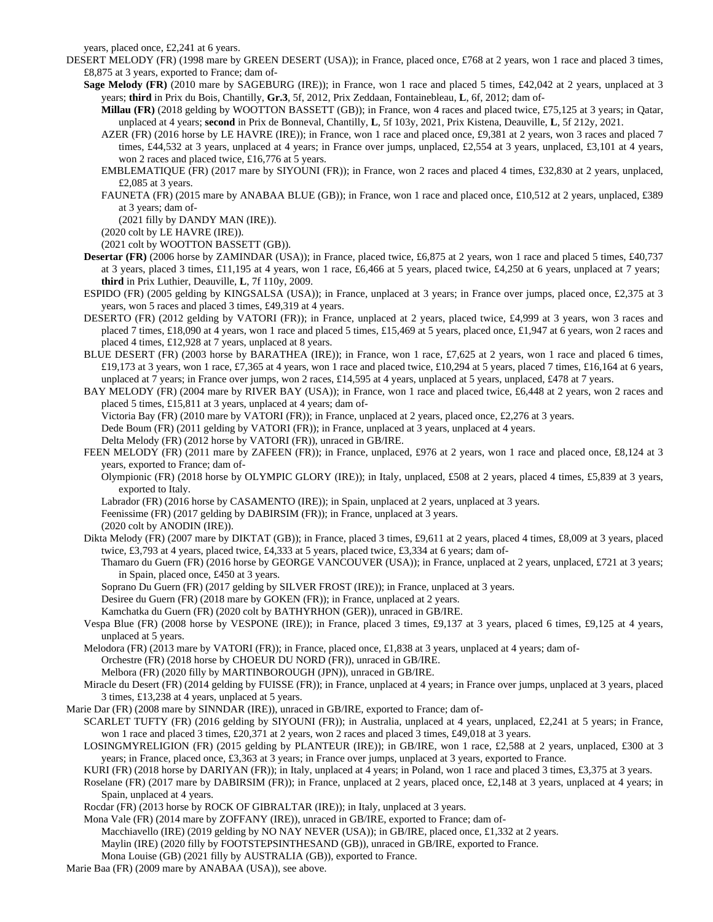years, placed once, £2,241 at 6 years.

DESERT MELODY (FR) (1998 mare by GREEN DESERT (USA)); in France, placed once, £768 at 2 years, won 1 race and placed 3 times, £8,875 at 3 years, exported to France; dam of-

**Sage Melody (FR)** (2010 mare by SAGEBURG (IRE)); in France, won 1 race and placed 5 times, £42,042 at 2 years, unplaced at 3 years; **third** in Prix du Bois, Chantilly, **Gr.3**, 5f, 2012, Prix Zeddaan, Fontainebleau, **L**, 6f, 2012; dam of-

**Millau (FR)** (2018 gelding by WOOTTON BASSETT (GB)); in France, won 4 races and placed twice, £75,125 at 3 years; in Qatar, unplaced at 4 years; **second** in Prix de Bonneval, Chantilly, **L**, 5f 103y, 2021, Prix Kistena, Deauville, **L**, 5f 212y, 2021.

AZER (FR) (2016 horse by LE HAVRE (IRE)); in France, won 1 race and placed once, £9,381 at 2 years, won 3 races and placed 7 times, £44,532 at 3 years, unplaced at 4 years; in France over jumps, unplaced, £2,554 at 3 years, unplaced, £3,101 at 4 years, won 2 races and placed twice, £16,776 at 5 years.

EMBLEMATIQUE (FR) (2017 mare by SIYOUNI (FR)); in France, won 2 races and placed 4 times, £32,830 at 2 years, unplaced, £2,085 at 3 years.

FAUNETA (FR) (2015 mare by ANABAA BLUE (GB)); in France, won 1 race and placed once, £10,512 at 2 years, unplaced, £389 at 3 years; dam of-

(2021 filly by DANDY MAN (IRE)).

(2020 colt by LE HAVRE (IRE)).

(2021 colt by WOOTTON BASSETT (GB)).

**Desertar (FR)** (2006 horse by ZAMINDAR (USA)); in France, placed twice, £6,875 at 2 years, won 1 race and placed 5 times, £40,737 at 3 years, placed 3 times, £11,195 at 4 years, won 1 race, £6,466 at 5 years, placed twice, £4,250 at 6 years, unplaced at 7 years; **third** in Prix Luthier, Deauville, **L**, 7f 110y, 2009.

ESPIDO (FR) (2005 gelding by KINGSALSA (USA)); in France, unplaced at 3 years; in France over jumps, placed once, £2,375 at 3 years, won 5 races and placed 3 times, £49,319 at 4 years.

DESERTO (FR) (2012 gelding by VATORI (FR)); in France, unplaced at 2 years, placed twice, £4,999 at 3 years, won 3 races and placed 7 times, £18,090 at 4 years, won 1 race and placed 5 times, £15,469 at 5 years, placed once, £1,947 at 6 years, won 2 races and placed 4 times, £12,928 at 7 years, unplaced at 8 years.

BLUE DESERT (FR) (2003 horse by BARATHEA (IRE)); in France, won 1 race, £7,625 at 2 years, won 1 race and placed 6 times, £19,173 at 3 years, won 1 race, £7,365 at 4 years, won 1 race and placed twice, £10,294 at 5 years, placed 7 times, £16,164 at 6 years, unplaced at 7 years; in France over jumps, won 2 races, £14,595 at 4 years, unplaced at 5 years, unplaced, £478 at 7 years.

BAY MELODY (FR) (2004 mare by RIVER BAY (USA)); in France, won 1 race and placed twice, £6,448 at 2 years, won 2 races and placed 5 times, £15,811 at 3 years, unplaced at 4 years; dam of-

Victoria Bay (FR) (2010 mare by VATORI (FR)); in France, unplaced at 2 years, placed once, £2,276 at 3 years.

Dede Boum (FR) (2011 gelding by VATORI (FR)); in France, unplaced at 3 years, unplaced at 4 years.

Delta Melody (FR) (2012 horse by VATORI (FR)), unraced in GB/IRE.

FEEN MELODY (FR) (2011 mare by ZAFEEN (FR)); in France, unplaced, £976 at 2 years, won 1 race and placed once, £8,124 at 3 years, exported to France; dam of-

Olympionic (FR) (2018 horse by OLYMPIC GLORY (IRE)); in Italy, unplaced, £508 at 2 years, placed 4 times, £5,839 at 3 years, exported to Italy.

Labrador (FR) (2016 horse by CASAMENTO (IRE)); in Spain, unplaced at 2 years, unplaced at 3 years.

Feenissime (FR) (2017 gelding by DABIRSIM (FR)); in France, unplaced at 3 years.

(2020 colt by ANODIN (IRE)).

Dikta Melody (FR) (2007 mare by DIKTAT (GB)); in France, placed 3 times, £9,611 at 2 years, placed 4 times, £8,009 at 3 years, placed twice, £3,793 at 4 years, placed twice, £4,333 at 5 years, placed twice, £3,334 at 6 years; dam of-

Thamaro du Guern (FR) (2016 horse by GEORGE VANCOUVER (USA)); in France, unplaced at 2 years, unplaced, £721 at 3 years; in Spain, placed once, £450 at 3 years.

Soprano Du Guern (FR) (2017 gelding by SILVER FROST (IRE)); in France, unplaced at 3 years.

Desiree du Guern (FR) (2018 mare by GOKEN (FR)); in France, unplaced at 2 years.

Kamchatka du Guern (FR) (2020 colt by BATHYRHON (GER)), unraced in GB/IRE.

Vespa Blue (FR) (2008 horse by VESPONE (IRE)); in France, placed 3 times, £9,137 at 3 years, placed 6 times, £9,125 at 4 years, unplaced at 5 years.

Melodora (FR) (2013 mare by VATORI (FR)); in France, placed once, £1,838 at 3 years, unplaced at 4 years; dam of-

Orchestre (FR) (2018 horse by CHOEUR DU NORD (FR)), unraced in GB/IRE.

Melbora (FR) (2020 filly by MARTINBOROUGH (JPN)), unraced in GB/IRE.

Miracle du Desert (FR) (2014 gelding by FUISSE (FR)); in France, unplaced at 4 years; in France over jumps, unplaced at 3 years, placed 3 times, £13,238 at 4 years, unplaced at 5 years.

Marie Dar (FR) (2008 mare by SINNDAR (IRE)), unraced in GB/IRE, exported to France; dam of-

SCARLET TUFTY (FR) (2016 gelding by SIYOUNI (FR)); in Australia, unplaced at 4 years, unplaced, £2,241 at 5 years; in France, won 1 race and placed 3 times, £20,371 at 2 years, won 2 races and placed 3 times, £49,018 at 3 years.

LOSINGMYRELIGION (FR) (2015 gelding by PLANTEUR (IRE)); in GB/IRE, won 1 race, £2,588 at 2 years, unplaced, £300 at 3 years; in France, placed once, £3,363 at 3 years; in France over jumps, unplaced at 3 years, exported to France.

KURI (FR) (2018 horse by DARIYAN (FR)); in Italy, unplaced at 4 years; in Poland, won 1 race and placed 3 times, £3,375 at 3 years.

Roselane (FR) (2017 mare by DABIRSIM (FR)); in France, unplaced at 2 years, placed once, £2,148 at 3 years, unplaced at 4 years; in Spain, unplaced at 4 years.

Rocdar (FR) (2013 horse by ROCK OF GIBRALTAR (IRE)); in Italy, unplaced at 3 years.

Mona Vale (FR) (2014 mare by ZOFFANY (IRE)), unraced in GB/IRE, exported to France; dam of-

Macchiavello (IRE) (2019 gelding by NO NAY NEVER (USA)); in GB/IRE, placed once, £1,332 at 2 years.

Maylin (IRE) (2020 filly by FOOTSTEPSINTHESAND (GB)), unraced in GB/IRE, exported to France.

Mona Louise (GB) (2021 filly by AUSTRALIA (GB)), exported to France.

Marie Baa (FR) (2009 mare by ANABAA (USA)), see above.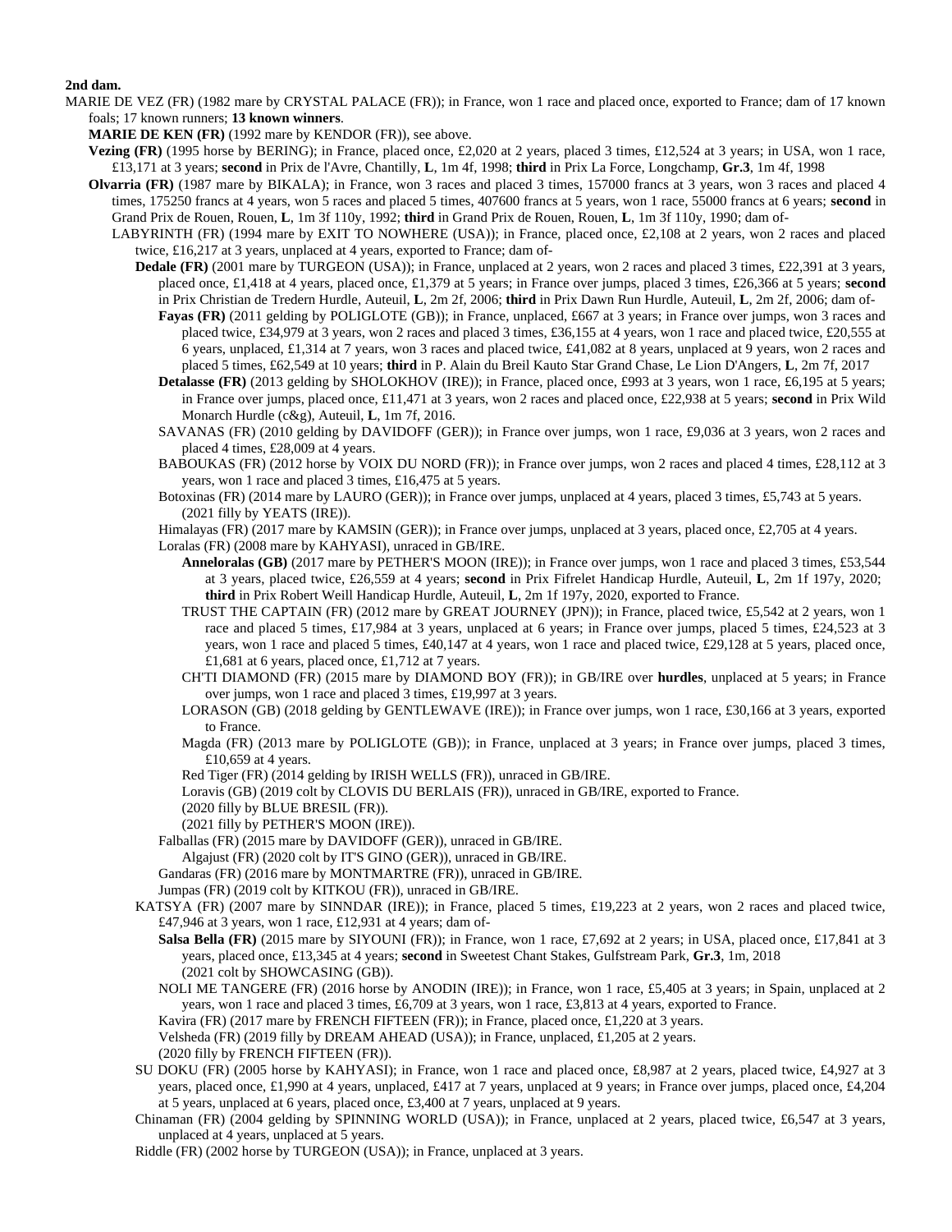**2nd dam.**

MARIE DE VEZ (FR) (1982 mare by CRYSTAL PALACE (FR)); in France, won 1 race and placed once, exported to France; dam of 17 known foals; 17 known runners; **13 known winners**.

**MARIE DE KEN (FR)** (1992 mare by KENDOR (FR)), see above.

**Vezing (FR)** (1995 horse by BERING); in France, placed once, £2,020 at 2 years, placed 3 times, £12,524 at 3 years; in USA, won 1 race, £13,171 at 3 years; **second** in Prix de l'Avre, Chantilly, **L**, 1m 4f, 1998; **third** in Prix La Force, Longchamp, **Gr.3**, 1m 4f, 1998

**Olvarria (FR)** (1987 mare by BIKALA); in France, won 3 races and placed 3 times, 157000 francs at 3 years, won 3 races and placed 4 times, 175250 francs at 4 years, won 5 races and placed 5 times, 407600 francs at 5 years, won 1 race, 55000 francs at 6 years; **second** in Grand Prix de Rouen, Rouen, **L**, 1m 3f 110y, 1992; **third** in Grand Prix de Rouen, Rouen, **L**, 1m 3f 110y, 1990; dam of-

LABYRINTH (FR) (1994 mare by EXIT TO NOWHERE (USA)); in France, placed once, £2,108 at 2 years, won 2 races and placed twice, £16,217 at 3 years, unplaced at 4 years, exported to France; dam of-

**Dedale (FR)** (2001 mare by TURGEON (USA)); in France, unplaced at 2 years, won 2 races and placed 3 times, £22,391 at 3 years, placed once, £1,418 at 4 years, placed once, £1,379 at 5 years; in France over jumps, placed 3 times, £26,366 at 5 years; **second** in Prix Christian de Tredern Hurdle, Auteuil, **L**, 2m 2f, 2006; **third** in Prix Dawn Run Hurdle, Auteuil, **L**, 2m 2f, 2006; dam of-

**Fayas (FR)** (2011 gelding by POLIGLOTE (GB)); in France, unplaced, £667 at 3 years; in France over jumps, won 3 races and placed twice, £34,979 at 3 years, won 2 races and placed 3 times, £36,155 at 4 years, won 1 race and placed twice, £20,555 at 6 years, unplaced, £1,314 at 7 years, won 3 races and placed twice, £41,082 at 8 years, unplaced at 9 years, won 2 races and placed 5 times, £62,549 at 10 years; **third** in P. Alain du Breil Kauto Star Grand Chase, Le Lion D'Angers, **L**, 2m 7f, 2017

**Detalasse (FR)** (2013 gelding by SHOLOKHOV (IRE)); in France, placed once, £993 at 3 years, won 1 race, £6,195 at 5 years; in France over jumps, placed once, £11,471 at 3 years, won 2 races and placed once, £22,938 at 5 years; **second** in Prix Wild Monarch Hurdle (c&g), Auteuil, **L**, 1m 7f, 2016.

SAVANAS (FR) (2010 gelding by DAVIDOFF (GER)); in France over jumps, won 1 race, £9,036 at 3 years, won 2 races and placed 4 times, £28,009 at 4 years.

BABOUKAS (FR) (2012 horse by VOIX DU NORD (FR)); in France over jumps, won 2 races and placed 4 times, £28,112 at 3 years, won 1 race and placed 3 times, £16,475 at 5 years.

Botoxinas (FR) (2014 mare by LAURO (GER)); in France over jumps, unplaced at 4 years, placed 3 times, £5,743 at 5 years. (2021 filly by YEATS (IRE)).

Himalayas (FR) (2017 mare by KAMSIN (GER)); in France over jumps, unplaced at 3 years, placed once, £2,705 at 4 years.

Loralas (FR) (2008 mare by KAHYASI), unraced in GB/IRE.

**Anneloralas (GB)** (2017 mare by PETHER'S MOON (IRE)); in France over jumps, won 1 race and placed 3 times, £53,544 at 3 years, placed twice, £26,559 at 4 years; **second** in Prix Fifrelet Handicap Hurdle, Auteuil, **L**, 2m 1f 197y, 2020; **third** in Prix Robert Weill Handicap Hurdle, Auteuil, **L**, 2m 1f 197y, 2020, exported to France.

TRUST THE CAPTAIN (FR) (2012 mare by GREAT JOURNEY (JPN)); in France, placed twice, £5,542 at 2 years, won 1 race and placed 5 times, £17,984 at 3 years, unplaced at 6 years; in France over jumps, placed 5 times, £24,523 at 3 years, won 1 race and placed 5 times, £40,147 at 4 years, won 1 race and placed twice, £29,128 at 5 years, placed once, £1,681 at 6 years, placed once, £1,712 at 7 years.

CH'TI DIAMOND (FR) (2015 mare by DIAMOND BOY (FR)); in GB/IRE over **hurdles**, unplaced at 5 years; in France over jumps, won 1 race and placed 3 times, £19,997 at 3 years.

LORASON (GB) (2018 gelding by GENTLEWAVE (IRE)); in France over jumps, won 1 race, £30,166 at 3 years, exported to France.

Magda (FR) (2013 mare by POLIGLOTE (GB)); in France, unplaced at 3 years; in France over jumps, placed 3 times, £10,659 at 4 years.

Red Tiger (FR) (2014 gelding by IRISH WELLS (FR)), unraced in GB/IRE.

Loravis (GB) (2019 colt by CLOVIS DU BERLAIS (FR)), unraced in GB/IRE, exported to France.

(2020 filly by BLUE BRESIL (FR)).

(2021 filly by PETHER'S MOON (IRE)).

Falballas (FR) (2015 mare by DAVIDOFF (GER)), unraced in GB/IRE.

Algajust (FR) (2020 colt by IT'S GINO (GER)), unraced in GB/IRE.

Gandaras (FR) (2016 mare by MONTMARTRE (FR)), unraced in GB/IRE.

Jumpas (FR) (2019 colt by KITKOU (FR)), unraced in GB/IRE.

KATSYA (FR) (2007 mare by SINNDAR (IRE)); in France, placed 5 times, £19,223 at 2 years, won 2 races and placed twice, £47,946 at 3 years, won 1 race, £12,931 at 4 years; dam of-

**Salsa Bella (FR)** (2015 mare by SIYOUNI (FR)); in France, won 1 race, £7,692 at 2 years; in USA, placed once, £17,841 at 3 years, placed once, £13,345 at 4 years; **second** in Sweetest Chant Stakes, Gulfstream Park, **Gr.3**, 1m, 2018 (2021 colt by SHOWCASING (GB)).

NOLI ME TANGERE (FR) (2016 horse by ANODIN (IRE)); in France, won 1 race, £5,405 at 3 years; in Spain, unplaced at 2 years, won 1 race and placed 3 times, £6,709 at 3 years, won 1 race, £3,813 at 4 years, exported to France.

Kavira (FR) (2017 mare by FRENCH FIFTEEN (FR)); in France, placed once, £1,220 at 3 years.

Velsheda (FR) (2019 filly by DREAM AHEAD (USA)); in France, unplaced, £1,205 at 2 years.

(2020 filly by FRENCH FIFTEEN (FR)).

SU DOKU (FR) (2005 horse by KAHYASI); in France, won 1 race and placed once, £8,987 at 2 years, placed twice, £4,927 at 3 years, placed once, £1,990 at 4 years, unplaced, £417 at 7 years, unplaced at 9 years; in France over jumps, placed once, £4,204 at 5 years, unplaced at 6 years, placed once, £3,400 at 7 years, unplaced at 9 years.

Chinaman (FR) (2004 gelding by SPINNING WORLD (USA)); in France, unplaced at 2 years, placed twice, £6,547 at 3 years, unplaced at 4 years, unplaced at 5 years.

Riddle (FR) (2002 horse by TURGEON (USA)); in France, unplaced at 3 years.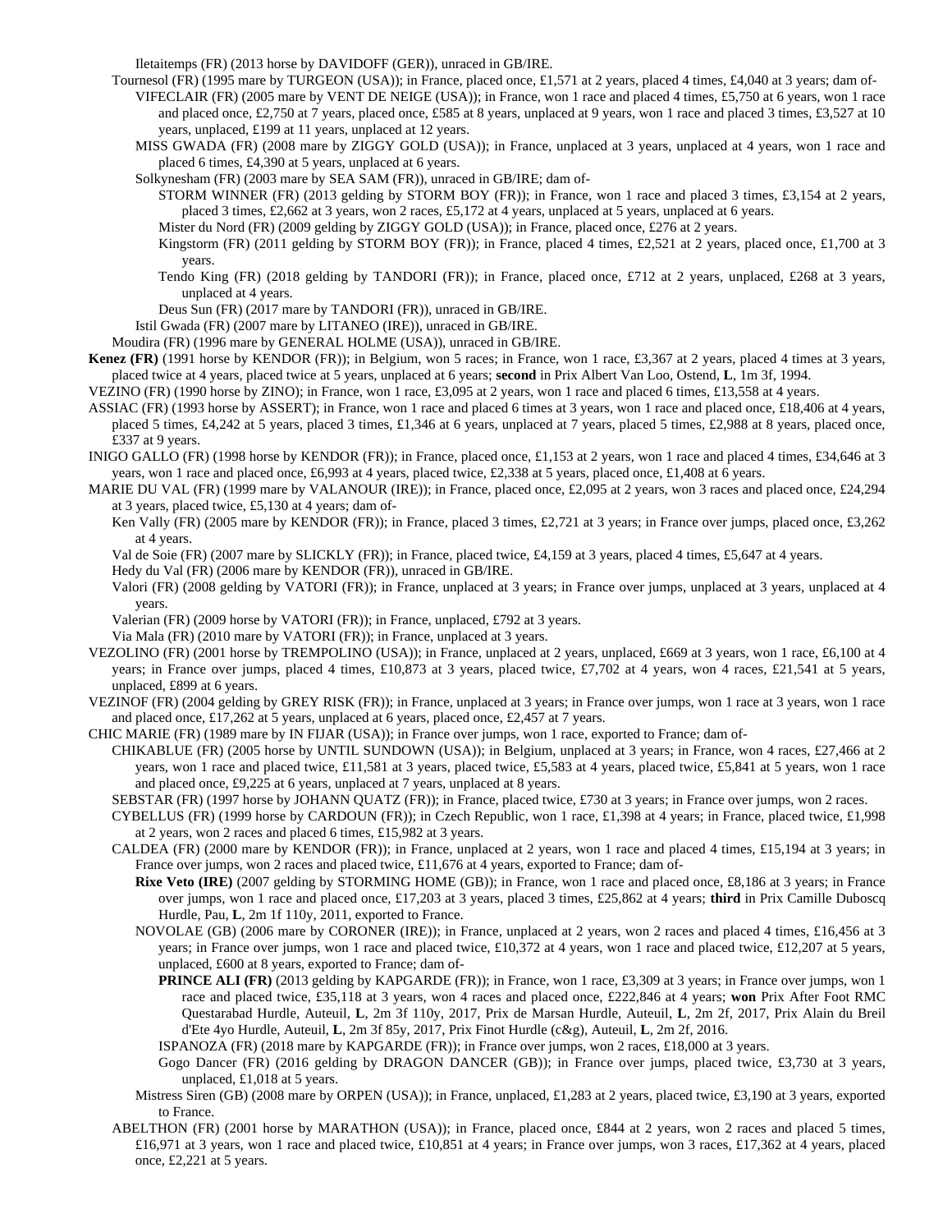Iletaitemps (FR) (2013 horse by DAVIDOFF (GER)), unraced in GB/IRE.

Tournesol (FR) (1995 mare by TURGEON (USA)); in France, placed once, £1,571 at 2 years, placed 4 times, £4,040 at 3 years; dam of-

VIFECLAIR (FR) (2005 mare by VENT DE NEIGE (USA)); in France, won 1 race and placed 4 times, £5,750 at 6 years, won 1 race and placed once, £2,750 at 7 years, placed once, £585 at 8 years, unplaced at 9 years, won 1 race and placed 3 times, £3,527 at 10 years, unplaced, £199 at 11 years, unplaced at 12 years.

MISS GWADA (FR) (2008 mare by ZIGGY GOLD (USA)); in France, unplaced at 3 years, unplaced at 4 years, won 1 race and placed 6 times, £4,390 at 5 years, unplaced at 6 years.

Solkynesham (FR) (2003 mare by SEA SAM (FR)), unraced in GB/IRE; dam of-

STORM WINNER (FR) (2013 gelding by STORM BOY (FR)); in France, won 1 race and placed 3 times, £3,154 at 2 years, placed 3 times, £2,662 at 3 years, won 2 races, £5,172 at 4 years, unplaced at 5 years, unplaced at 6 years.

Mister du Nord (FR) (2009 gelding by ZIGGY GOLD (USA)); in France, placed once, £276 at 2 years.

Kingstorm (FR) (2011 gelding by STORM BOY (FR)); in France, placed 4 times, £2,521 at 2 years, placed once, £1,700 at 3 years.

Tendo King (FR) (2018 gelding by TANDORI (FR)); in France, placed once, £712 at 2 years, unplaced, £268 at 3 years, unplaced at 4 years.

Deus Sun (FR) (2017 mare by TANDORI (FR)), unraced in GB/IRE.

Istil Gwada (FR) (2007 mare by LITANEO (IRE)), unraced in GB/IRE.

Moudira (FR) (1996 mare by GENERAL HOLME (USA)), unraced in GB/IRE.

**Kenez (FR)** (1991 horse by KENDOR (FR)); in Belgium, won 5 races; in France, won 1 race, £3,367 at 2 years, placed 4 times at 3 years, placed twice at 4 years, placed twice at 5 years, unplaced at 6 years; **second** in Prix Albert Van Loo, Ostend, **L**, 1m 3f, 1994.

VEZINO (FR) (1990 horse by ZINO); in France, won 1 race, £3,095 at 2 years, won 1 race and placed 6 times, £13,558 at 4 years.

ASSIAC (FR) (1993 horse by ASSERT); in France, won 1 race and placed 6 times at 3 years, won 1 race and placed once, £18,406 at 4 years, placed 5 times, £4,242 at 5 years, placed 3 times, £1,346 at 6 years, unplaced at 7 years, placed 5 times, £2,988 at 8 years, placed once, £337 at 9 years.

INIGO GALLO (FR) (1998 horse by KENDOR (FR)); in France, placed once, £1,153 at 2 years, won 1 race and placed 4 times, £34,646 at 3 years, won 1 race and placed once, £6,993 at 4 years, placed twice, £2,338 at 5 years, placed once, £1,408 at 6 years.

MARIE DU VAL (FR) (1999 mare by VALANOUR (IRE)); in France, placed once, £2,095 at 2 years, won 3 races and placed once, £24,294 at 3 years, placed twice, £5,130 at 4 years; dam of-

Ken Vally (FR) (2005 mare by KENDOR (FR)); in France, placed 3 times, £2,721 at 3 years; in France over jumps, placed once, £3,262 at 4 years.

Val de Soie (FR) (2007 mare by SLICKLY (FR)); in France, placed twice, £4,159 at 3 years, placed 4 times, £5,647 at 4 years.

Hedy du Val (FR) (2006 mare by KENDOR (FR)), unraced in GB/IRE.

Valori (FR) (2008 gelding by VATORI (FR)); in France, unplaced at 3 years; in France over jumps, unplaced at 3 years, unplaced at 4 years.

Valerian (FR) (2009 horse by VATORI (FR)); in France, unplaced, £792 at 3 years.

Via Mala (FR) (2010 mare by VATORI (FR)); in France, unplaced at 3 years.

VEZOLINO (FR) (2001 horse by TREMPOLINO (USA)); in France, unplaced at 2 years, unplaced, £669 at 3 years, won 1 race, £6,100 at 4 years; in France over jumps, placed 4 times, £10,873 at 3 years, placed twice, £7,702 at 4 years, won 4 races, £21,541 at 5 years, unplaced, £899 at 6 years.

VEZINOF (FR) (2004 gelding by GREY RISK (FR)); in France, unplaced at 3 years; in France over jumps, won 1 race at 3 years, won 1 race and placed once, £17,262 at 5 years, unplaced at 6 years, placed once, £2,457 at 7 years.

CHIC MARIE (FR) (1989 mare by IN FIJAR (USA)); in France over jumps, won 1 race, exported to France; dam of-

CHIKABLUE (FR) (2005 horse by UNTIL SUNDOWN (USA)); in Belgium, unplaced at 3 years; in France, won 4 races, £27,466 at 2 years, won 1 race and placed twice, £11,581 at 3 years, placed twice, £5,583 at 4 years, placed twice, £5,841 at 5 years, won 1 race and placed once, £9,225 at 6 years, unplaced at 7 years, unplaced at 8 years.

SEBSTAR (FR) (1997 horse by JOHANN QUATZ (FR)); in France, placed twice, £730 at 3 years; in France over jumps, won 2 races.

CYBELLUS (FR) (1999 horse by CARDOUN (FR)); in Czech Republic, won 1 race, £1,398 at 4 years; in France, placed twice, £1,998 at 2 years, won 2 races and placed 6 times, £15,982 at 3 years.

CALDEA (FR) (2000 mare by KENDOR (FR)); in France, unplaced at 2 years, won 1 race and placed 4 times, £15,194 at 3 years; in France over jumps, won 2 races and placed twice, £11,676 at 4 years, exported to France; dam of-

**Rixe Veto (IRE)** (2007 gelding by STORMING HOME (GB)); in France, won 1 race and placed once, £8,186 at 3 years; in France over jumps, won 1 race and placed once, £17,203 at 3 years, placed 3 times, £25,862 at 4 years; **third** in Prix Camille Duboscq Hurdle, Pau, **L**, 2m 1f 110y, 2011, exported to France.

NOVOLAE (GB) (2006 mare by CORONER (IRE)); in France, unplaced at 2 years, won 2 races and placed 4 times, £16,456 at 3 years; in France over jumps, won 1 race and placed twice, £10,372 at 4 years, won 1 race and placed twice, £12,207 at 5 years, unplaced, £600 at 8 years, exported to France; dam of-

**PRINCE ALI (FR)** (2013 gelding by KAPGARDE (FR)); in France, won 1 race, £3,309 at 3 years; in France over jumps, won 1 race and placed twice, £35,118 at 3 years, won 4 races and placed once, £222,846 at 4 years; **won** Prix After Foot RMC Questarabad Hurdle, Auteuil, **L**, 2m 3f 110y, 2017, Prix de Marsan Hurdle, Auteuil, **L**, 2m 2f, 2017, Prix Alain du Breil d'Ete 4yo Hurdle, Auteuil, **L**, 2m 3f 85y, 2017, Prix Finot Hurdle (c&g), Auteuil, **L**, 2m 2f, 2016.

ISPANOZA (FR) (2018 mare by KAPGARDE (FR)); in France over jumps, won 2 races, £18,000 at 3 years.

Gogo Dancer (FR) (2016 gelding by DRAGON DANCER (GB)); in France over jumps, placed twice, £3,730 at 3 years, unplaced, £1,018 at 5 years.

Mistress Siren (GB) (2008 mare by ORPEN (USA)); in France, unplaced, £1,283 at 2 years, placed twice, £3,190 at 3 years, exported to France.

ABELTHON (FR) (2001 horse by MARATHON (USA)); in France, placed once, £844 at 2 years, won 2 races and placed 5 times, £16,971 at 3 years, won 1 race and placed twice, £10,851 at 4 years; in France over jumps, won 3 races, £17,362 at 4 years, placed once, £2,221 at 5 years.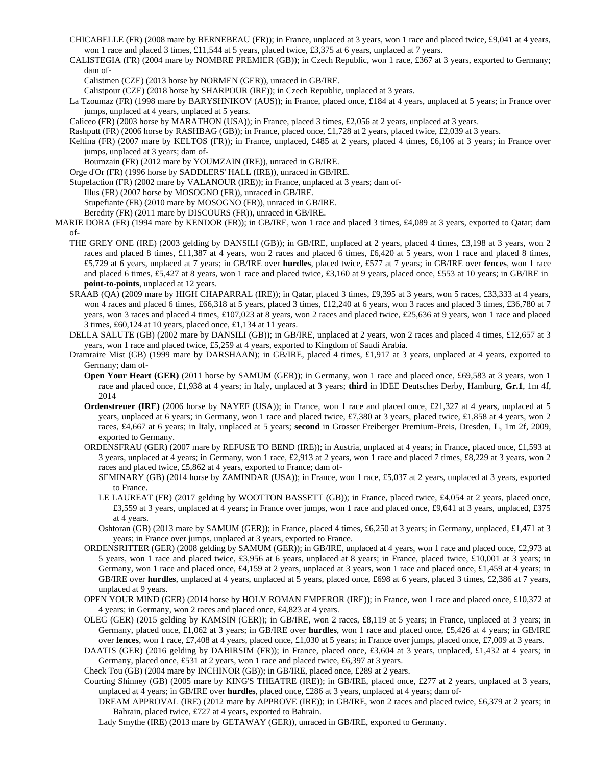CHICABELLE (FR) (2008 mare by BERNEBEAU (FR)); in France, unplaced at 3 years, won 1 race and placed twice, £9,041 at 4 years, won 1 race and placed 3 times, £11,544 at 5 years, placed twice, £3,375 at 6 years, unplaced at 7 years.

CALISTEGIA (FR) (2004 mare by NOMBRE PREMIER (GB)); in Czech Republic, won 1 race, £367 at 3 years, exported to Germany; dam of-

Calistmen (CZE) (2013 horse by NORMEN (GER)), unraced in GB/IRE.

Calistpour (CZE) (2018 horse by SHARPOUR (IRE)); in Czech Republic, unplaced at 3 years.

La Tzoumaz (FR) (1998 mare by BARYSHNIKOV (AUS)); in France, placed once, £184 at 4 years, unplaced at 5 years; in France over jumps, unplaced at 4 years, unplaced at 5 years.

Caliceo (FR) (2003 horse by MARATHON (USA)); in France, placed 3 times, £2,056 at 2 years, unplaced at 3 years.

Rashputt (FR) (2006 horse by RASHBAG (GB)); in France, placed once, £1,728 at 2 years, placed twice, £2,039 at 3 years.

Keltina (FR) (2007 mare by KELTOS (FR)); in France, unplaced, £485 at 2 years, placed 4 times, £6,106 at 3 years; in France over jumps, unplaced at 3 years; dam of-

Boumzain (FR) (2012 mare by YOUMZAIN (IRE)), unraced in GB/IRE.

Orge d'Or (FR) (1996 horse by SADDLERS' HALL (IRE)), unraced in GB/IRE.

Stupefaction (FR) (2002 mare by VALANOUR (IRE)); in France, unplaced at 3 years; dam of-

Illus (FR) (2007 horse by MOSOGNO (FR)), unraced in GB/IRE.

Stupefiante (FR) (2010 mare by MOSOGNO (FR)), unraced in GB/IRE.

Beredity (FR) (2011 mare by DISCOURS (FR)), unraced in GB/IRE.

MARIE DORA (FR) (1994 mare by KENDOR (FR)); in GB/IRE, won 1 race and placed 3 times, £4,089 at 3 years, exported to Qatar; dam of-

THE GREY ONE (IRE) (2003 gelding by DANSILI (GB)); in GB/IRE, unplaced at 2 years, placed 4 times, £3,198 at 3 years, won 2 races and placed 8 times, £11,387 at 4 years, won 2 races and placed 6 times, £6,420 at 5 years, won 1 race and placed 8 times, £5,729 at 6 years, unplaced at 7 years; in GB/IRE over **hurdles**, placed twice, £577 at 7 years; in GB/IRE over **fences**, won 1 race and placed 6 times, £5,427 at 8 years, won 1 race and placed twice, £3,160 at 9 years, placed once, £553 at 10 years; in GB/IRE in **point-to-points**, unplaced at 12 years.

SRAAB (QA) (2009 mare by HIGH CHAPARRAL (IRE)); in Qatar, placed 3 times, £9,395 at 3 years, won 5 races, £33,333 at 4 years, won 4 races and placed 6 times, £66,318 at 5 years, placed 3 times, £12,240 at 6 years, won 3 races and placed 3 times, £36,780 at 7 years, won 3 races and placed 4 times, £107,023 at 8 years, won 2 races and placed twice, £25,636 at 9 years, won 1 race and placed 3 times, £60,124 at 10 years, placed once, £1,134 at 11 years.

DELLA SALUTE (GB) (2002 mare by DANSILI (GB)); in GB/IRE, unplaced at 2 years, won 2 races and placed 4 times, £12,657 at 3 years, won 1 race and placed twice, £5,259 at 4 years, exported to Kingdom of Saudi Arabia.

Dramraire Mist (GB) (1999 mare by DARSHAAN); in GB/IRE, placed 4 times, £1,917 at 3 years, unplaced at 4 years, exported to Germany; dam of-

**Open Your Heart (GER)** (2011 horse by SAMUM (GER)); in Germany, won 1 race and placed once, £69,583 at 3 years, won 1 race and placed once, £1,938 at 4 years; in Italy, unplaced at 3 years; **third** in IDEE Deutsches Derby, Hamburg, **Gr.1**, 1m 4f, 2014

**Ordenstreuer (IRE)** (2006 horse by NAYEF (USA)); in France, won 1 race and placed once, £21,327 at 4 years, unplaced at 5 years, unplaced at 6 years; in Germany, won 1 race and placed once, £7,380 at 3 years, placed twice, £1,858 at 4 years, won 2 races, £4,667 at 6 years; in Italy, unplaced at 5 years; **second** in Grosser Freiberger Premium-Preis, Dresden, **L**, 1m 2f, 2009, exported to Germany.

ORDENSFRAU (GER) (2007 mare by REFUSE TO BEND (IRE)); in Austria, unplaced at 4 years; in France, placed once, £1,593 at 3 years, unplaced at 4 years; in Germany, won 1 race, £2,913 at 2 years, won 1 race and placed 7 times, £8,229 at 3 years, won 2 races and placed twice, £5,862 at 4 years, exported to France; dam of-

SEMINARY (GB) (2014 horse by ZAMINDAR (USA)); in France, won 1 race, £5,037 at 2 years, unplaced at 3 years, exported to France.

LE LAUREAT (FR) (2017 gelding by WOOTTON BASSETT (GB)); in France, placed twice, £4,054 at 2 years, placed once, £3,559 at 3 years, unplaced at 4 years; in France over jumps, won 1 race and placed once, £9,641 at 3 years, unplaced, £375 at 4 years.

Oshtoran (GB) (2013 mare by SAMUM (GER)); in France, placed 4 times, £6,250 at 3 years; in Germany, unplaced, £1,471 at 3 years; in France over jumps, unplaced at 3 years, exported to France.

ORDENSRITTER (GER) (2008 gelding by SAMUM (GER)); in GB/IRE, unplaced at 4 years, won 1 race and placed once, £2,973 at 5 years, won 1 race and placed twice, £3,956 at 6 years, unplaced at 8 years; in France, placed twice, £10,001 at 3 years; in Germany, won 1 race and placed once, £4,159 at 2 years, unplaced at 3 years, won 1 race and placed once, £1,459 at 4 years; in GB/IRE over **hurdles**, unplaced at 4 years, unplaced at 5 years, placed once, £698 at 6 years, placed 3 times, £2,386 at 7 years, unplaced at 9 years.

OPEN YOUR MIND (GER) (2014 horse by HOLY ROMAN EMPEROR (IRE)); in France, won 1 race and placed once, £10,372 at 4 years; in Germany, won 2 races and placed once, £4,823 at 4 years.

OLEG (GER) (2015 gelding by KAMSIN (GER)); in GB/IRE, won 2 races, £8,119 at 5 years; in France, unplaced at 3 years; in Germany, placed once, £1,062 at 3 years; in GB/IRE over **hurdles**, won 1 race and placed once, £5,426 at 4 years; in GB/IRE over **fences**, won 1 race, £7,408 at 4 years, placed once, £1,030 at 5 years; in France over jumps, placed once, £7,009 at 3 years.

DAATIS (GER) (2016 gelding by DABIRSIM (FR)); in France, placed once, £3,604 at 3 years, unplaced, £1,432 at 4 years; in Germany, placed once, £531 at 2 years, won 1 race and placed twice, £6,397 at 3 years.

Check Tou (GB) (2004 mare by INCHINOR (GB)); in GB/IRE, placed once, £289 at 2 years.

Courting Shinney (GB) (2005 mare by KING'S THEATRE (IRE)); in GB/IRE, placed once, £277 at 2 years, unplaced at 3 years, unplaced at 4 years; in GB/IRE over **hurdles**, placed once, £286 at 3 years, unplaced at 4 years; dam of-

DREAM APPROVAL (IRE) (2012 mare by APPROVE (IRE)); in GB/IRE, won 2 races and placed twice, £6,379 at 2 years; in Bahrain, placed twice, £727 at 4 years, exported to Bahrain.

Lady Smythe (IRE) (2013 mare by GETAWAY (GER)), unraced in GB/IRE, exported to Germany.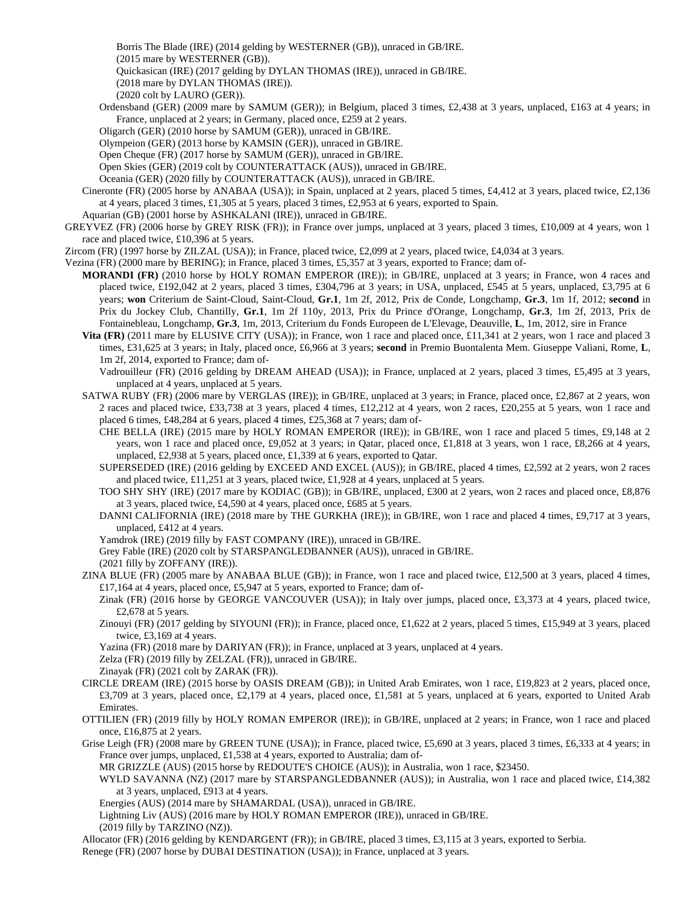Borris The Blade (IRE) (2014 gelding by WESTERNER (GB)), unraced in GB/IRE.
(2015 mare by WESTERNER (GB)).
Quickasican (IRE) (2017 gelding by DYLAN THOMAS (IRE)), unraced in GB/IRE.
(2018 mare by DYLAN THOMAS (IRE)).
(2020 colt by LAURO (GER)).

Ordensband (GER) (2009 mare by SAMUM (GER)); in Belgium, placed 3 times, £2,438 at 3 years, unplaced, £163 at 4 years; in France, unplaced at 2 years; in Germany, placed once, £259 at 2 years.
Oligarch (GER) (2010 horse by SAMUM (GER)), unraced in GB/IRE.
Olympeion (GER) (2013 horse by KAMSIN (GER)), unraced in GB/IRE.
Open Cheque (FR) (2017 horse by SAMUM (GER)), unraced in GB/IRE.
Open Skies (GER) (2019 colt by COUNTERATTACK (AUS)), unraced in GB/IRE.
Oceania (GER) (2020 filly by COUNTERATTACK (AUS)), unraced in GB/IRE.

Cineronte (FR) (2005 horse by ANABAA (USA)); in Spain, unplaced at 2 years, placed 5 times, £4,412 at 3 years, placed twice, £2,136 at 4 years, placed 3 times, £1,305 at 5 years, placed 3 times, £2,953 at 6 years, exported to Spain.
Aquarian (GB) (2001 horse by ASHKALANI (IRE)), unraced in GB/IRE.

GREYVEZ (FR) (2006 horse by GREY RISK (FR)); in France over jumps, unplaced at 3 years, placed 3 times, £10,009 at 4 years, won 1 race and placed twice, £10,396 at 5 years.

Zircom (FR) (1997 horse by ZILZAL (USA)); in France, placed twice, £2,099 at 2 years, placed twice, £4,034 at 3 years.

Vezina (FR) (2000 mare by BERING); in France, placed 3 times, £5,357 at 3 years, exported to France; dam of-

**MORANDI (FR)** (2010 horse by HOLY ROMAN EMPEROR (IRE)); in GB/IRE, unplaced at 3 years; in France, won 4 races and placed twice, £192,042 at 2 years, placed 3 times, £304,796 at 3 years; in USA, unplaced, £545 at 5 years, unplaced, £3,795 at 6 years; **won** Criterium de Saint-Cloud, Saint-Cloud, **Gr.1**, 1m 2f, 2012, Prix de Conde, Longchamp, **Gr.3**, 1m 1f, 2012; **second** in Prix du Jockey Club, Chantilly, **Gr.1**, 1m 2f 110y, 2013, Prix du Prince d'Orange, Longchamp, **Gr.3**, 1m 2f, 2013, Prix de Fontainebleau, Longchamp, **Gr.3**, 1m, 2013, Criterium du Fonds Europeen de L'Elevage, Deauville, **L**, 1m, 2012, sire in France

**Vita (FR)** (2011 mare by ELUSIVE CITY (USA)); in France, won 1 race and placed once, £11,341 at 2 years, won 1 race and placed 3 times, £31,625 at 3 years; in Italy, placed once, £6,966 at 3 years; **second** in Premio Buontalenta Mem. Giuseppe Valiani, Rome, **L**, 1m 2f, 2014, exported to France; dam of-

Vadrouilleur (FR) (2016 gelding by DREAM AHEAD (USA)); in France, unplaced at 2 years, placed 3 times, £5,495 at 3 years, unplaced at 4 years, unplaced at 5 years.

SATWA RUBY (FR) (2006 mare by VERGLAS (IRE)); in GB/IRE, unplaced at 3 years; in France, placed once, £2,867 at 2 years, won 2 races and placed twice, £33,738 at 3 years, placed 4 times, £12,212 at 4 years, won 2 races, £20,255 at 5 years, won 1 race and placed 6 times, £48,284 at 6 years, placed 4 times, £25,368 at 7 years; dam of-

CHE BELLA (IRE) (2015 mare by HOLY ROMAN EMPEROR (IRE)); in GB/IRE, won 1 race and placed 5 times, £9,148 at 2 years, won 1 race and placed once, £9,052 at 3 years; in Qatar, placed once, £1,818 at 3 years, won 1 race, £8,266 at 4 years, unplaced, £2,938 at 5 years, placed once, £1,339 at 6 years, exported to Qatar.

SUPERSEDED (IRE) (2016 gelding by EXCEED AND EXCEL (AUS)); in GB/IRE, placed 4 times, £2,592 at 2 years, won 2 races and placed twice, £11,251 at 3 years, placed twice, £1,928 at 4 years, unplaced at 5 years.

TOO SHY SHY (IRE) (2017 mare by KODIAC (GB)); in GB/IRE, unplaced, £300 at 2 years, won 2 races and placed once, £8,876 at 3 years, placed twice, £4,590 at 4 years, placed once, £685 at 5 years.

DANNI CALIFORNIA (IRE) (2018 mare by THE GURKHA (IRE)); in GB/IRE, won 1 race and placed 4 times, £9,717 at 3 years, unplaced, £412 at 4 years.

Yamdrok (IRE) (2019 filly by FAST COMPANY (IRE)), unraced in GB/IRE.
Grey Fable (IRE) (2020 colt by STARSPANGLEDBANNER (AUS)), unraced in GB/IRE.
(2021 filly by ZOFFANY (IRE)).

ZINA BLUE (FR) (2005 mare by ANABAA BLUE (GB)); in France, won 1 race and placed twice, £12,500 at 3 years, placed 4 times, £17,164 at 4 years, placed once, £5,947 at 5 years, exported to France; dam of-

Zinak (FR) (2016 horse by GEORGE VANCOUVER (USA)); in Italy over jumps, placed once, £3,373 at 4 years, placed twice, £2,678 at 5 years.

Zinouyi (FR) (2017 gelding by SIYOUNI (FR)); in France, placed once, £1,622 at 2 years, placed 5 times, £15,949 at 3 years, placed twice, £3,169 at 4 years.

Yazina (FR) (2018 mare by DARIYAN (FR)); in France, unplaced at 3 years, unplaced at 4 years.
Zelza (FR) (2019 filly by ZELZAL (FR)), unraced in GB/IRE.
Zinayak (FR) (2021 colt by ZARAK (FR)).

CIRCLE DREAM (IRE) (2015 horse by OASIS DREAM (GB)); in United Arab Emirates, won 1 race, £19,823 at 2 years, placed once, £3,709 at 3 years, placed once, £2,179 at 4 years, placed once, £1,581 at 5 years, unplaced at 6 years, exported to United Arab Emirates.

OTTILIEN (FR) (2019 filly by HOLY ROMAN EMPEROR (IRE)); in GB/IRE, unplaced at 2 years; in France, won 1 race and placed once, £16,875 at 2 years.

Grise Leigh (FR) (2008 mare by GREEN TUNE (USA)); in France, placed twice, £5,690 at 3 years, placed 3 times, £6,333 at 4 years; in France over jumps, unplaced, £1,538 at 4 years, exported to Australia; dam of-

MR GRIZZLE (AUS) (2015 horse by REDOUTE'S CHOICE (AUS)); in Australia, won 1 race, $23450.

WYLD SAVANNA (NZ) (2017 mare by STARSPANGLEDBANNER (AUS)); in Australia, won 1 race and placed twice, £14,382 at 3 years, unplaced, £913 at 4 years.

Energies (AUS) (2014 mare by SHAMARDAL (USA)), unraced in GB/IRE.
Lightning Liv (AUS) (2016 mare by HOLY ROMAN EMPEROR (IRE)), unraced in GB/IRE.
(2019 filly by TARZINO (NZ)).

Allocator (FR) (2016 gelding by KENDARGENT (FR)); in GB/IRE, placed 3 times, £3,115 at 3 years, exported to Serbia.
Renege (FR) (2007 horse by DUBAI DESTINATION (USA)); in France, unplaced at 3 years.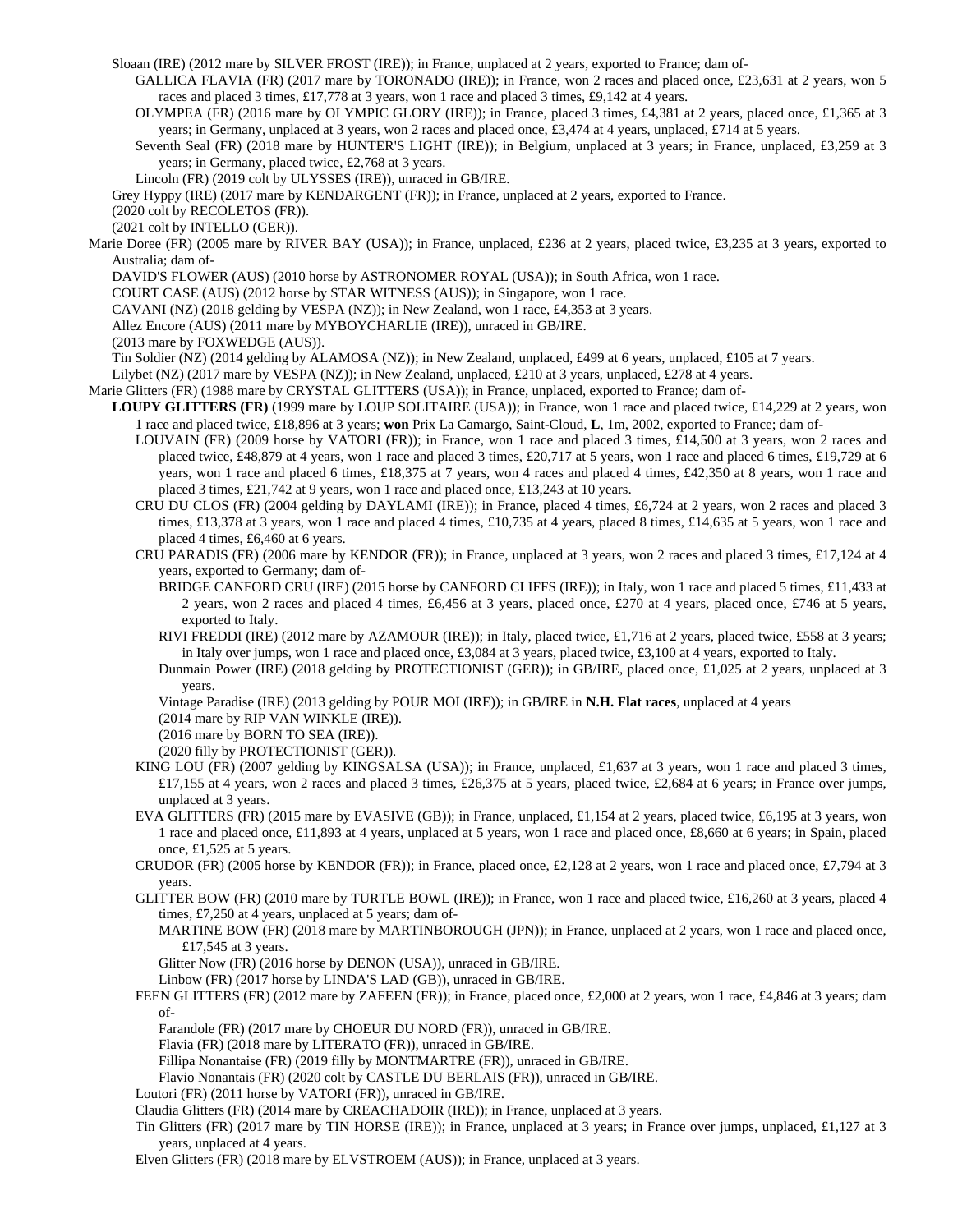Sloaan (IRE) (2012 mare by SILVER FROST (IRE)); in France, unplaced at 2 years, exported to France; dam of-

GALLICA FLAVIA (FR) (2017 mare by TORONADO (IRE)); in France, won 2 races and placed once, £23,631 at 2 years, won 5 races and placed 3 times, £17,778 at 3 years, won 1 race and placed 3 times, £9,142 at 4 years.

OLYMPEA (FR) (2016 mare by OLYMPIC GLORY (IRE)); in France, placed 3 times, £4,381 at 2 years, placed once, £1,365 at 3 years; in Germany, unplaced at 3 years, won 2 races and placed once, £3,474 at 4 years, unplaced, £714 at 5 years.

Seventh Seal (FR) (2018 mare by HUNTER'S LIGHT (IRE)); in Belgium, unplaced at 3 years; in France, unplaced, £3,259 at 3 years; in Germany, placed twice, £2,768 at 3 years.

Lincoln (FR) (2019 colt by ULYSSES (IRE)), unraced in GB/IRE.

Grey Hyppy (IRE) (2017 mare by KENDARGENT (FR)); in France, unplaced at 2 years, exported to France.

(2020 colt by RECOLETOS (FR)).

(2021 colt by INTELLO (GER)).

Marie Doree (FR) (2005 mare by RIVER BAY (USA)); in France, unplaced, £236 at 2 years, placed twice, £3,235 at 3 years, exported to Australia; dam of-

DAVID'S FLOWER (AUS) (2010 horse by ASTRONOMER ROYAL (USA)); in South Africa, won 1 race.

COURT CASE (AUS) (2012 horse by STAR WITNESS (AUS)); in Singapore, won 1 race.

CAVANI (NZ) (2018 gelding by VESPA (NZ)); in New Zealand, won 1 race, £4,353 at 3 years.

Allez Encore (AUS) (2011 mare by MYBOYCHARLIE (IRE)), unraced in GB/IRE.

(2013 mare by FOXWEDGE (AUS)).

Tin Soldier (NZ) (2014 gelding by ALAMOSA (NZ)); in New Zealand, unplaced, £499 at 6 years, unplaced, £105 at 7 years.

Lilybet (NZ) (2017 mare by VESPA (NZ)); in New Zealand, unplaced, £210 at 3 years, unplaced, £278 at 4 years.

Marie Glitters (FR) (1988 mare by CRYSTAL GLITTERS (USA)); in France, unplaced, exported to France; dam of-

**LOUPY GLITTERS (FR)** (1999 mare by LOUP SOLITAIRE (USA)); in France, won 1 race and placed twice, £14,229 at 2 years, won 1 race and placed twice, £18,896 at 3 years; **won** Prix La Camargo, Saint-Cloud, **L**, 1m, 2002, exported to France; dam of-

LOUVAIN (FR) (2009 horse by VATORI (FR)); in France, won 1 race and placed 3 times, £14,500 at 3 years, won 2 races and placed twice, £48,879 at 4 years, won 1 race and placed 3 times, £20,717 at 5 years, won 1 race and placed 6 times, £19,729 at 6 years, won 1 race and placed 6 times, £18,375 at 7 years, won 4 races and placed 4 times, £42,350 at 8 years, won 1 race and placed 3 times, £21,742 at 9 years, won 1 race and placed once, £13,243 at 10 years.

CRU DU CLOS (FR) (2004 gelding by DAYLAMI (IRE)); in France, placed 4 times, £6,724 at 2 years, won 2 races and placed 3 times, £13,378 at 3 years, won 1 race and placed 4 times, £10,735 at 4 years, placed 8 times, £14,635 at 5 years, won 1 race and placed 4 times, £6,460 at 6 years.

CRU PARADIS (FR) (2006 mare by KENDOR (FR)); in France, unplaced at 3 years, won 2 races and placed 3 times, £17,124 at 4 years, exported to Germany; dam of-

BRIDGE CANFORD CRU (IRE) (2015 horse by CANFORD CLIFFS (IRE)); in Italy, won 1 race and placed 5 times, £11,433 at 2 years, won 2 races and placed 4 times, £6,456 at 3 years, placed once, £270 at 4 years, placed once, £746 at 5 years, exported to Italy.

RIVI FREDDI (IRE) (2012 mare by AZAMOUR (IRE)); in Italy, placed twice, £1,716 at 2 years, placed twice, £558 at 3 years; in Italy over jumps, won 1 race and placed once, £3,084 at 3 years, placed twice, £3,100 at 4 years, exported to Italy.

Dunmain Power (IRE) (2018 gelding by PROTECTIONIST (GER)); in GB/IRE, placed once, £1,025 at 2 years, unplaced at 3 years.

Vintage Paradise (IRE) (2013 gelding by POUR MOI (IRE)); in GB/IRE in **N.H. Flat races**, unplaced at 4 years

(2014 mare by RIP VAN WINKLE (IRE)).

(2016 mare by BORN TO SEA (IRE)).

(2020 filly by PROTECTIONIST (GER)).

KING LOU (FR) (2007 gelding by KINGSALSA (USA)); in France, unplaced, £1,637 at 3 years, won 1 race and placed 3 times, £17,155 at 4 years, won 2 races and placed 3 times, £26,375 at 5 years, placed twice, £2,684 at 6 years; in France over jumps, unplaced at 3 years.

EVA GLITTERS (FR) (2015 mare by EVASIVE (GB)); in France, unplaced, £1,154 at 2 years, placed twice, £6,195 at 3 years, won 1 race and placed once, £11,893 at 4 years, unplaced at 5 years, won 1 race and placed once, £8,660 at 6 years; in Spain, placed once, £1,525 at 5 years.

CRUDOR (FR) (2005 horse by KENDOR (FR)); in France, placed once, £2,128 at 2 years, won 1 race and placed once, £7,794 at 3 years.

GLITTER BOW (FR) (2010 mare by TURTLE BOWL (IRE)); in France, won 1 race and placed twice, £16,260 at 3 years, placed 4 times, £7,250 at 4 years, unplaced at 5 years; dam of-

MARTINE BOW (FR) (2018 mare by MARTINBOROUGH (JPN)); in France, unplaced at 2 years, won 1 race and placed once, £17,545 at 3 years.

Glitter Now (FR) (2016 horse by DENON (USA)), unraced in GB/IRE.

Linbow (FR) (2017 horse by LINDA'S LAD (GB)), unraced in GB/IRE.

FEEN GLITTERS (FR) (2012 mare by ZAFEEN (FR)); in France, placed once, £2,000 at 2 years, won 1 race, £4,846 at 3 years; dam of-

Farandole (FR) (2017 mare by CHOEUR DU NORD (FR)), unraced in GB/IRE.

Flavia (FR) (2018 mare by LITERATO (FR)), unraced in GB/IRE.

Fillipa Nonantaise (FR) (2019 filly by MONTMARTRE (FR)), unraced in GB/IRE.

Flavio Nonantais (FR) (2020 colt by CASTLE DU BERLAIS (FR)), unraced in GB/IRE.

Loutori (FR) (2011 horse by VATORI (FR)), unraced in GB/IRE.

Claudia Glitters (FR) (2014 mare by CREACHADOIR (IRE)); in France, unplaced at 3 years.

Tin Glitters (FR) (2017 mare by TIN HORSE (IRE)); in France, unplaced at 3 years; in France over jumps, unplaced, £1,127 at 3 years, unplaced at 4 years.

Elven Glitters (FR) (2018 mare by ELVSTROEM (AUS)); in France, unplaced at 3 years.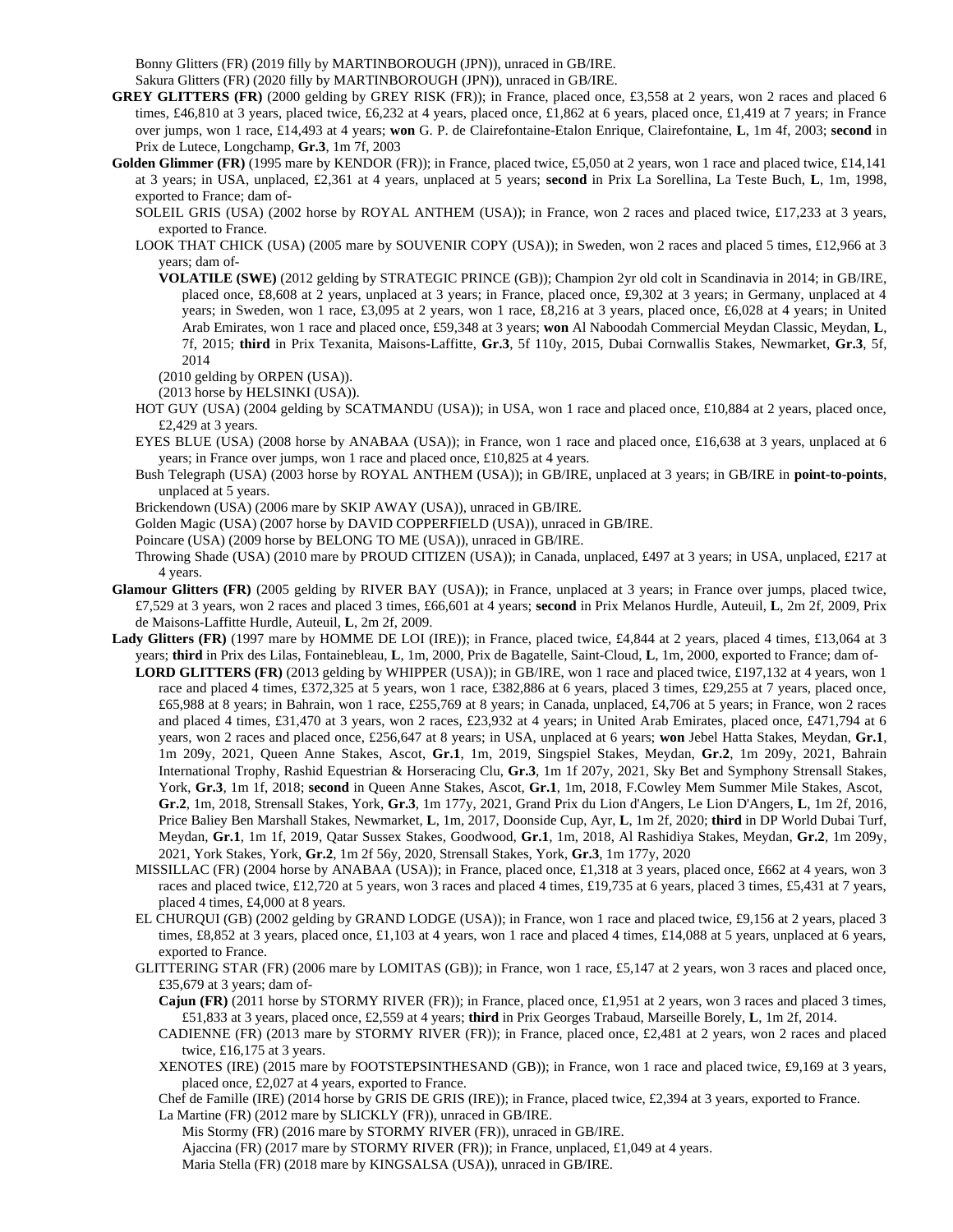Bonny Glitters (FR) (2019 filly by MARTINBOROUGH (JPN)), unraced in GB/IRE.

Sakura Glitters (FR) (2020 filly by MARTINBOROUGH (JPN)), unraced in GB/IRE.

**GREY GLITTERS (FR)** (2000 gelding by GREY RISK (FR)); in France, placed once, £3,558 at 2 years, won 2 races and placed 6 times, £46,810 at 3 years, placed twice, £6,232 at 4 years, placed once, £1,862 at 6 years, placed once, £1,419 at 7 years; in France over jumps, won 1 race, £14,493 at 4 years; **won** G. P. de Clairefontaine-Etalon Enrique, Clairefontaine, **L**, 1m 4f, 2003; **second** in Prix de Lutece, Longchamp, **Gr.3**, 1m 7f, 2003

**Golden Glimmer (FR)** (1995 mare by KENDOR (FR)); in France, placed twice, £5,050 at 2 years, won 1 race and placed twice, £14,141 at 3 years; in USA, unplaced, £2,361 at 4 years, unplaced at 5 years; **second** in Prix La Sorellina, La Teste Buch, **L**, 1m, 1998, exported to France; dam of-

SOLEIL GRIS (USA) (2002 horse by ROYAL ANTHEM (USA)); in France, won 2 races and placed twice, £17,233 at 3 years, exported to France.

LOOK THAT CHICK (USA) (2005 mare by SOUVENIR COPY (USA)); in Sweden, won 2 races and placed 5 times, £12,966 at 3 years; dam of-

**VOLATILE (SWE)** (2012 gelding by STRATEGIC PRINCE (GB)); Champion 2yr old colt in Scandinavia in 2014; in GB/IRE, placed once, £8,608 at 2 years, unplaced at 3 years; in France, placed once, £9,302 at 3 years; in Germany, unplaced at 4 years; in Sweden, won 1 race, £3,095 at 2 years, won 1 race, £8,216 at 3 years, placed once, £6,028 at 4 years; in United Arab Emirates, won 1 race and placed once, £59,348 at 3 years; **won** Al Naboodah Commercial Meydan Classic, Meydan, **L**, 7f, 2015; **third** in Prix Texanita, Maisons-Laffitte, **Gr.3**, 5f 110y, 2015, Dubai Cornwallis Stakes, Newmarket, **Gr.3**, 5f, 2014

(2010 gelding by ORPEN (USA)).

(2013 horse by HELSINKI (USA)).

HOT GUY (USA) (2004 gelding by SCATMANDU (USA)); in USA, won 1 race and placed once, £10,884 at 2 years, placed once, £2,429 at 3 years.

EYES BLUE (USA) (2008 horse by ANABAA (USA)); in France, won 1 race and placed once, £16,638 at 3 years, unplaced at 6 years; in France over jumps, won 1 race and placed once, £10,825 at 4 years.

Bush Telegraph (USA) (2003 horse by ROYAL ANTHEM (USA)); in GB/IRE, unplaced at 3 years; in GB/IRE in **point-to-points**, unplaced at 5 years.

Brickendown (USA) (2006 mare by SKIP AWAY (USA)), unraced in GB/IRE.

Golden Magic (USA) (2007 horse by DAVID COPPERFIELD (USA)), unraced in GB/IRE.

Poincare (USA) (2009 horse by BELONG TO ME (USA)), unraced in GB/IRE.

Throwing Shade (USA) (2010 mare by PROUD CITIZEN (USA)); in Canada, unplaced, £497 at 3 years; in USA, unplaced, £217 at 4 years.

**Glamour Glitters (FR)** (2005 gelding by RIVER BAY (USA)); in France, unplaced at 3 years; in France over jumps, placed twice, £7,529 at 3 years, won 2 races and placed 3 times, £66,601 at 4 years; **second** in Prix Melanos Hurdle, Auteuil, **L**, 2m 2f, 2009, Prix de Maisons-Laffitte Hurdle, Auteuil, **L**, 2m 2f, 2009.

**Lady Glitters (FR)** (1997 mare by HOMME DE LOI (IRE)); in France, placed twice, £4,844 at 2 years, placed 4 times, £13,064 at 3 years; **third** in Prix des Lilas, Fontainebleau, **L**, 1m, 2000, Prix de Bagatelle, Saint-Cloud, **L**, 1m, 2000, exported to France; dam of-

**LORD GLITTERS (FR)** (2013 gelding by WHIPPER (USA)); in GB/IRE, won 1 race and placed twice, £197,132 at 4 years, won 1 race and placed 4 times, £372,325 at 5 years, won 1 race, £382,886 at 6 years, placed 3 times, £29,255 at 7 years, placed once, £65,988 at 8 years; in Bahrain, won 1 race, £255,769 at 8 years; in Canada, unplaced, £4,706 at 5 years; in France, won 2 races and placed 4 times, £31,470 at 3 years, won 2 races, £23,932 at 4 years; in United Arab Emirates, placed once, £471,794 at 6 years, won 2 races and placed once, £256,647 at 8 years; in USA, unplaced at 6 years; **won** Jebel Hatta Stakes, Meydan, **Gr.1**, 1m 209y, 2021, Queen Anne Stakes, Ascot, **Gr.1**, 1m, 2019, Singspiel Stakes, Meydan, **Gr.2**, 1m 209y, 2021, Bahrain International Trophy, Rashid Equestrian & Horseracing Clu, **Gr.3**, 1m 1f 207y, 2021, Sky Bet and Symphony Strensall Stakes, York, **Gr.3**, 1m 1f, 2018; **second** in Queen Anne Stakes, Ascot, **Gr.1**, 1m, 2018, F.Cowley Mem Summer Mile Stakes, Ascot, **Gr.2**, 1m, 2018, Strensall Stakes, York, **Gr.3**, 1m 177y, 2021, Grand Prix du Lion d'Angers, Le Lion D'Angers, **L**, 1m 2f, 2016, Price Baliey Ben Marshall Stakes, Newmarket, **L**, 1m, 2017, Doonside Cup, Ayr, **L**, 1m 2f, 2020; **third** in DP World Dubai Turf, Meydan, **Gr.1**, 1m 1f, 2019, Qatar Sussex Stakes, Goodwood, **Gr.1**, 1m, 2018, Al Rashidiya Stakes, Meydan, **Gr.2**, 1m 209y, 2021, York Stakes, York, **Gr.2**, 1m 2f 56y, 2020, Strensall Stakes, York, **Gr.3**, 1m 177y, 2020

MISSILLAC (FR) (2004 horse by ANABAA (USA)); in France, placed once, £1,318 at 3 years, placed once, £662 at 4 years, won 3 races and placed twice, £12,720 at 5 years, won 3 races and placed 4 times, £19,735 at 6 years, placed 3 times, £5,431 at 7 years, placed 4 times, £4,000 at 8 years.

EL CHURQUI (GB) (2002 gelding by GRAND LODGE (USA)); in France, won 1 race and placed twice, £9,156 at 2 years, placed 3 times, £8,852 at 3 years, placed once, £1,103 at 4 years, won 1 race and placed 4 times, £14,088 at 5 years, unplaced at 6 years, exported to France.

GLITTERING STAR (FR) (2006 mare by LOMITAS (GB)); in France, won 1 race, £5,147 at 2 years, won 3 races and placed once, £35,679 at 3 years; dam of-

**Cajun (FR)** (2011 horse by STORMY RIVER (FR)); in France, placed once, £1,951 at 2 years, won 3 races and placed 3 times, £51,833 at 3 years, placed once, £2,559 at 4 years; **third** in Prix Georges Trabaud, Marseille Borely, **L**, 1m 2f, 2014.

CADIENNE (FR) (2013 mare by STORMY RIVER (FR)); in France, placed once, £2,481 at 2 years, won 2 races and placed twice, £16,175 at 3 years.

XENOTES (IRE) (2015 mare by FOOTSTEPSINTHESAND (GB)); in France, won 1 race and placed twice, £9,169 at 3 years, placed once, £2,027 at 4 years, exported to France.

Chef de Famille (IRE) (2014 horse by GRIS DE GRIS (IRE)); in France, placed twice, £2,394 at 3 years, exported to France.

La Martine (FR) (2012 mare by SLICKLY (FR)), unraced in GB/IRE.

Mis Stormy (FR) (2016 mare by STORMY RIVER (FR)), unraced in GB/IRE.

Ajaccina (FR) (2017 mare by STORMY RIVER (FR)); in France, unplaced, £1,049 at 4 years.

Maria Stella (FR) (2018 mare by KINGSALSA (USA)), unraced in GB/IRE.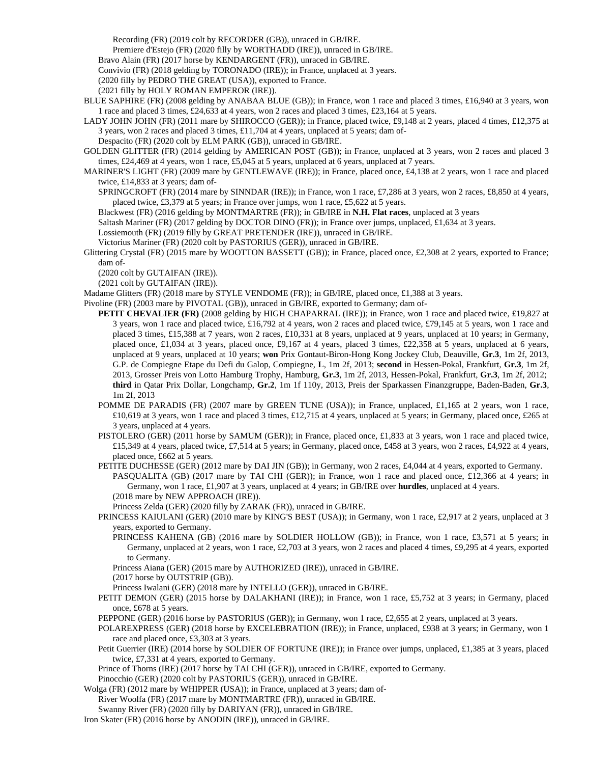Recording (FR) (2019 colt by RECORDER (GB)), unraced in GB/IRE.

Premiere d'Estejo (FR) (2020 filly by WORTHADD (IRE)), unraced in GB/IRE.

Bravo Alain (FR) (2017 horse by KENDARGENT (FR)), unraced in GB/IRE.

Convivio (FR) (2018 gelding by TORONADO (IRE)); in France, unplaced at 3 years.

(2020 filly by PEDRO THE GREAT (USA)), exported to France.

(2021 filly by HOLY ROMAN EMPEROR (IRE)).

BLUE SAPHIRE (FR) (2008 gelding by ANABAA BLUE (GB)); in France, won 1 race and placed 3 times, £16,940 at 3 years, won 1 race and placed 3 times, £24,633 at 4 years, won 2 races and placed 3 times, £23,164 at 5 years.

LADY JOHN JOHN (FR) (2011 mare by SHIROCCO (GER)); in France, placed twice, £9,148 at 2 years, placed 4 times, £12,375 at 3 years, won 2 races and placed 3 times, £11,704 at 4 years, unplaced at 5 years; dam of-

Despacito (FR) (2020 colt by ELM PARK (GB)), unraced in GB/IRE.

GOLDEN GLITTER (FR) (2014 gelding by AMERICAN POST (GB)); in France, unplaced at 3 years, won 2 races and placed 3 times, £24,469 at 4 years, won 1 race, £5,045 at 5 years, unplaced at 6 years, unplaced at 7 years.

MARINER'S LIGHT (FR) (2009 mare by GENTLEWAVE (IRE)); in France, placed once, £4,138 at 2 years, won 1 race and placed twice, £14,833 at 3 years; dam of-

SPRINGCROFT (FR) (2014 mare by SINNDAR (IRE)); in France, won 1 race, £7,286 at 3 years, won 2 races, £8,850 at 4 years, placed twice, £3,379 at 5 years; in France over jumps, won 1 race, £5,622 at 5 years.

Blackwest (FR) (2016 gelding by MONTMARTRE (FR)); in GB/IRE in **N.H. Flat races**, unplaced at 3 years

Saltash Mariner (FR) (2017 gelding by DOCTOR DINO (FR)); in France over jumps, unplaced, £1,634 at 3 years.

Lossiemouth (FR) (2019 filly by GREAT PRETENDER (IRE)), unraced in GB/IRE.

Victorius Mariner (FR) (2020 colt by PASTORIUS (GER)), unraced in GB/IRE.

Glittering Crystal (FR) (2015 mare by WOOTTON BASSETT (GB)); in France, placed once, £2,308 at 2 years, exported to France; dam of-

(2020 colt by GUTAIFAN (IRE)).

(2021 colt by GUTAIFAN (IRE)).

Madame Glitters (FR) (2018 mare by STYLE VENDOME (FR)); in GB/IRE, placed once, £1,388 at 3 years.

Pivoline (FR) (2003 mare by PIVOTAL (GB)), unraced in GB/IRE, exported to Germany; dam of-

**PETIT CHEVALIER (FR)** (2008 gelding by HIGH CHAPARRAL (IRE)); in France, won 1 race and placed twice, £19,827 at 3 years, won 1 race and placed twice, £16,792 at 4 years, won 2 races and placed twice, £79,145 at 5 years, won 1 race and placed 3 times, £15,388 at 7 years, won 2 races, £10,331 at 8 years, unplaced at 9 years, unplaced at 10 years; in Germany, placed once, £1,034 at 3 years, placed once, £9,167 at 4 years, placed 3 times, £22,358 at 5 years, unplaced at 6 years, unplaced at 9 years, unplaced at 10 years; **won** Prix Gontaut-Biron-Hong Kong Jockey Club, Deauville, **Gr.3**, 1m 2f, 2013, G.P. de Compiegne Etape du Defi du Galop, Compiegne, **L**, 1m 2f, 2013; **second** in Hessen-Pokal, Frankfurt, **Gr.3**, 1m 2f, 2013, Grosser Preis von Lotto Hamburg Trophy, Hamburg, **Gr.3**, 1m 2f, 2013, Hessen-Pokal, Frankfurt, **Gr.3**, 1m 2f, 2012; **third** in Qatar Prix Dollar, Longchamp, **Gr.2**, 1m 1f 110y, 2013, Preis der Sparkassen Finanzgruppe, Baden-Baden, **Gr.3**, 1m 2f, 2013

POMME DE PARADIS (FR) (2007 mare by GREEN TUNE (USA)); in France, unplaced, £1,165 at 2 years, won 1 race, £10,619 at 3 years, won 1 race and placed 3 times, £12,715 at 4 years, unplaced at 5 years; in Germany, placed once, £265 at 3 years, unplaced at 4 years.

PISTOLERO (GER) (2011 horse by SAMUM (GER)); in France, placed once, £1,833 at 3 years, won 1 race and placed twice, £15,349 at 4 years, placed twice, £7,514 at 5 years; in Germany, placed once, £458 at 3 years, won 2 races, £4,922 at 4 years, placed once, £662 at 5 years.

PETITE DUCHESSE (GER) (2012 mare by DAI JIN (GB)); in Germany, won 2 races, £4,044 at 4 years, exported to Germany.

PASQUALITA (GB) (2017 mare by TAI CHI (GER)); in France, won 1 race and placed once, £12,366 at 4 years; in Germany, won 1 race, £1,907 at 3 years, unplaced at 4 years; in GB/IRE over **hurdles**, unplaced at 4 years.

(2018 mare by NEW APPROACH (IRE)).

Princess Zelda (GER) (2020 filly by ZARAK (FR)), unraced in GB/IRE.

PRINCESS KAIULANI (GER) (2010 mare by KING'S BEST (USA)); in Germany, won 1 race, £2,917 at 2 years, unplaced at 3 years, exported to Germany.

PRINCESS KAHENA (GB) (2016 mare by SOLDIER HOLLOW (GB)); in France, won 1 race, £3,571 at 5 years; in Germany, unplaced at 2 years, won 1 race, £2,703 at 3 years, won 2 races and placed 4 times, £9,295 at 4 years, exported to Germany.

Princess Aiana (GER) (2015 mare by AUTHORIZED (IRE)), unraced in GB/IRE.

(2017 horse by OUTSTRIP (GB)).

Princess Iwalani (GER) (2018 mare by INTELLO (GER)), unraced in GB/IRE.

PETIT DEMON (GER) (2015 horse by DALAKHANI (IRE)); in France, won 1 race, £5,752 at 3 years; in Germany, placed once, £678 at 5 years.

PEPPONE (GER) (2016 horse by PASTORIUS (GER)); in Germany, won 1 race, £2,655 at 2 years, unplaced at 3 years.

POLAREXPRESS (GER) (2018 horse by EXCELEBRATION (IRE)); in France, unplaced, £938 at 3 years; in Germany, won 1 race and placed once, £3,303 at 3 years.

Petit Guerrier (IRE) (2014 horse by SOLDIER OF FORTUNE (IRE)); in France over jumps, unplaced, £1,385 at 3 years, placed twice, £7,331 at 4 years, exported to Germany.

Prince of Thorns (IRE) (2017 horse by TAI CHI (GER)), unraced in GB/IRE, exported to Germany.

Pinocchio (GER) (2020 colt by PASTORIUS (GER)), unraced in GB/IRE.

Wolga (FR) (2012 mare by WHIPPER (USA)); in France, unplaced at 3 years; dam of-

River Woolfa (FR) (2017 mare by MONTMARTRE (FR)), unraced in GB/IRE.

Swanny River (FR) (2020 filly by DARIYAN (FR)), unraced in GB/IRE.

Iron Skater (FR) (2016 horse by ANODIN (IRE)), unraced in GB/IRE.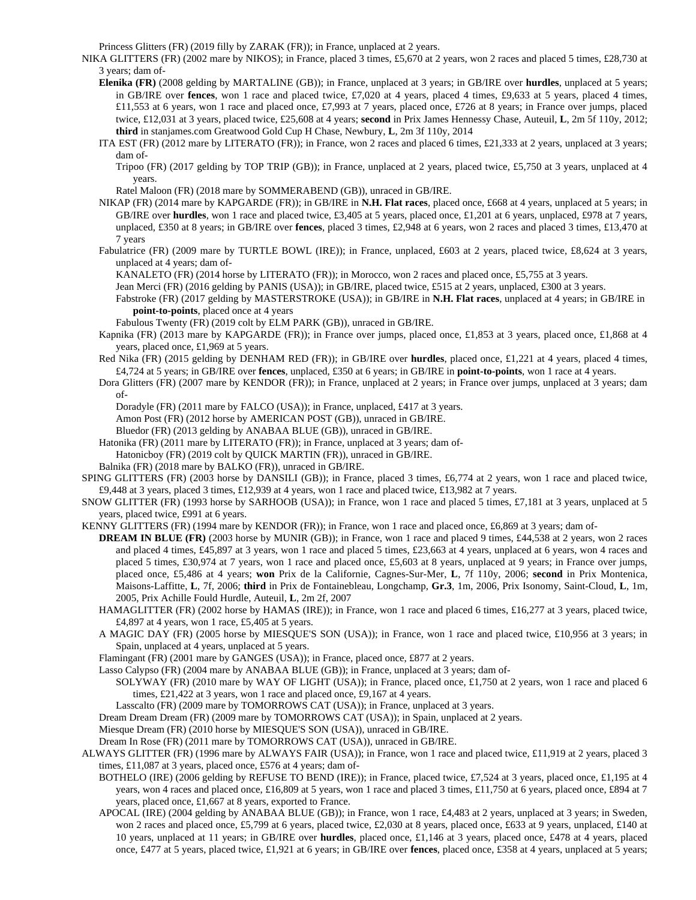Princess Glitters (FR) (2019 filly by ZARAK (FR)); in France, unplaced at 2 years.

NIKA GLITTERS (FR) (2002 mare by NIKOS); in France, placed 3 times, £5,670 at 2 years, won 2 races and placed 5 times, £28,730 at 3 years; dam of-

**Elenika (FR)** (2008 gelding by MARTALINE (GB)); in France, unplaced at 3 years; in GB/IRE over **hurdles**, unplaced at 5 years; in GB/IRE over **fences**, won 1 race and placed twice, £7,020 at 4 years, placed 4 times, £9,633 at 5 years, placed 4 times, £11,553 at 6 years, won 1 race and placed once, £7,993 at 7 years, placed once, £726 at 8 years; in France over jumps, placed twice, £12,031 at 3 years, placed twice, £25,608 at 4 years; **second** in Prix James Hennessy Chase, Auteuil, **L**, 2m 5f 110y, 2012; **third** in stanjames.com Greatwood Gold Cup H Chase, Newbury, **L**, 2m 3f 110y, 2014

ITA EST (FR) (2012 mare by LITERATO (FR)); in France, won 2 races and placed 6 times, £21,333 at 2 years, unplaced at 3 years; dam of-

Tripoo (FR) (2017 gelding by TOP TRIP (GB)); in France, unplaced at 2 years, placed twice, £5,750 at 3 years, unplaced at 4 years.

Ratel Maloon (FR) (2018 mare by SOMMERABEND (GB)), unraced in GB/IRE.

NIKAP (FR) (2014 mare by KAPGARDE (FR)); in GB/IRE in **N.H. Flat races**, placed once, £668 at 4 years, unplaced at 5 years; in GB/IRE over **hurdles**, won 1 race and placed twice, £3,405 at 5 years, placed once, £1,201 at 6 years, unplaced, £978 at 7 years, unplaced, £350 at 8 years; in GB/IRE over **fences**, placed 3 times, £2,948 at 6 years, won 2 races and placed 3 times, £13,470 at 7 years

Fabulatrice (FR) (2009 mare by TURTLE BOWL (IRE)); in France, unplaced, £603 at 2 years, placed twice, £8,624 at 3 years, unplaced at 4 years; dam of-

KANALETO (FR) (2014 horse by LITERATO (FR)); in Morocco, won 2 races and placed once, £5,755 at 3 years.

Jean Merci (FR) (2016 gelding by PANIS (USA)); in GB/IRE, placed twice, £515 at 2 years, unplaced, £300 at 3 years.

Fabstroke (FR) (2017 gelding by MASTERSTROKE (USA)); in GB/IRE in **N.H. Flat races**, unplaced at 4 years; in GB/IRE in **point-to-points**, placed once at 4 years

Fabulous Twenty (FR) (2019 colt by ELM PARK (GB)), unraced in GB/IRE.

Kapnika (FR) (2013 mare by KAPGARDE (FR)); in France over jumps, placed once, £1,853 at 3 years, placed once, £1,868 at 4 years, placed once, £1,969 at 5 years.

Red Nika (FR) (2015 gelding by DENHAM RED (FR)); in GB/IRE over **hurdles**, placed once, £1,221 at 4 years, placed 4 times, £4,724 at 5 years; in GB/IRE over **fences**, unplaced, £350 at 6 years; in GB/IRE in **point-to-points**, won 1 race at 4 years.

Dora Glitters (FR) (2007 mare by KENDOR (FR)); in France, unplaced at 2 years; in France over jumps, unplaced at 3 years; dam of-

Doradyle (FR) (2011 mare by FALCO (USA)); in France, unplaced, £417 at 3 years.

Amon Post (FR) (2012 horse by AMERICAN POST (GB)), unraced in GB/IRE.

Bluedor (FR) (2013 gelding by ANABAA BLUE (GB)), unraced in GB/IRE.

Hatonika (FR) (2011 mare by LITERATO (FR)); in France, unplaced at 3 years; dam of-

Hatonicboy (FR) (2019 colt by QUICK MARTIN (FR)), unraced in GB/IRE.

Balnika (FR) (2018 mare by BALKO (FR)), unraced in GB/IRE.

SPING GLITTERS (FR) (2003 horse by DANSILI (GB)); in France, placed 3 times, £6,774 at 2 years, won 1 race and placed twice, £9,448 at 3 years, placed 3 times, £12,939 at 4 years, won 1 race and placed twice, £13,982 at 7 years.

SNOW GLITTER (FR) (1993 horse by SARHOOB (USA)); in France, won 1 race and placed 5 times, £7,181 at 3 years, unplaced at 5 years, placed twice, £991 at 6 years.

KENNY GLITTERS (FR) (1994 mare by KENDOR (FR)); in France, won 1 race and placed once, £6,869 at 3 years; dam of-

**DREAM IN BLUE (FR)** (2003 horse by MUNIR (GB)); in France, won 1 race and placed 9 times, £44,538 at 2 years, won 2 races and placed 4 times, £45,897 at 3 years, won 1 race and placed 5 times, £23,663 at 4 years, unplaced at 6 years, won 4 races and placed 5 times, £30,974 at 7 years, won 1 race and placed once, £5,603 at 8 years, unplaced at 9 years; in France over jumps, placed once, £5,486 at 4 years; **won** Prix de la Californie, Cagnes-Sur-Mer, **L**, 7f 110y, 2006; **second** in Prix Montenica, Maisons-Laffitte, **L**, 7f, 2006; **third** in Prix de Fontainebleau, Longchamp, **Gr.3**, 1m, 2006, Prix Isonomy, Saint-Cloud, **L**, 1m, 2005, Prix Achille Fould Hurdle, Auteuil, **L**, 2m 2f, 2007

HAMAGLITTER (FR) (2002 horse by HAMAS (IRE)); in France, won 1 race and placed 6 times, £16,277 at 3 years, placed twice, £4,897 at 4 years, won 1 race, £5,405 at 5 years.

A MAGIC DAY (FR) (2005 horse by MIESQUE'S SON (USA)); in France, won 1 race and placed twice, £10,956 at 3 years; in Spain, unplaced at 4 years, unplaced at 5 years.

Flamingant (FR) (2001 mare by GANGES (USA)); in France, placed once, £877 at 2 years.

Lasso Calypso (FR) (2004 mare by ANABAA BLUE (GB)); in France, unplaced at 3 years; dam of-

SOLYWAY (FR) (2010 mare by WAY OF LIGHT (USA)); in France, placed once, £1,750 at 2 years, won 1 race and placed 6 times, £21,422 at 3 years, won 1 race and placed once, £9,167 at 4 years.

Lasscalto (FR) (2009 mare by TOMORROWS CAT (USA)); in France, unplaced at 3 years.

Dream Dream Dream (FR) (2009 mare by TOMORROWS CAT (USA)); in Spain, unplaced at 2 years.

Miesque Dream (FR) (2010 horse by MIESQUE'S SON (USA)), unraced in GB/IRE.

Dream In Rose (FR) (2011 mare by TOMORROWS CAT (USA)), unraced in GB/IRE.

ALWAYS GLITTER (FR) (1996 mare by ALWAYS FAIR (USA)); in France, won 1 race and placed twice, £11,919 at 2 years, placed 3 times, £11,087 at 3 years, placed once, £576 at 4 years; dam of-

BOTHELO (IRE) (2006 gelding by REFUSE TO BEND (IRE)); in France, placed twice, £7,524 at 3 years, placed once, £1,195 at 4 years, won 4 races and placed once, £16,809 at 5 years, won 1 race and placed 3 times, £11,750 at 6 years, placed once, £894 at 7 years, placed once, £1,667 at 8 years, exported to France.

APOCAL (IRE) (2004 gelding by ANABAA BLUE (GB)); in France, won 1 race, £4,483 at 2 years, unplaced at 3 years; in Sweden, won 2 races and placed once, £5,799 at 6 years, placed twice, £2,030 at 8 years, placed once, £633 at 9 years, unplaced, £140 at 10 years, unplaced at 11 years; in GB/IRE over **hurdles**, placed once, £1,146 at 3 years, placed once, £478 at 4 years, placed once, £477 at 5 years, placed twice, £1,921 at 6 years; in GB/IRE over **fences**, placed once, £358 at 4 years, unplaced at 5 years;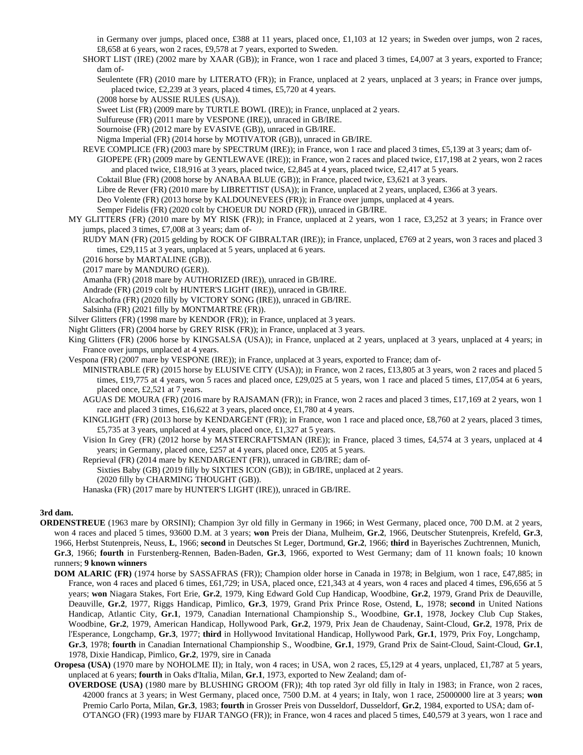in Germany over jumps, placed once, £388 at 11 years, placed once, £1,103 at 12 years; in Sweden over jumps, won 2 races, £8,658 at 6 years, won 2 races, £9,578 at 7 years, exported to Sweden.

SHORT LIST (IRE) (2002 mare by XAAR (GB)); in France, won 1 race and placed 3 times, £4,007 at 3 years, exported to France; dam of-

Seulentete (FR) (2010 mare by LITERATO (FR)); in France, unplaced at 2 years, unplaced at 3 years; in France over jumps, placed twice, £2,239 at 3 years, placed 4 times, £5,720 at 4 years.

(2008 horse by AUSSIE RULES (USA)).

Sweet List (FR) (2009 mare by TURTLE BOWL (IRE)); in France, unplaced at 2 years.

Sulfureuse (FR) (2011 mare by VESPONE (IRE)), unraced in GB/IRE.

Sournoise (FR) (2012 mare by EVASIVE (GB)), unraced in GB/IRE.

Nigma Imperial (FR) (2014 horse by MOTIVATOR (GB)), unraced in GB/IRE.

REVE COMPLICE (FR) (2003 mare by SPECTRUM (IRE)); in France, won 1 race and placed 3 times, £5,139 at 3 years; dam of-

GIOPEPE (FR) (2009 mare by GENTLEWAVE (IRE)); in France, won 2 races and placed twice, £17,198 at 2 years, won 2 races and placed twice, £18,916 at 3 years, placed twice, £2,845 at 4 years, placed twice, £2,417 at 5 years.

Coktail Blue (FR) (2008 horse by ANABAA BLUE (GB)); in France, placed twice, £3,621 at 3 years.

Libre de Rever (FR) (2010 mare by LIBRETTIST (USA)); in France, unplaced at 2 years, unplaced, £366 at 3 years.

Deo Volente (FR) (2013 horse by KALDOUNEVEES (FR)); in France over jumps, unplaced at 4 years.

Semper Fidelis (FR) (2020 colt by CHOEUR DU NORD (FR)), unraced in GB/IRE.

MY GLITTERS (FR) (2010 mare by MY RISK (FR)); in France, unplaced at 2 years, won 1 race, £3,252 at 3 years; in France over jumps, placed 3 times, £7,008 at 3 years; dam of-

RUDY MAN (FR) (2015 gelding by ROCK OF GIBRALTAR (IRE)); in France, unplaced, £769 at 2 years, won 3 races and placed 3 times, £29,115 at 3 years, unplaced at 5 years, unplaced at 6 years.

(2016 horse by MARTALINE (GB)).

(2017 mare by MANDURO (GER)).

Amanha (FR) (2018 mare by AUTHORIZED (IRE)), unraced in GB/IRE.

Andrade (FR) (2019 colt by HUNTER'S LIGHT (IRE)), unraced in GB/IRE.

Alcachofra (FR) (2020 filly by VICTORY SONG (IRE)), unraced in GB/IRE.

Salsinha (FR) (2021 filly by MONTMARTRE (FR)).

Silver Glitters (FR) (1998 mare by KENDOR (FR)); in France, unplaced at 3 years.

Night Glitters (FR) (2004 horse by GREY RISK (FR)); in France, unplaced at 3 years.

King Glitters (FR) (2006 horse by KINGSALSA (USA)); in France, unplaced at 2 years, unplaced at 3 years, unplaced at 4 years; in France over jumps, unplaced at 4 years.

Vespona (FR) (2007 mare by VESPONE (IRE)); in France, unplaced at 3 years, exported to France; dam of-

MINISTRABLE (FR) (2015 horse by ELUSIVE CITY (USA)); in France, won 2 races, £13,805 at 3 years, won 2 races and placed 5 times, £19,775 at 4 years, won 5 races and placed once, £29,025 at 5 years, won 1 race and placed 5 times, £17,054 at 6 years, placed once, £2,521 at 7 years.

AGUAS DE MOURA (FR) (2016 mare by RAJSAMAN (FR)); in France, won 2 races and placed 3 times, £17,169 at 2 years, won 1 race and placed 3 times, £16,622 at 3 years, placed once, £1,780 at 4 years.

KINGLIGHT (FR) (2013 horse by KENDARGENT (FR)); in France, won 1 race and placed once, £8,760 at 2 years, placed 3 times, £5,735 at 3 years, unplaced at 4 years, placed once, £1,327 at 5 years.

Vision In Grey (FR) (2012 horse by MASTERCRAFTSMAN (IRE)); in France, placed 3 times, £4,574 at 3 years, unplaced at 4 years; in Germany, placed once, £257 at 4 years, placed once, £205 at 5 years.

Reprieval (FR) (2014 mare by KENDARGENT (FR)), unraced in GB/IRE; dam of-

Sixties Baby (GB) (2019 filly by SIXTIES ICON (GB)); in GB/IRE, unplaced at 2 years.

(2020 filly by CHARMING THOUGHT (GB)).

Hanaska (FR) (2017 mare by HUNTER'S LIGHT (IRE)), unraced in GB/IRE.

**3rd dam.**

**ORDENSTREUE** (1963 mare by ORSINI); Champion 3yr old filly in Germany in 1966; in West Germany, placed once, 700 D.M. at 2 years, won 4 races and placed 5 times, 93600 D.M. at 3 years; **won** Preis der Diana, Mulheim, **Gr.2**, 1966, Deutscher Stutenpreis, Krefeld, **Gr.3**, 1966, Herbst Stutenpreis, Neuss, **L**, 1966; **second** in Deutsches St Leger, Dortmund, **Gr.2**, 1966; **third** in Bayerisches Zuchtrennen, Munich, **Gr.3**, 1966; **fourth** in Furstenberg-Rennen, Baden-Baden, **Gr.3**, 1966, exported to West Germany; dam of 11 known foals; 10 known runners; **9 known winners**

**DOM ALARIC (FR)** (1974 horse by SASSAFRAS (FR)); Champion older horse in Canada in 1978; in Belgium, won 1 race, £47,885; in France, won 4 races and placed 6 times, £61,729; in USA, placed once, £21,343 at 4 years, won 4 races and placed 4 times, £96,656 at 5 years; **won** Niagara Stakes, Fort Erie, **Gr.2**, 1979, King Edward Gold Cup Handicap, Woodbine, **Gr.2**, 1979, Grand Prix de Deauville, Deauville, **Gr.2**, 1977, Riggs Handicap, Pimlico, **Gr.3**, 1979, Grand Prix Prince Rose, Ostend, **L**, 1978; **second** in United Nations Handicap, Atlantic City, **Gr.1**, 1979, Canadian International Championship S., Woodbine, **Gr.1**, 1978, Jockey Club Cup Stakes, Woodbine, **Gr.2**, 1979, American Handicap, Hollywood Park, **Gr.2**, 1979, Prix Jean de Chaudenay, Saint-Cloud, **Gr.2**, 1978, Prix de l'Esperance, Longchamp, **Gr.3**, 1977; **third** in Hollywood Invitational Handicap, Hollywood Park, **Gr.1**, 1979, Prix Foy, Longchamp, **Gr.3**, 1978; **fourth** in Canadian International Championship S., Woodbine, **Gr.1**, 1979, Grand Prix de Saint-Cloud, Saint-Cloud, **Gr.1**, 1978, Dixie Handicap, Pimlico, **Gr.2**, 1979, sire in Canada

**Oropesa (USA)** (1970 mare by NOHOLME II); in Italy, won 4 races; in USA, won 2 races, £5,129 at 4 years, unplaced, £1,787 at 5 years, unplaced at 6 years; **fourth** in Oaks d'Italia, Milan, **Gr.1**, 1973, exported to New Zealand; dam of-

**OVERDOSE (USA)** (1980 mare by BLUSHING GROOM (FR)); 4th top rated 3yr old filly in Italy in 1983; in France, won 2 races, 42000 francs at 3 years; in West Germany, placed once, 7500 D.M. at 4 years; in Italy, won 1 race, 25000000 lire at 3 years; **won** Premio Carlo Porta, Milan, **Gr.3**, 1983; **fourth** in Grosser Preis von Dusseldorf, Dusseldorf, **Gr.2**, 1984, exported to USA; dam of-

O'TANGO (FR) (1993 mare by FIJAR TANGO (FR)); in France, won 4 races and placed 5 times, £40,579 at 3 years, won 1 race and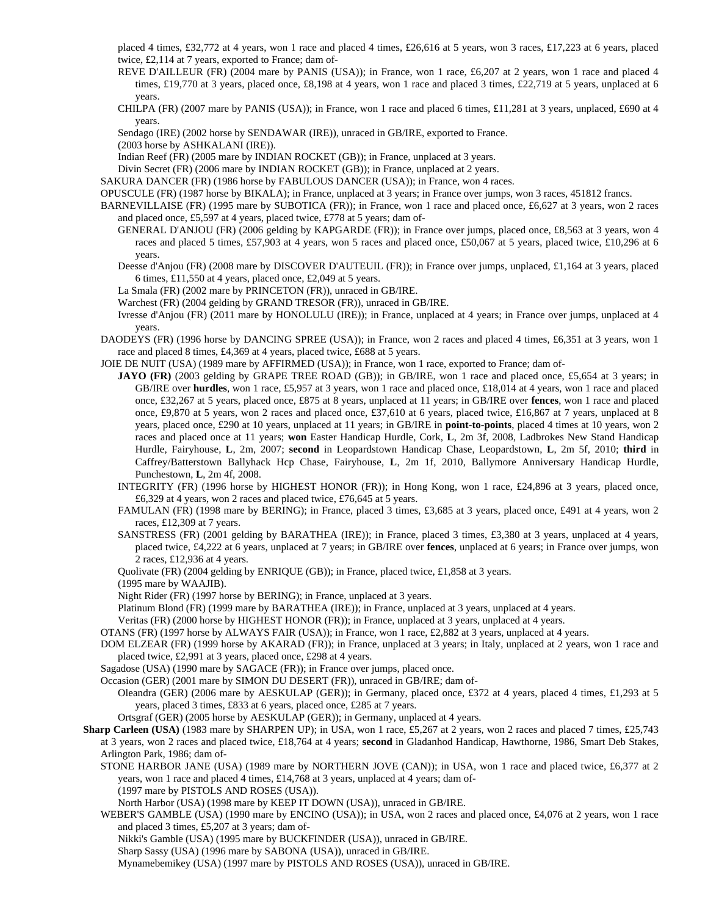placed 4 times, £32,772 at 4 years, won 1 race and placed 4 times, £26,616 at 5 years, won 3 races, £17,223 at 6 years, placed twice, £2,114 at 7 years, exported to France; dam of-

REVE D'AILLEUR (FR) (2004 mare by PANIS (USA)); in France, won 1 race, £6,207 at 2 years, won 1 race and placed 4 times, £19,770 at 3 years, placed once, £8,198 at 4 years, won 1 race and placed 3 times, £22,719 at 5 years, unplaced at 6 years.

CHILPA (FR) (2007 mare by PANIS (USA)); in France, won 1 race and placed 6 times, £11,281 at 3 years, unplaced, £690 at 4 years.

Sendago (IRE) (2002 horse by SENDAWAR (IRE)), unraced in GB/IRE, exported to France.

(2003 horse by ASHKALANI (IRE)).

Indian Reef (FR) (2005 mare by INDIAN ROCKET (GB)); in France, unplaced at 3 years.

Divin Secret (FR) (2006 mare by INDIAN ROCKET (GB)); in France, unplaced at 2 years.

SAKURA DANCER (FR) (1986 horse by FABULOUS DANCER (USA)); in France, won 4 races.

OPUSCULE (FR) (1987 horse by BIKALA); in France, unplaced at 3 years; in France over jumps, won 3 races, 451812 francs.

BARNEVILLAISE (FR) (1995 mare by SUBOTICA (FR)); in France, won 1 race and placed once, £6,627 at 3 years, won 2 races and placed once, £5,597 at 4 years, placed twice, £778 at 5 years; dam of-

GENERAL D'ANJOU (FR) (2006 gelding by KAPGARDE (FR)); in France over jumps, placed once, £8,563 at 3 years, won 4 races and placed 5 times, £57,903 at 4 years, won 5 races and placed once, £50,067 at 5 years, placed twice, £10,296 at 6 years.

Deesse d'Anjou (FR) (2008 mare by DISCOVER D'AUTEUIL (FR)); in France over jumps, unplaced, £1,164 at 3 years, placed 6 times, £11,550 at 4 years, placed once, £2,049 at 5 years.

La Smala (FR) (2002 mare by PRINCETON (FR)), unraced in GB/IRE.

Warchest (FR) (2004 gelding by GRAND TRESOR (FR)), unraced in GB/IRE.

Ivresse d'Anjou (FR) (2011 mare by HONOLULU (IRE)); in France, unplaced at 4 years; in France over jumps, unplaced at 4 years.

DAODEYS (FR) (1996 horse by DANCING SPREE (USA)); in France, won 2 races and placed 4 times, £6,351 at 3 years, won 1 race and placed 8 times, £4,369 at 4 years, placed twice, £688 at 5 years.

JOIE DE NUIT (USA) (1989 mare by AFFIRMED (USA)); in France, won 1 race, exported to France; dam of-

**JAYO (FR)** (2003 gelding by GRAPE TREE ROAD (GB)); in GB/IRE, won 1 race and placed once, £5,654 at 3 years; in GB/IRE over **hurdles**, won 1 race, £5,957 at 3 years, won 1 race and placed once, £18,014 at 4 years, won 1 race and placed once, £32,267 at 5 years, placed once, £875 at 8 years, unplaced at 11 years; in GB/IRE over **fences**, won 1 race and placed once, £9,870 at 5 years, won 2 races and placed once, £37,610 at 6 years, placed twice, £16,867 at 7 years, unplaced at 8 years, placed once, £290 at 10 years, unplaced at 11 years; in GB/IRE in **point-to-points**, placed 4 times at 10 years, won 2 races and placed once at 11 years; **won** Easter Handicap Hurdle, Cork, **L**, 2m 3f, 2008, Ladbrokes New Stand Handicap Hurdle, Fairyhouse, **L**, 2m, 2007; **second** in Leopardstown Handicap Chase, Leopardstown, **L**, 2m 5f, 2010; **third** in Caffrey/Batterstown Ballyhack Hcp Chase, Fairyhouse, **L**, 2m 1f, 2010, Ballymore Anniversary Handicap Hurdle, Punchestown, **L**, 2m 4f, 2008.

INTEGRITY (FR) (1996 horse by HIGHEST HONOR (FR)); in Hong Kong, won 1 race, £24,896 at 3 years, placed once, £6,329 at 4 years, won 2 races and placed twice, £76,645 at 5 years.

FAMULAN (FR) (1998 mare by BERING); in France, placed 3 times, £3,685 at 3 years, placed once, £491 at 4 years, won 2 races, £12,309 at 7 years.

SANSTRESS (FR) (2001 gelding by BARATHEA (IRE)); in France, placed 3 times, £3,380 at 3 years, unplaced at 4 years, placed twice, £4,222 at 6 years, unplaced at 7 years; in GB/IRE over **fences**, unplaced at 6 years; in France over jumps, won 2 races, £12,936 at 4 years.

Quolivate (FR) (2004 gelding by ENRIQUE (GB)); in France, placed twice, £1,858 at 3 years.

(1995 mare by WAAJIB).

Night Rider (FR) (1997 horse by BERING); in France, unplaced at 3 years.

Platinum Blond (FR) (1999 mare by BARATHEA (IRE)); in France, unplaced at 3 years, unplaced at 4 years.

Veritas (FR) (2000 horse by HIGHEST HONOR (FR)); in France, unplaced at 3 years, unplaced at 4 years.

OTANS (FR) (1997 horse by ALWAYS FAIR (USA)); in France, won 1 race, £2,882 at 3 years, unplaced at 4 years.

DOM ELZEAR (FR) (1999 horse by AKARAD (FR)); in France, unplaced at 3 years; in Italy, unplaced at 2 years, won 1 race and placed twice, £2,991 at 3 years, placed once, £298 at 4 years.

Sagadose (USA) (1990 mare by SAGACE (FR)); in France over jumps, placed once.

Occasion (GER) (2001 mare by SIMON DU DESERT (FR)), unraced in GB/IRE; dam of-

Oleandra (GER) (2006 mare by AESKULAP (GER)); in Germany, placed once, £372 at 4 years, placed 4 times, £1,293 at 5 years, placed 3 times, £833 at 6 years, placed once, £285 at 7 years.

Ortsgraf (GER) (2005 horse by AESKULAP (GER)); in Germany, unplaced at 4 years.

**Sharp Carleen (USA)** (1983 mare by SHARPEN UP); in USA, won 1 race, £5,267 at 2 years, won 2 races and placed 7 times, £25,743 at 3 years, won 2 races and placed twice, £18,764 at 4 years; **second** in Gladanhod Handicap, Hawthorne, 1986, Smart Deb Stakes, Arlington Park, 1986; dam of-

STONE HARBOR JANE (USA) (1989 mare by NORTHERN JOVE (CAN)); in USA, won 1 race and placed twice, £6,377 at 2 years, won 1 race and placed 4 times, £14,768 at 3 years, unplaced at 4 years; dam of-

(1997 mare by PISTOLS AND ROSES (USA)).

North Harbor (USA) (1998 mare by KEEP IT DOWN (USA)), unraced in GB/IRE.

WEBER'S GAMBLE (USA) (1990 mare by ENCINO (USA)); in USA, won 2 races and placed once, £4,076 at 2 years, won 1 race and placed 3 times, £5,207 at 3 years; dam of-

Nikki's Gamble (USA) (1995 mare by BUCKFINDER (USA)), unraced in GB/IRE.

Sharp Sassy (USA) (1996 mare by SABONA (USA)), unraced in GB/IRE.

Mynamebemikey (USA) (1997 mare by PISTOLS AND ROSES (USA)), unraced in GB/IRE.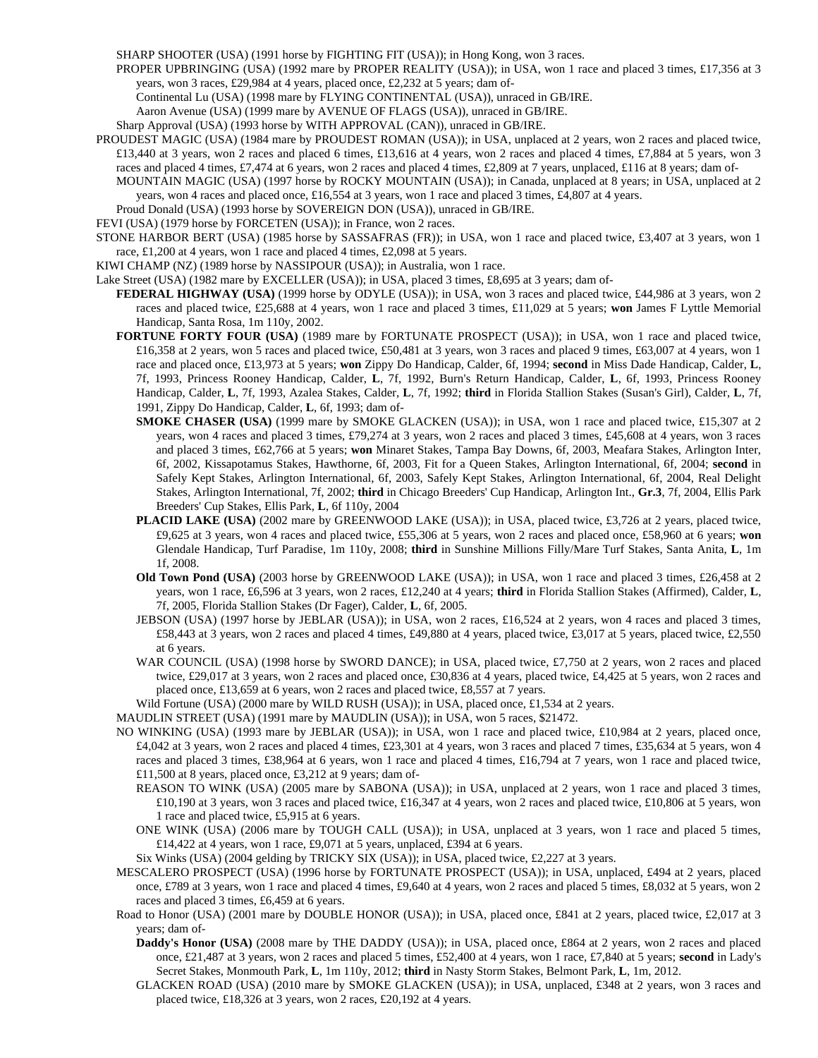SHARP SHOOTER (USA) (1991 horse by FIGHTING FIT (USA)); in Hong Kong, won 3 races.

PROPER UPBRINGING (USA) (1992 mare by PROPER REALITY (USA)); in USA, won 1 race and placed 3 times, £17,356 at 3 years, won 3 races, £29,984 at 4 years, placed once, £2,232 at 5 years; dam of-

Continental Lu (USA) (1998 mare by FLYING CONTINENTAL (USA)), unraced in GB/IRE.

Aaron Avenue (USA) (1999 mare by AVENUE OF FLAGS (USA)), unraced in GB/IRE.

Sharp Approval (USA) (1993 horse by WITH APPROVAL (CAN)), unraced in GB/IRE.

PROUDEST MAGIC (USA) (1984 mare by PROUDEST ROMAN (USA)); in USA, unplaced at 2 years, won 2 races and placed twice, £13,440 at 3 years, won 2 races and placed 6 times, £13,616 at 4 years, won 2 races and placed 4 times, £7,884 at 5 years, won 3 races and placed 4 times, £7,474 at 6 years, won 2 races and placed 4 times, £2,809 at 7 years, unplaced, £116 at 8 years; dam of-

MOUNTAIN MAGIC (USA) (1997 horse by ROCKY MOUNTAIN (USA)); in Canada, unplaced at 8 years; in USA, unplaced at 2 years, won 4 races and placed once, £16,554 at 3 years, won 1 race and placed 3 times, £4,807 at 4 years.

Proud Donald (USA) (1993 horse by SOVEREIGN DON (USA)), unraced in GB/IRE.

FEVI (USA) (1979 horse by FORCETEN (USA)); in France, won 2 races.

STONE HARBOR BERT (USA) (1985 horse by SASSAFRAS (FR)); in USA, won 1 race and placed twice, £3,407 at 3 years, won 1 race, £1,200 at 4 years, won 1 race and placed 4 times, £2,098 at 5 years.

KIWI CHAMP (NZ) (1989 horse by NASSIPOUR (USA)); in Australia, won 1 race.

Lake Street (USA) (1982 mare by EXCELLER (USA)); in USA, placed 3 times, £8,695 at 3 years; dam of-

**FEDERAL HIGHWAY (USA)** (1999 horse by ODYLE (USA)); in USA, won 3 races and placed twice, £44,986 at 3 years, won 2 races and placed twice, £25,688 at 4 years, won 1 race and placed 3 times, £11,029 at 5 years; **won** James F Lyttle Memorial Handicap, Santa Rosa, 1m 110y, 2002.

**FORTUNE FORTY FOUR (USA)** (1989 mare by FORTUNATE PROSPECT (USA)); in USA, won 1 race and placed twice, £16,358 at 2 years, won 5 races and placed twice, £50,481 at 3 years, won 3 races and placed 9 times, £63,007 at 4 years, won 1 race and placed once, £13,973 at 5 years; **won** Zippy Do Handicap, Calder, 6f, 1994; **second** in Miss Dade Handicap, Calder, **L**, 7f, 1993, Princess Rooney Handicap, Calder, **L**, 7f, 1992, Burn's Return Handicap, Calder, **L**, 6f, 1993, Princess Rooney Handicap, Calder, **L**, 7f, 1993, Azalea Stakes, Calder, **L**, 7f, 1992; **third** in Florida Stallion Stakes (Susan's Girl), Calder, **L**, 7f, 1991, Zippy Do Handicap, Calder, **L**, 6f, 1993; dam of-

**SMOKE CHASER (USA)** (1999 mare by SMOKE GLACKEN (USA)); in USA, won 1 race and placed twice, £15,307 at 2 years, won 4 races and placed 3 times, £79,274 at 3 years, won 2 races and placed 3 times, £45,608 at 4 years, won 3 races and placed 3 times, £62,766 at 5 years; **won** Minaret Stakes, Tampa Bay Downs, 6f, 2003, Meafara Stakes, Arlington Inter, 6f, 2002, Kissapotamus Stakes, Hawthorne, 6f, 2003, Fit for a Queen Stakes, Arlington International, 6f, 2004; **second** in Safely Kept Stakes, Arlington International, 6f, 2003, Safely Kept Stakes, Arlington International, 6f, 2004, Real Delight Stakes, Arlington International, 7f, 2002; **third** in Chicago Breeders' Cup Handicap, Arlington Int., **Gr.3**, 7f, 2004, Ellis Park Breeders' Cup Stakes, Ellis Park, **L**, 6f 110y, 2004

**PLACID LAKE (USA)** (2002 mare by GREENWOOD LAKE (USA)); in USA, placed twice, £3,726 at 2 years, placed twice, £9,625 at 3 years, won 4 races and placed twice, £55,306 at 5 years, won 2 races and placed once, £58,960 at 6 years; **won** Glendale Handicap, Turf Paradise, 1m 110y, 2008; **third** in Sunshine Millions Filly/Mare Turf Stakes, Santa Anita, **L**, 1m 1f, 2008.

**Old Town Pond (USA)** (2003 horse by GREENWOOD LAKE (USA)); in USA, won 1 race and placed 3 times, £26,458 at 2 years, won 1 race, £6,596 at 3 years, won 2 races, £12,240 at 4 years; **third** in Florida Stallion Stakes (Affirmed), Calder, **L**, 7f, 2005, Florida Stallion Stakes (Dr Fager), Calder, **L**, 6f, 2005.

JEBSON (USA) (1997 horse by JEBLAR (USA)); in USA, won 2 races, £16,524 at 2 years, won 4 races and placed 3 times, £58,443 at 3 years, won 2 races and placed 4 times, £49,880 at 4 years, placed twice, £3,017 at 5 years, placed twice, £2,550 at 6 years.

WAR COUNCIL (USA) (1998 horse by SWORD DANCE); in USA, placed twice, £7,750 at 2 years, won 2 races and placed twice, £29,017 at 3 years, won 2 races and placed once, £30,836 at 4 years, placed twice, £4,425 at 5 years, won 2 races and placed once, £13,659 at 6 years, won 2 races and placed twice, £8,557 at 7 years.

Wild Fortune (USA) (2000 mare by WILD RUSH (USA)); in USA, placed once, £1,534 at 2 years.

MAUDLIN STREET (USA) (1991 mare by MAUDLIN (USA)); in USA, won 5 races, $21472.

NO WINKING (USA) (1993 mare by JEBLAR (USA)); in USA, won 1 race and placed twice, £10,984 at 2 years, placed once, £4,042 at 3 years, won 2 races and placed 4 times, £23,301 at 4 years, won 3 races and placed 7 times, £35,634 at 5 years, won 4 races and placed 3 times, £38,964 at 6 years, won 1 race and placed 4 times, £16,794 at 7 years, won 1 race and placed twice, £11,500 at 8 years, placed once, £3,212 at 9 years; dam of-

REASON TO WINK (USA) (2005 mare by SABONA (USA)); in USA, unplaced at 2 years, won 1 race and placed 3 times, £10,190 at 3 years, won 3 races and placed twice, £16,347 at 4 years, won 2 races and placed twice, £10,806 at 5 years, won 1 race and placed twice, £5,915 at 6 years.

ONE WINK (USA) (2006 mare by TOUGH CALL (USA)); in USA, unplaced at 3 years, won 1 race and placed 5 times, £14,422 at 4 years, won 1 race, £9,071 at 5 years, unplaced, £394 at 6 years.

Six Winks (USA) (2004 gelding by TRICKY SIX (USA)); in USA, placed twice, £2,227 at 3 years.

MESCALERO PROSPECT (USA) (1996 horse by FORTUNATE PROSPECT (USA)); in USA, unplaced, £494 at 2 years, placed once, £789 at 3 years, won 1 race and placed 4 times, £9,640 at 4 years, won 2 races and placed 5 times, £8,032 at 5 years, won 2 races and placed 3 times, £6,459 at 6 years.

Road to Honor (USA) (2001 mare by DOUBLE HONOR (USA)); in USA, placed once, £841 at 2 years, placed twice, £2,017 at 3 years; dam of-

**Daddy's Honor (USA)** (2008 mare by THE DADDY (USA)); in USA, placed once, £864 at 2 years, won 2 races and placed once, £21,487 at 3 years, won 2 races and placed 5 times, £52,400 at 4 years, won 1 race, £7,840 at 5 years; **second** in Lady's Secret Stakes, Monmouth Park, **L**, 1m 110y, 2012; **third** in Nasty Storm Stakes, Belmont Park, **L**, 1m, 2012.

GLACKEN ROAD (USA) (2010 mare by SMOKE GLACKEN (USA)); in USA, unplaced, £348 at 2 years, won 3 races and placed twice, £18,326 at 3 years, won 2 races, £20,192 at 4 years.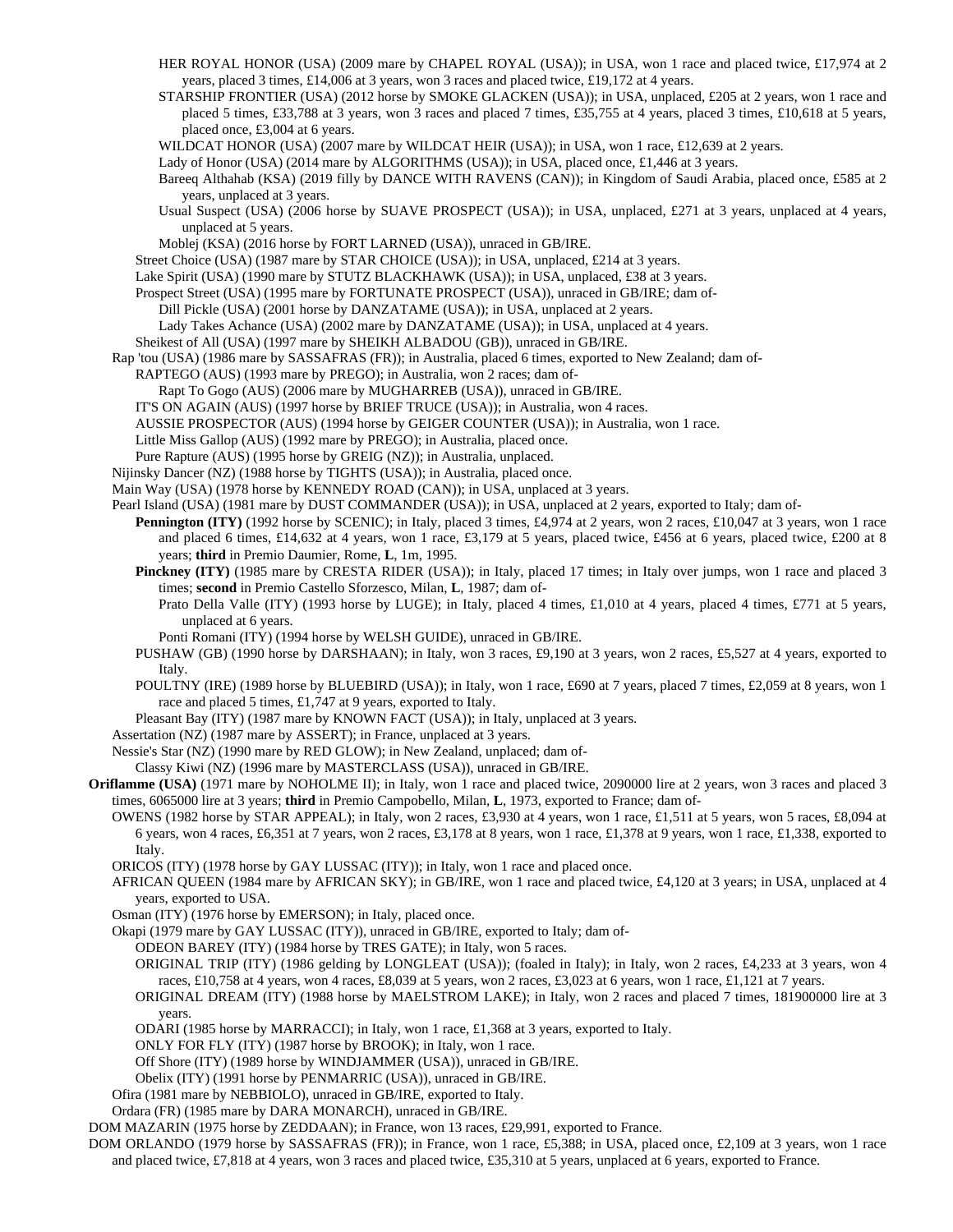HER ROYAL HONOR (USA) (2009 mare by CHAPEL ROYAL (USA)); in USA, won 1 race and placed twice, £17,974 at 2 years, placed 3 times, £14,006 at 3 years, won 3 races and placed twice, £19,172 at 4 years.

STARSHIP FRONTIER (USA) (2012 horse by SMOKE GLACKEN (USA)); in USA, unplaced, £205 at 2 years, won 1 race and placed 5 times, £33,788 at 3 years, won 3 races and placed 7 times, £35,755 at 4 years, placed 3 times, £10,618 at 5 years, placed once, £3,004 at 6 years.

WILDCAT HONOR (USA) (2007 mare by WILDCAT HEIR (USA)); in USA, won 1 race, £12,639 at 2 years.

Lady of Honor (USA) (2014 mare by ALGORITHMS (USA)); in USA, placed once, £1,446 at 3 years.

Bareeq Althahab (KSA) (2019 filly by DANCE WITH RAVENS (CAN)); in Kingdom of Saudi Arabia, placed once, £585 at 2 years, unplaced at 3 years.

Usual Suspect (USA) (2006 horse by SUAVE PROSPECT (USA)); in USA, unplaced, £271 at 3 years, unplaced at 4 years, unplaced at 5 years.

Moblej (KSA) (2016 horse by FORT LARNED (USA)), unraced in GB/IRE.

Street Choice (USA) (1987 mare by STAR CHOICE (USA)); in USA, unplaced, £214 at 3 years.

Lake Spirit (USA) (1990 mare by STUTZ BLACKHAWK (USA)); in USA, unplaced, £38 at 3 years.

Prospect Street (USA) (1995 mare by FORTUNATE PROSPECT (USA)), unraced in GB/IRE; dam of-

Dill Pickle (USA) (2001 horse by DANZATAME (USA)); in USA, unplaced at 2 years.

Lady Takes Achance (USA) (2002 mare by DANZATAME (USA)); in USA, unplaced at 4 years.

Sheikest of All (USA) (1997 mare by SHEIKH ALBADOU (GB)), unraced in GB/IRE.

Rap 'tou (USA) (1986 mare by SASSAFRAS (FR)); in Australia, placed 6 times, exported to New Zealand; dam of-

RAPTEGO (AUS) (1993 mare by PREGO); in Australia, won 2 races; dam of-

Rapt To Gogo (AUS) (2006 mare by MUGHARREB (USA)), unraced in GB/IRE.

IT'S ON AGAIN (AUS) (1997 horse by BRIEF TRUCE (USA)); in Australia, won 4 races.

AUSSIE PROSPECTOR (AUS) (1994 horse by GEIGER COUNTER (USA)); in Australia, won 1 race.

Little Miss Gallop (AUS) (1992 mare by PREGO); in Australia, placed once.

Pure Rapture (AUS) (1995 horse by GREIG (NZ)); in Australia, unplaced.

Nijinsky Dancer (NZ) (1988 horse by TIGHTS (USA)); in Australia, placed once.

Main Way (USA) (1978 horse by KENNEDY ROAD (CAN)); in USA, unplaced at 3 years.

Pearl Island (USA) (1981 mare by DUST COMMANDER (USA)); in USA, unplaced at 2 years, exported to Italy; dam of-

**Pennington (ITY)** (1992 horse by SCENIC); in Italy, placed 3 times, £4,974 at 2 years, won 2 races, £10,047 at 3 years, won 1 race and placed 6 times, £14,632 at 4 years, won 1 race, £3,179 at 5 years, placed twice, £456 at 6 years, placed twice, £200 at 8 years; **third** in Premio Daumier, Rome, **L**, 1m, 1995.

**Pinckney (ITY)** (1985 mare by CRESTA RIDER (USA)); in Italy, placed 17 times; in Italy over jumps, won 1 race and placed 3 times; **second** in Premio Castello Sforzesco, Milan, **L**, 1987; dam of-

Prato Della Valle (ITY) (1993 horse by LUGE); in Italy, placed 4 times, £1,010 at 4 years, placed 4 times, £771 at 5 years, unplaced at 6 years.

Ponti Romani (ITY) (1994 horse by WELSH GUIDE), unraced in GB/IRE.

PUSHAW (GB) (1990 horse by DARSHAAN); in Italy, won 3 races, £9,190 at 3 years, won 2 races, £5,527 at 4 years, exported to Italy.

POULTNY (IRE) (1989 horse by BLUEBIRD (USA)); in Italy, won 1 race, £690 at 7 years, placed 7 times, £2,059 at 8 years, won 1 race and placed 5 times, £1,747 at 9 years, exported to Italy.

Pleasant Bay (ITY) (1987 mare by KNOWN FACT (USA)); in Italy, unplaced at 3 years.

Assertation (NZ) (1987 mare by ASSERT); in France, unplaced at 3 years.

Nessie's Star (NZ) (1990 mare by RED GLOW); in New Zealand, unplaced; dam of-

Classy Kiwi (NZ) (1996 mare by MASTERCLASS (USA)), unraced in GB/IRE.

**Oriflamme (USA)** (1971 mare by NOHOLME II); in Italy, won 1 race and placed twice, 2090000 lire at 2 years, won 3 races and placed 3 times, 6065000 lire at 3 years; **third** in Premio Campobello, Milan, **L**, 1973, exported to France; dam of-

OWENS (1982 horse by STAR APPEAL); in Italy, won 2 races, £3,930 at 4 years, won 1 race, £1,511 at 5 years, won 5 races, £8,094 at 6 years, won 4 races, £6,351 at 7 years, won 2 races, £3,178 at 8 years, won 1 race, £1,378 at 9 years, won 1 race, £1,338, exported to Italy.

ORICOS (ITY) (1978 horse by GAY LUSSAC (ITY)); in Italy, won 1 race and placed once.

AFRICAN QUEEN (1984 mare by AFRICAN SKY); in GB/IRE, won 1 race and placed twice, £4,120 at 3 years; in USA, unplaced at 4 years, exported to USA.

Osman (ITY) (1976 horse by EMERSON); in Italy, placed once.

Okapi (1979 mare by GAY LUSSAC (ITY)), unraced in GB/IRE, exported to Italy; dam of-

ODEON BAREY (ITY) (1984 horse by TRES GATE); in Italy, won 5 races.

ORIGINAL TRIP (ITY) (1986 gelding by LONGLEAT (USA)); (foaled in Italy); in Italy, won 2 races, £4,233 at 3 years, won 4 races, £10,758 at 4 years, won 4 races, £8,039 at 5 years, won 2 races, £3,023 at 6 years, won 1 race, £1,121 at 7 years.

ORIGINAL DREAM (ITY) (1988 horse by MAELSTROM LAKE); in Italy, won 2 races and placed 7 times, 181900000 lire at 3 years.

ODARI (1985 horse by MARRACCI); in Italy, won 1 race, £1,368 at 3 years, exported to Italy.

ONLY FOR FLY (ITY) (1987 horse by BROOK); in Italy, won 1 race.

Off Shore (ITY) (1989 horse by WINDJAMMER (USA)), unraced in GB/IRE.

Obelix (ITY) (1991 horse by PENMARRIC (USA)), unraced in GB/IRE.

Ofira (1981 mare by NEBBIOLO), unraced in GB/IRE, exported to Italy.

Ordara (FR) (1985 mare by DARA MONARCH), unraced in GB/IRE.

DOM MAZARIN (1975 horse by ZEDDAAN); in France, won 13 races, £29,991, exported to France.

DOM ORLANDO (1979 horse by SASSAFRAS (FR)); in France, won 1 race, £5,388; in USA, placed once, £2,109 at 3 years, won 1 race and placed twice, £7,818 at 4 years, won 3 races and placed twice, £35,310 at 5 years, unplaced at 6 years, exported to France.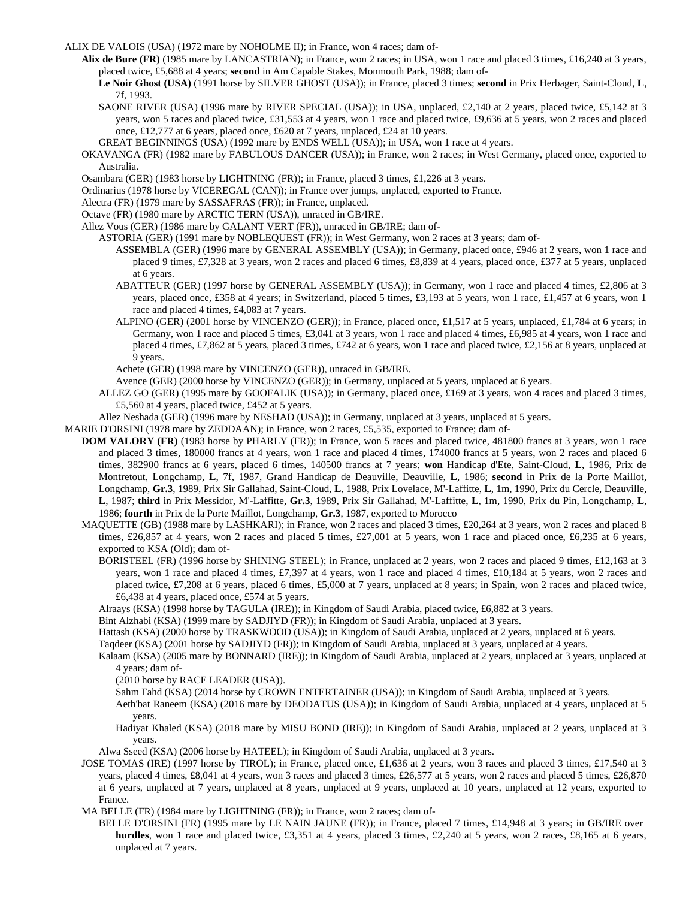ALIX DE VALOIS (USA) (1972 mare by NOHOLME II); in France, won 4 races; dam of-

**Alix de Bure (FR)** (1985 mare by LANCASTRIAN); in France, won 2 races; in USA, won 1 race and placed 3 times, £16,240 at 3 years, placed twice, £5,688 at 4 years; **second** in Am Capable Stakes, Monmouth Park, 1988; dam of-

**Le Noir Ghost (USA)** (1991 horse by SILVER GHOST (USA)); in France, placed 3 times; **second** in Prix Herbager, Saint-Cloud, **L**, 7f, 1993.

SAONE RIVER (USA) (1996 mare by RIVER SPECIAL (USA)); in USA, unplaced, £2,140 at 2 years, placed twice, £5,142 at 3 years, won 5 races and placed twice, £31,553 at 4 years, won 1 race and placed twice, £9,636 at 5 years, won 2 races and placed once, £12,777 at 6 years, placed once, £620 at 7 years, unplaced, £24 at 10 years.

GREAT BEGINNINGS (USA) (1992 mare by ENDS WELL (USA)); in USA, won 1 race at 4 years.

OKAVANGA (FR) (1982 mare by FABULOUS DANCER (USA)); in France, won 2 races; in West Germany, placed once, exported to Australia.

Osambara (GER) (1983 horse by LIGHTNING (FR)); in France, placed 3 times, £1,226 at 3 years.

Ordinarius (1978 horse by VICEREGAL (CAN)); in France over jumps, unplaced, exported to France.

Alectra (FR) (1979 mare by SASSAFRAS (FR)); in France, unplaced.

Octave (FR) (1980 mare by ARCTIC TERN (USA)), unraced in GB/IRE.

Allez Vous (GER) (1986 mare by GALANT VERT (FR)), unraced in GB/IRE; dam of-

ASTORIA (GER) (1991 mare by NOBLEQUEST (FR)); in West Germany, won 2 races at 3 years; dam of-

ASSEMBLA (GER) (1996 mare by GENERAL ASSEMBLY (USA)); in Germany, placed once, £946 at 2 years, won 1 race and placed 9 times, £7,328 at 3 years, won 2 races and placed 6 times, £8,839 at 4 years, placed once, £377 at 5 years, unplaced at 6 years.

ABATTEUR (GER) (1997 horse by GENERAL ASSEMBLY (USA)); in Germany, won 1 race and placed 4 times, £2,806 at 3 years, placed once, £358 at 4 years; in Switzerland, placed 5 times, £3,193 at 5 years, won 1 race, £1,457 at 6 years, won 1 race and placed 4 times, £4,083 at 7 years.

ALPINO (GER) (2001 horse by VINCENZO (GER)); in France, placed once, £1,517 at 5 years, unplaced, £1,784 at 6 years; in Germany, won 1 race and placed 5 times, £3,041 at 3 years, won 1 race and placed 4 times, £6,985 at 4 years, won 1 race and placed 4 times, £7,862 at 5 years, placed 3 times, £742 at 6 years, won 1 race and placed twice, £2,156 at 8 years, unplaced at 9 years.

Achete (GER) (1998 mare by VINCENZO (GER)), unraced in GB/IRE.

Avence (GER) (2000 horse by VINCENZO (GER)); in Germany, unplaced at 5 years, unplaced at 6 years.

ALLEZ GO (GER) (1995 mare by GOOFALIK (USA)); in Germany, placed once, £169 at 3 years, won 4 races and placed 3 times, £5,560 at 4 years, placed twice, £452 at 5 years.

Allez Neshada (GER) (1996 mare by NESHAD (USA)); in Germany, unplaced at 3 years, unplaced at 5 years.

MARIE D'ORSINI (1978 mare by ZEDDAAN); in France, won 2 races, £5,535, exported to France; dam of-

**DOM VALORY (FR)** (1983 horse by PHARLY (FR)); in France, won 5 races and placed twice, 481800 francs at 3 years, won 1 race and placed 3 times, 180000 francs at 4 years, won 1 race and placed 4 times, 174000 francs at 5 years, won 2 races and placed 6 times, 382900 francs at 6 years, placed 6 times, 140500 francs at 7 years; **won** Handicap d'Ete, Saint-Cloud, **L**, 1986, Prix de Montretout, Longchamp, **L**, 7f, 1987, Grand Handicap de Deauville, Deauville, **L**, 1986; **second** in Prix de la Porte Maillot, Longchamp, **Gr.3**, 1989, Prix Sir Gallahad, Saint-Cloud, **L**, 1988, Prix Lovelace, M'-Laffitte, **L**, 1m, 1990, Prix du Cercle, Deauville, **L**, 1987; **third** in Prix Messidor, M'-Laffitte, **Gr.3**, 1989, Prix Sir Gallahad, M'-Laffitte, **L**, 1m, 1990, Prix du Pin, Longchamp, **L**, 1986; **fourth** in Prix de la Porte Maillot, Longchamp, **Gr.3**, 1987, exported to Morocco

MAQUETTE (GB) (1988 mare by LASHKARI); in France, won 2 races and placed 3 times, £20,264 at 3 years, won 2 races and placed 8 times, £26,857 at 4 years, won 2 races and placed 5 times, £27,001 at 5 years, won 1 race and placed once, £6,235 at 6 years, exported to KSA (Old); dam of-

BORISTEEL (FR) (1996 horse by SHINING STEEL); in France, unplaced at 2 years, won 2 races and placed 9 times, £12,163 at 3 years, won 1 race and placed 4 times, £7,397 at 4 years, won 1 race and placed 4 times, £10,184 at 5 years, won 2 races and placed twice, £7,208 at 6 years, placed 6 times, £5,000 at 7 years, unplaced at 8 years; in Spain, won 2 races and placed twice, £6,438 at 4 years, placed once, £574 at 5 years.

Alraays (KSA) (1998 horse by TAGULA (IRE)); in Kingdom of Saudi Arabia, placed twice, £6,882 at 3 years.

Bint Alzhabi (KSA) (1999 mare by SADJIYD (FR)); in Kingdom of Saudi Arabia, unplaced at 3 years.

Hattash (KSA) (2000 horse by TRASKWOOD (USA)); in Kingdom of Saudi Arabia, unplaced at 2 years, unplaced at 6 years.

Taqdeer (KSA) (2001 horse by SADJIYD (FR)); in Kingdom of Saudi Arabia, unplaced at 3 years, unplaced at 4 years.

Kalaam (KSA) (2005 mare by BONNARD (IRE)); in Kingdom of Saudi Arabia, unplaced at 2 years, unplaced at 3 years, unplaced at 4 years; dam of-

(2010 horse by RACE LEADER (USA)).

Sahm Fahd (KSA) (2014 horse by CROWN ENTERTAINER (USA)); in Kingdom of Saudi Arabia, unplaced at 3 years.

Aeth'bat Raneem (KSA) (2016 mare by DEODATUS (USA)); in Kingdom of Saudi Arabia, unplaced at 4 years, unplaced at 5 years.

Hadiyat Khaled (KSA) (2018 mare by MISU BOND (IRE)); in Kingdom of Saudi Arabia, unplaced at 2 years, unplaced at 3 years.

Alwa Sseed (KSA) (2006 horse by HATEEL); in Kingdom of Saudi Arabia, unplaced at 3 years.

JOSE TOMAS (IRE) (1997 horse by TIROL); in France, placed once, £1,636 at 2 years, won 3 races and placed 3 times, £17,540 at 3 years, placed 4 times, £8,041 at 4 years, won 3 races and placed 3 times, £26,577 at 5 years, won 2 races and placed 5 times, £26,870 at 6 years, unplaced at 7 years, unplaced at 8 years, unplaced at 9 years, unplaced at 10 years, unplaced at 12 years, exported to France.

MA BELLE (FR) (1984 mare by LIGHTNING (FR)); in France, won 2 races; dam of-

BELLE D'ORSINI (FR) (1995 mare by LE NAIN JAUNE (FR)); in France, placed 7 times, £14,948 at 3 years; in GB/IRE over **hurdles**, won 1 race and placed twice, £3,351 at 4 years, placed 3 times, £2,240 at 5 years, won 2 races, £8,165 at 6 years, unplaced at 7 years.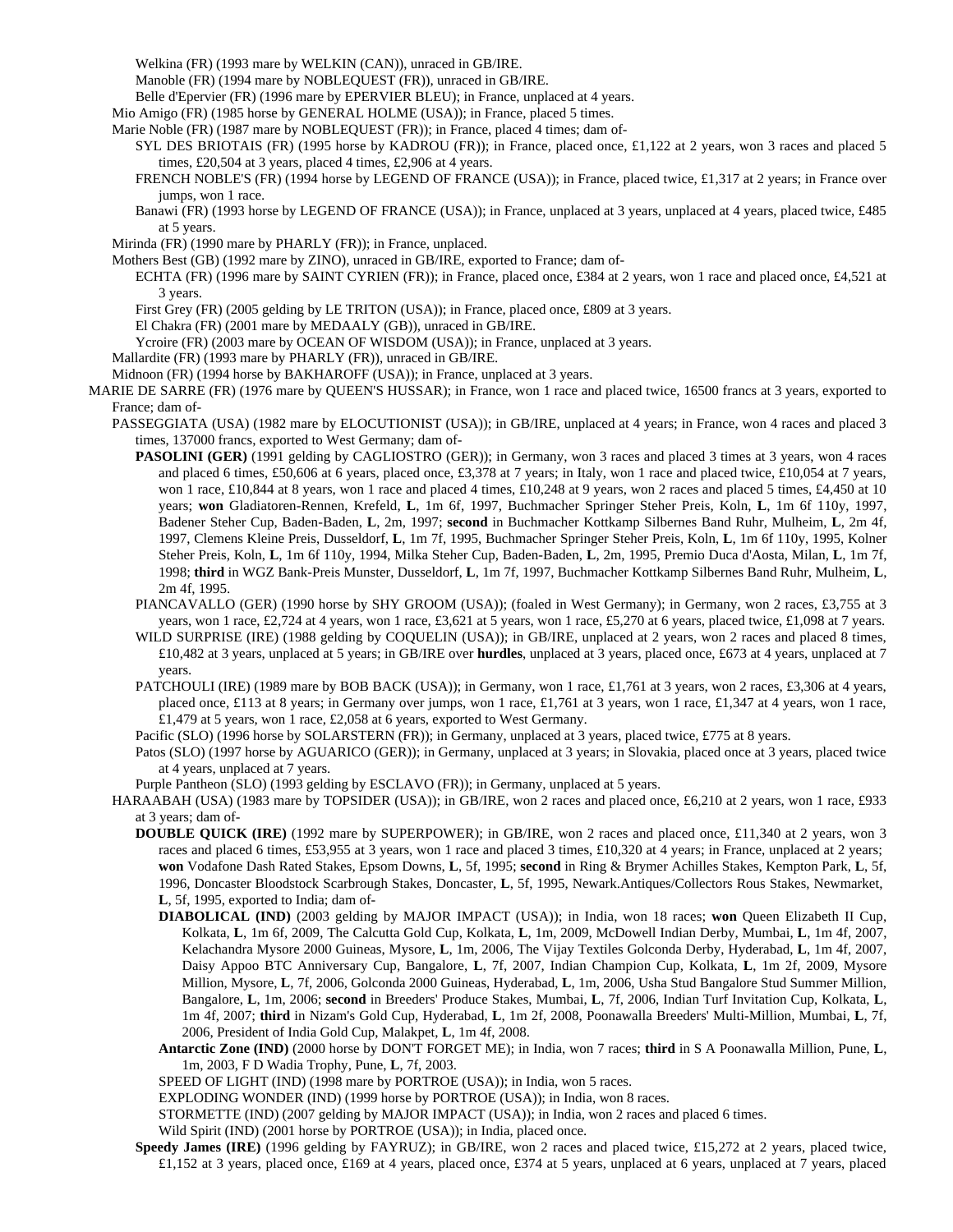Welkina (FR) (1993 mare by WELKIN (CAN)), unraced in GB/IRE.

Manoble (FR) (1994 mare by NOBLEQUEST (FR)), unraced in GB/IRE.

Belle d'Epervier (FR) (1996 mare by EPERVIER BLEU); in France, unplaced at 4 years.

Mio Amigo (FR) (1985 horse by GENERAL HOLME (USA)); in France, placed 5 times.

Marie Noble (FR) (1987 mare by NOBLEQUEST (FR)); in France, placed 4 times; dam of-

SYL DES BRIOTAIS (FR) (1995 horse by KADROU (FR)); in France, placed once, £1,122 at 2 years, won 3 races and placed 5 times, £20,504 at 3 years, placed 4 times, £2,906 at 4 years.

FRENCH NOBLE'S (FR) (1994 horse by LEGEND OF FRANCE (USA)); in France, placed twice, £1,317 at 2 years; in France over jumps, won 1 race.

Banawi (FR) (1993 horse by LEGEND OF FRANCE (USA)); in France, unplaced at 3 years, unplaced at 4 years, placed twice, £485 at 5 years.

Mirinda (FR) (1990 mare by PHARLY (FR)); in France, unplaced.

Mothers Best (GB) (1992 mare by ZINO), unraced in GB/IRE, exported to France; dam of-

ECHTA (FR) (1996 mare by SAINT CYRIEN (FR)); in France, placed once, £384 at 2 years, won 1 race and placed once, £4,521 at 3 years.

First Grey (FR) (2005 gelding by LE TRITON (USA)); in France, placed once, £809 at 3 years.

El Chakra (FR) (2001 mare by MEDAALY (GB)), unraced in GB/IRE.

Ycroire (FR) (2003 mare by OCEAN OF WISDOM (USA)); in France, unplaced at 3 years.

Mallardite (FR) (1993 mare by PHARLY (FR)), unraced in GB/IRE.

Midnoon (FR) (1994 horse by BAKHAROFF (USA)); in France, unplaced at 3 years.

MARIE DE SARRE (FR) (1976 mare by QUEEN'S HUSSAR); in France, won 1 race and placed twice, 16500 francs at 3 years, exported to France; dam of-

PASSEGGIATA (USA) (1982 mare by ELOCUTIONIST (USA)); in GB/IRE, unplaced at 4 years; in France, won 4 races and placed 3 times, 137000 francs, exported to West Germany; dam of-

**PASOLINI (GER)** (1991 gelding by CAGLIOSTRO (GER)); in Germany, won 3 races and placed 3 times at 3 years, won 4 races and placed 6 times, £50,606 at 6 years, placed once, £3,378 at 7 years; in Italy, won 1 race and placed twice, £10,054 at 7 years, won 1 race, £10,844 at 8 years, won 1 race and placed 4 times, £10,248 at 9 years, won 2 races and placed 5 times, £4,450 at 10 years; **won** Gladiatoren-Rennen, Krefeld, **L**, 1m 6f, 1997, Buchmacher Springer Steher Preis, Koln, **L**, 1m 6f 110y, 1997, Badener Steher Cup, Baden-Baden, **L**, 2m, 1997; **second** in Buchmacher Kottkamp Silbernes Band Ruhr, Mulheim, **L**, 2m 4f, 1997, Clemens Kleine Preis, Dusseldorf, **L**, 1m 7f, 1995, Buchmacher Springer Steher Preis, Koln, **L**, 1m 6f 110y, 1995, Kolner Steher Preis, Koln, **L**, 1m 6f 110y, 1994, Milka Steher Cup, Baden-Baden, **L**, 2m, 1995, Premio Duca d'Aosta, Milan, **L**, 1m 7f, 1998; **third** in WGZ Bank-Preis Munster, Dusseldorf, **L**, 1m 7f, 1997, Buchmacher Kottkamp Silbernes Band Ruhr, Mulheim, **L**, 2m 4f, 1995.

PIANCAVALLO (GER) (1990 horse by SHY GROOM (USA)); (foaled in West Germany); in Germany, won 2 races, £3,755 at 3 years, won 1 race, £2,724 at 4 years, won 1 race, £3,621 at 5 years, won 1 race, £5,270 at 6 years, placed twice, £1,098 at 7 years.

WILD SURPRISE (IRE) (1988 gelding by COQUELIN (USA)); in GB/IRE, unplaced at 2 years, won 2 races and placed 8 times, £10,482 at 3 years, unplaced at 5 years; in GB/IRE over **hurdles**, unplaced at 3 years, placed once, £673 at 4 years, unplaced at 7 years.

PATCHOULI (IRE) (1989 mare by BOB BACK (USA)); in Germany, won 1 race, £1,761 at 3 years, won 2 races, £3,306 at 4 years, placed once, £113 at 8 years; in Germany over jumps, won 1 race, £1,761 at 3 years, won 1 race, £1,347 at 4 years, won 1 race, £1,479 at 5 years, won 1 race, £2,058 at 6 years, exported to West Germany.

Pacific (SLO) (1996 horse by SOLARSTERN (FR)); in Germany, unplaced at 3 years, placed twice, £775 at 8 years.

Patos (SLO) (1997 horse by AGUARICO (GER)); in Germany, unplaced at 3 years; in Slovakia, placed once at 3 years, placed twice at 4 years, unplaced at 7 years.

Purple Pantheon (SLO) (1993 gelding by ESCLAVO (FR)); in Germany, unplaced at 5 years.

HARAABAH (USA) (1983 mare by TOPSIDER (USA)); in GB/IRE, won 2 races and placed once, £6,210 at 2 years, won 1 race, £933 at 3 years; dam of-

**DOUBLE QUICK (IRE)** (1992 mare by SUPERPOWER); in GB/IRE, won 2 races and placed once, £11,340 at 2 years, won 3 races and placed 6 times, £53,955 at 3 years, won 1 race and placed 3 times, £10,320 at 4 years; in France, unplaced at 2 years; **won** Vodafone Dash Rated Stakes, Epsom Downs, **L**, 5f, 1995; **second** in Ring & Brymer Achilles Stakes, Kempton Park, **L**, 5f, 1996, Doncaster Bloodstock Scarbrough Stakes, Doncaster, **L**, 5f, 1995, Newark.Antiques/Collectors Rous Stakes, Newmarket, **L**, 5f, 1995, exported to India; dam of-

**DIABOLICAL (IND)** (2003 gelding by MAJOR IMPACT (USA)); in India, won 18 races; **won** Queen Elizabeth II Cup, Kolkata, **L**, 1m 6f, 2009, The Calcutta Gold Cup, Kolkata, **L**, 1m, 2009, McDowell Indian Derby, Mumbai, **L**, 1m 4f, 2007, Kelachandra Mysore 2000 Guineas, Mysore, **L**, 1m, 2006, The Vijay Textiles Golconda Derby, Hyderabad, **L**, 1m 4f, 2007, Daisy Appoo BTC Anniversary Cup, Bangalore, **L**, 7f, 2007, Indian Champion Cup, Kolkata, **L**, 1m 2f, 2009, Mysore Million, Mysore, **L**, 7f, 2006, Golconda 2000 Guineas, Hyderabad, **L**, 1m, 2006, Usha Stud Bangalore Stud Summer Million, Bangalore, **L**, 1m, 2006; **second** in Breeders' Produce Stakes, Mumbai, **L**, 7f, 2006, Indian Turf Invitation Cup, Kolkata, **L**, 1m 4f, 2007; **third** in Nizam's Gold Cup, Hyderabad, **L**, 1m 2f, 2008, Poonawalla Breeders' Multi-Million, Mumbai, **L**, 7f, 2006, President of India Gold Cup, Malakpet, **L**, 1m 4f, 2008.

**Antarctic Zone (IND)** (2000 horse by DON'T FORGET ME); in India, won 7 races; **third** in S A Poonawalla Million, Pune, **L**, 1m, 2003, F D Wadia Trophy, Pune, **L**, 7f, 2003.

SPEED OF LIGHT (IND) (1998 mare by PORTROE (USA)); in India, won 5 races.

EXPLODING WONDER (IND) (1999 horse by PORTROE (USA)); in India, won 8 races.

STORMETTE (IND) (2007 gelding by MAJOR IMPACT (USA)); in India, won 2 races and placed 6 times.

Wild Spirit (IND) (2001 horse by PORTROE (USA)); in India, placed once.

**Speedy James (IRE)** (1996 gelding by FAYRUZ); in GB/IRE, won 2 races and placed twice, £15,272 at 2 years, placed twice, £1,152 at 3 years, placed once, £169 at 4 years, placed once, £374 at 5 years, unplaced at 6 years, unplaced at 7 years, placed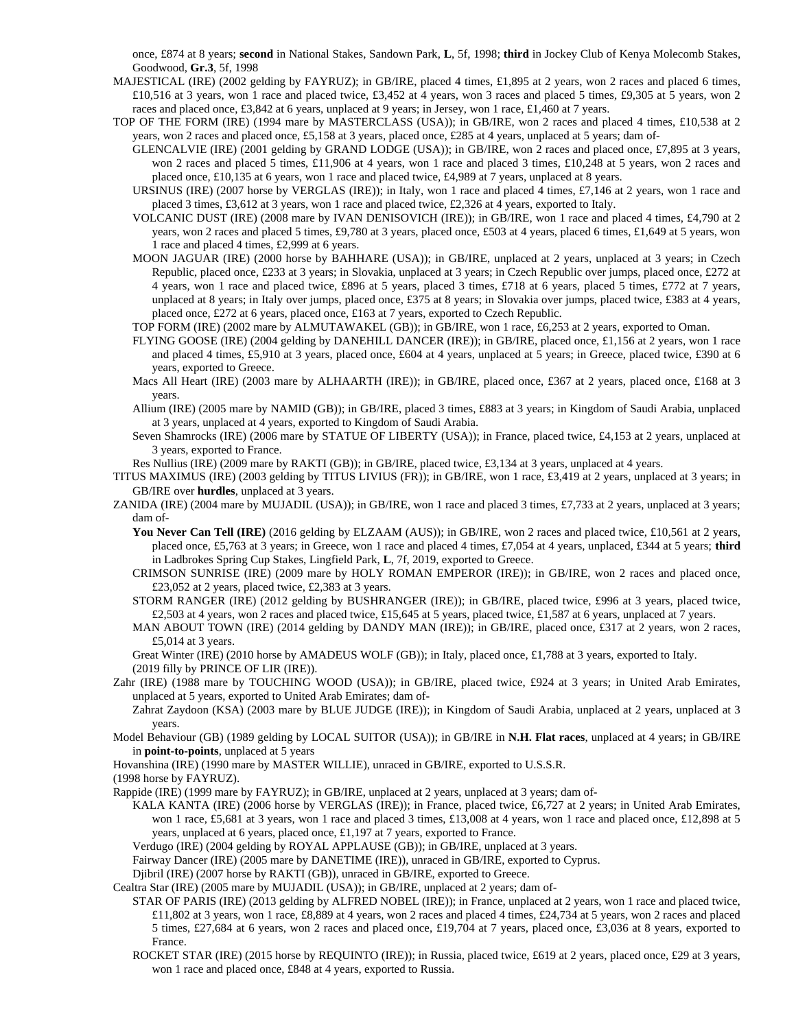once, £874 at 8 years; **second** in National Stakes, Sandown Park, **L**, 5f, 1998; **third** in Jockey Club of Kenya Molecomb Stakes, Goodwood, **Gr.3**, 5f, 1998

MAJESTICAL (IRE) (2002 gelding by FAYRUZ); in GB/IRE, placed 4 times, £1,895 at 2 years, won 2 races and placed 6 times, £10,516 at 3 years, won 1 race and placed twice, £3,452 at 4 years, won 3 races and placed 5 times, £9,305 at 5 years, won 2 races and placed once, £3,842 at 6 years, unplaced at 9 years; in Jersey, won 1 race, £1,460 at 7 years.

TOP OF THE FORM (IRE) (1994 mare by MASTERCLASS (USA)); in GB/IRE, won 2 races and placed 4 times, £10,538 at 2 years, won 2 races and placed once, £5,158 at 3 years, placed once, £285 at 4 years, unplaced at 5 years; dam of-

GLENCALVIE (IRE) (2001 gelding by GRAND LODGE (USA)); in GB/IRE, won 2 races and placed once, £7,895 at 3 years, won 2 races and placed 5 times, £11,906 at 4 years, won 1 race and placed 3 times, £10,248 at 5 years, won 2 races and placed once, £10,135 at 6 years, won 1 race and placed twice, £4,989 at 7 years, unplaced at 8 years.

URSINUS (IRE) (2007 horse by VERGLAS (IRE)); in Italy, won 1 race and placed 4 times, £7,146 at 2 years, won 1 race and placed 3 times, £3,612 at 3 years, won 1 race and placed twice, £2,326 at 4 years, exported to Italy.

VOLCANIC DUST (IRE) (2008 mare by IVAN DENISOVICH (IRE)); in GB/IRE, won 1 race and placed 4 times, £4,790 at 2 years, won 2 races and placed 5 times, £9,780 at 3 years, placed once, £503 at 4 years, placed 6 times, £1,649 at 5 years, won 1 race and placed 4 times, £2,999 at 6 years.

MOON JAGUAR (IRE) (2000 horse by BAHHARE (USA)); in GB/IRE, unplaced at 2 years, unplaced at 3 years; in Czech Republic, placed once, £233 at 3 years; in Slovakia, unplaced at 3 years; in Czech Republic over jumps, placed once, £272 at 4 years, won 1 race and placed twice, £896 at 5 years, placed 3 times, £718 at 6 years, placed 5 times, £772 at 7 years, unplaced at 8 years; in Italy over jumps, placed once, £375 at 8 years; in Slovakia over jumps, placed twice, £383 at 4 years, placed once, £272 at 6 years, placed once, £163 at 7 years, exported to Czech Republic.

TOP FORM (IRE) (2002 mare by ALMUTAWAKEL (GB)); in GB/IRE, won 1 race, £6,253 at 2 years, exported to Oman.

FLYING GOOSE (IRE) (2004 gelding by DANEHILL DANCER (IRE)); in GB/IRE, placed once, £1,156 at 2 years, won 1 race and placed 4 times, £5,910 at 3 years, placed once, £604 at 4 years, unplaced at 5 years; in Greece, placed twice, £390 at 6 years, exported to Greece.

Macs All Heart (IRE) (2003 mare by ALHAARTH (IRE)); in GB/IRE, placed once, £367 at 2 years, placed once, £168 at 3 years.

Allium (IRE) (2005 mare by NAMID (GB)); in GB/IRE, placed 3 times, £883 at 3 years; in Kingdom of Saudi Arabia, unplaced at 3 years, unplaced at 4 years, exported to Kingdom of Saudi Arabia.

Seven Shamrocks (IRE) (2006 mare by STATUE OF LIBERTY (USA)); in France, placed twice, £4,153 at 2 years, unplaced at 3 years, exported to France.

Res Nullius (IRE) (2009 mare by RAKTI (GB)); in GB/IRE, placed twice, £3,134 at 3 years, unplaced at 4 years.

TITUS MAXIMUS (IRE) (2003 gelding by TITUS LIVIUS (FR)); in GB/IRE, won 1 race, £3,419 at 2 years, unplaced at 3 years; in GB/IRE over **hurdles**, unplaced at 3 years.

ZANIDA (IRE) (2004 mare by MUJADIL (USA)); in GB/IRE, won 1 race and placed 3 times, £7,733 at 2 years, unplaced at 3 years; dam of-

**You Never Can Tell (IRE)** (2016 gelding by ELZAAM (AUS)); in GB/IRE, won 2 races and placed twice, £10,561 at 2 years, placed once, £5,763 at 3 years; in Greece, won 1 race and placed 4 times, £7,054 at 4 years, unplaced, £344 at 5 years; **third** in Ladbrokes Spring Cup Stakes, Lingfield Park, **L**, 7f, 2019, exported to Greece.

CRIMSON SUNRISE (IRE) (2009 mare by HOLY ROMAN EMPEROR (IRE)); in GB/IRE, won 2 races and placed once, £23,052 at 2 years, placed twice, £2,383 at 3 years.

STORM RANGER (IRE) (2012 gelding by BUSHRANGER (IRE)); in GB/IRE, placed twice, £996 at 3 years, placed twice, £2,503 at 4 years, won 2 races and placed twice, £15,645 at 5 years, placed twice, £1,587 at 6 years, unplaced at 7 years.

MAN ABOUT TOWN (IRE) (2014 gelding by DANDY MAN (IRE)); in GB/IRE, placed once, £317 at 2 years, won 2 races, £5,014 at 3 years.

Great Winter (IRE) (2010 horse by AMADEUS WOLF (GB)); in Italy, placed once, £1,788 at 3 years, exported to Italy.

(2019 filly by PRINCE OF LIR (IRE)).

Zahr (IRE) (1988 mare by TOUCHING WOOD (USA)); in GB/IRE, placed twice, £924 at 3 years; in United Arab Emirates, unplaced at 5 years, exported to United Arab Emirates; dam of-

Zahrat Zaydoon (KSA) (2003 mare by BLUE JUDGE (IRE)); in Kingdom of Saudi Arabia, unplaced at 2 years, unplaced at 3 years.

Model Behaviour (GB) (1989 gelding by LOCAL SUITOR (USA)); in GB/IRE in **N.H. Flat races**, unplaced at 4 years; in GB/IRE in **point-to-points**, unplaced at 5 years

Hovanshina (IRE) (1990 mare by MASTER WILLIE), unraced in GB/IRE, exported to U.S.S.R.

(1998 horse by FAYRUZ).

Rappide (IRE) (1999 mare by FAYRUZ); in GB/IRE, unplaced at 2 years, unplaced at 3 years; dam of-

KALA KANTA (IRE) (2006 horse by VERGLAS (IRE)); in France, placed twice, £6,727 at 2 years; in United Arab Emirates, won 1 race, £5,681 at 3 years, won 1 race and placed 3 times, £13,008 at 4 years, won 1 race and placed once, £12,898 at 5 years, unplaced at 6 years, placed once, £1,197 at 7 years, exported to France.

Verdugo (IRE) (2004 gelding by ROYAL APPLAUSE (GB)); in GB/IRE, unplaced at 3 years.

Fairway Dancer (IRE) (2005 mare by DANETIME (IRE)), unraced in GB/IRE, exported to Cyprus.

Djibril (IRE) (2007 horse by RAKTI (GB)), unraced in GB/IRE, exported to Greece.

Cealtra Star (IRE) (2005 mare by MUJADIL (USA)); in GB/IRE, unplaced at 2 years; dam of-

STAR OF PARIS (IRE) (2013 gelding by ALFRED NOBEL (IRE)); in France, unplaced at 2 years, won 1 race and placed twice, £11,802 at 3 years, won 1 race, £8,889 at 4 years, won 2 races and placed 4 times, £24,734 at 5 years, won 2 races and placed 5 times, £27,684 at 6 years, won 2 races and placed once, £19,704 at 7 years, placed once, £3,036 at 8 years, exported to France.

ROCKET STAR (IRE) (2015 horse by REQUINTO (IRE)); in Russia, placed twice, £619 at 2 years, placed once, £29 at 3 years, won 1 race and placed once, £848 at 4 years, exported to Russia.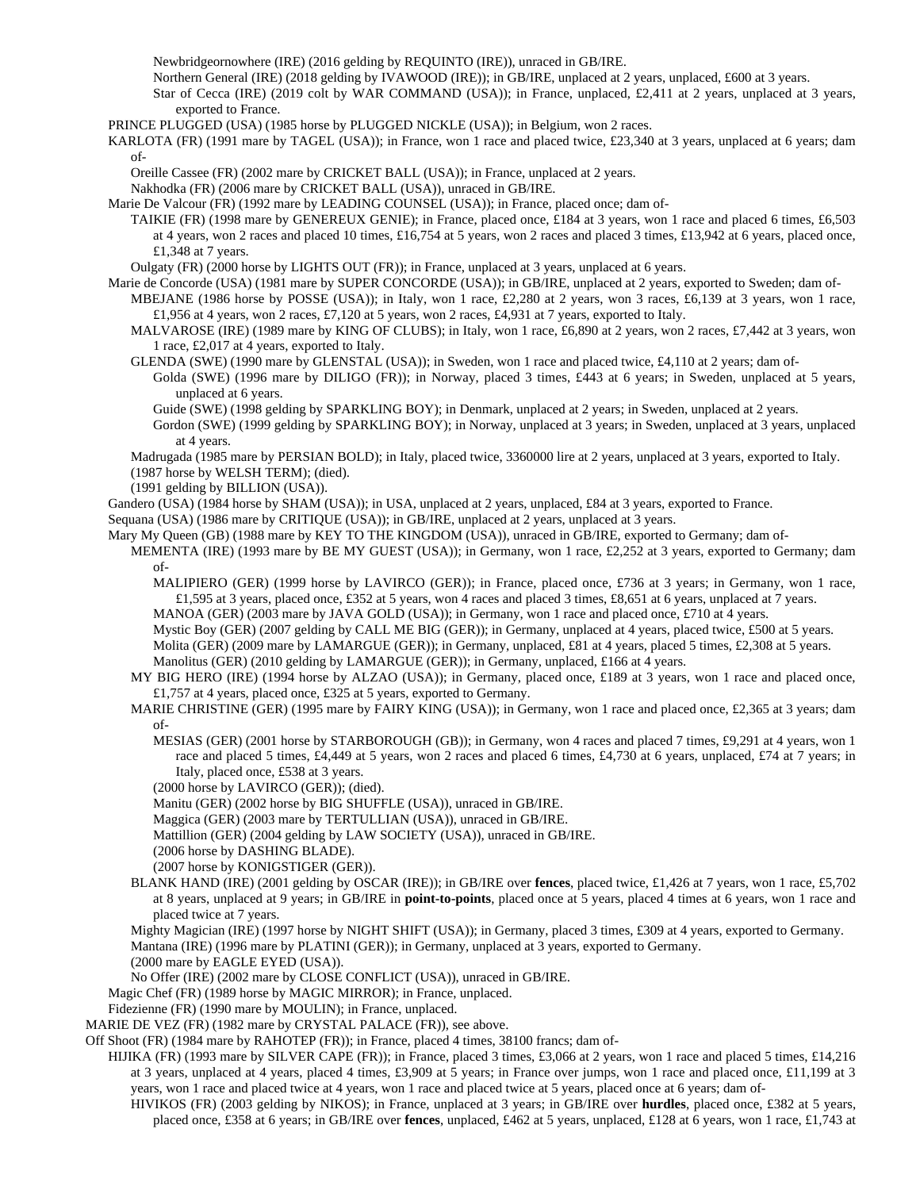Newbridgeornowhere (IRE) (2016 gelding by REQUINTO (IRE)), unraced in GB/IRE.

Northern General (IRE) (2018 gelding by IVAWOOD (IRE)); in GB/IRE, unplaced at 2 years, unplaced, £600 at 3 years.

Star of Cecca (IRE) (2019 colt by WAR COMMAND (USA)); in France, unplaced, £2,411 at 2 years, unplaced at 3 years, exported to France.

PRINCE PLUGGED (USA) (1985 horse by PLUGGED NICKLE (USA)); in Belgium, won 2 races.

KARLOTA (FR) (1991 mare by TAGEL (USA)); in France, won 1 race and placed twice, £23,340 at 3 years, unplaced at 6 years; dam of-

Oreille Cassee (FR) (2002 mare by CRICKET BALL (USA)); in France, unplaced at 2 years.

Nakhodka (FR) (2006 mare by CRICKET BALL (USA)), unraced in GB/IRE.

Marie De Valcour (FR) (1992 mare by LEADING COUNSEL (USA)); in France, placed once; dam of-

TAIKIE (FR) (1998 mare by GENEREUX GENIE); in France, placed once, £184 at 3 years, won 1 race and placed 6 times, £6,503 at 4 years, won 2 races and placed 10 times, £16,754 at 5 years, won 2 races and placed 3 times, £13,942 at 6 years, placed once, £1,348 at 7 years.

Oulgaty (FR) (2000 horse by LIGHTS OUT (FR)); in France, unplaced at 3 years, unplaced at 6 years.

Marie de Concorde (USA) (1981 mare by SUPER CONCORDE (USA)); in GB/IRE, unplaced at 2 years, exported to Sweden; dam of-

MBEJANE (1986 horse by POSSE (USA)); in Italy, won 1 race, £2,280 at 2 years, won 3 races, £6,139 at 3 years, won 1 race, £1,956 at 4 years, won 2 races, £7,120 at 5 years, won 2 races, £4,931 at 7 years, exported to Italy.

MALVAROSE (IRE) (1989 mare by KING OF CLUBS); in Italy, won 1 race, £6,890 at 2 years, won 2 races, £7,442 at 3 years, won 1 race, £2,017 at 4 years, exported to Italy.

GLENDA (SWE) (1990 mare by GLENSTAL (USA)); in Sweden, won 1 race and placed twice, £4,110 at 2 years; dam of-

Golda (SWE) (1996 mare by DILIGO (FR)); in Norway, placed 3 times, £443 at 6 years; in Sweden, unplaced at 5 years, unplaced at 6 years.

Guide (SWE) (1998 gelding by SPARKLING BOY); in Denmark, unplaced at 2 years; in Sweden, unplaced at 2 years.

Gordon (SWE) (1999 gelding by SPARKLING BOY); in Norway, unplaced at 3 years; in Sweden, unplaced at 3 years, unplaced at 4 years.

Madrugada (1985 mare by PERSIAN BOLD); in Italy, placed twice, 3360000 lire at 2 years, unplaced at 3 years, exported to Italy.

(1987 horse by WELSH TERM); (died).

(1991 gelding by BILLION (USA)).

Gandero (USA) (1984 horse by SHAM (USA)); in USA, unplaced at 2 years, unplaced, £84 at 3 years, exported to France.

Sequana (USA) (1986 mare by CRITIQUE (USA)); in GB/IRE, unplaced at 2 years, unplaced at 3 years.

Mary My Queen (GB) (1988 mare by KEY TO THE KINGDOM (USA)), unraced in GB/IRE, exported to Germany; dam of-

MEMENTA (IRE) (1993 mare by BE MY GUEST (USA)); in Germany, won 1 race, £2,252 at 3 years, exported to Germany; dam of-

MALIPIERO (GER) (1999 horse by LAVIRCO (GER)); in France, placed once, £736 at 3 years; in Germany, won 1 race, £1,595 at 3 years, placed once, £352 at 5 years, won 4 races and placed 3 times, £8,651 at 6 years, unplaced at 7 years.

MANOA (GER) (2003 mare by JAVA GOLD (USA)); in Germany, won 1 race and placed once, £710 at 4 years.

Mystic Boy (GER) (2007 gelding by CALL ME BIG (GER)); in Germany, unplaced at 4 years, placed twice, £500 at 5 years.

Molita (GER) (2009 mare by LAMARGUE (GER)); in Germany, unplaced, £81 at 4 years, placed 5 times, £2,308 at 5 years.

Manolitus (GER) (2010 gelding by LAMARGUE (GER)); in Germany, unplaced, £166 at 4 years.

MY BIG HERO (IRE) (1994 horse by ALZAO (USA)); in Germany, placed once, £189 at 3 years, won 1 race and placed once, £1,757 at 4 years, placed once, £325 at 5 years, exported to Germany.

MARIE CHRISTINE (GER) (1995 mare by FAIRY KING (USA)); in Germany, won 1 race and placed once, £2,365 at 3 years; dam of-

MESIAS (GER) (2001 horse by STARBOROUGH (GB)); in Germany, won 4 races and placed 7 times, £9,291 at 4 years, won 1 race and placed 5 times, £4,449 at 5 years, won 2 races and placed 6 times, £4,730 at 6 years, unplaced, £74 at 7 years; in Italy, placed once, £538 at 3 years.

(2000 horse by LAVIRCO (GER)); (died).

Manitu (GER) (2002 horse by BIG SHUFFLE (USA)), unraced in GB/IRE.

Maggica (GER) (2003 mare by TERTULLIAN (USA)), unraced in GB/IRE.

Mattillion (GER) (2004 gelding by LAW SOCIETY (USA)), unraced in GB/IRE.

(2006 horse by DASHING BLADE).

(2007 horse by KONIGSTIGER (GER)).

BLANK HAND (IRE) (2001 gelding by OSCAR (IRE)); in GB/IRE over **fences**, placed twice, £1,426 at 7 years, won 1 race, £5,702 at 8 years, unplaced at 9 years; in GB/IRE in **point-to-points**, placed once at 5 years, placed 4 times at 6 years, won 1 race and placed twice at 7 years.

Mighty Magician (IRE) (1997 horse by NIGHT SHIFT (USA)); in Germany, placed 3 times, £309 at 4 years, exported to Germany.

Mantana (IRE) (1996 mare by PLATINI (GER)); in Germany, unplaced at 3 years, exported to Germany.

(2000 mare by EAGLE EYED (USA)).

No Offer (IRE) (2002 mare by CLOSE CONFLICT (USA)), unraced in GB/IRE.

Magic Chef (FR) (1989 horse by MAGIC MIRROR); in France, unplaced.

Fidezienne (FR) (1990 mare by MOULIN); in France, unplaced.

MARIE DE VEZ (FR) (1982 mare by CRYSTAL PALACE (FR)), see above.

Off Shoot (FR) (1984 mare by RAHOTEP (FR)); in France, placed 4 times, 38100 francs; dam of-

HIJIKA (FR) (1993 mare by SILVER CAPE (FR)); in France, placed 3 times, £3,066 at 2 years, won 1 race and placed 5 times, £14,216 at 3 years, unplaced at 4 years, placed 4 times, £3,909 at 5 years; in France over jumps, won 1 race and placed once, £11,199 at 3 years, won 1 race and placed twice at 4 years, won 1 race and placed twice at 5 years, placed once at 6 years; dam of-

HIVIKOS (FR) (2003 gelding by NIKOS); in France, unplaced at 3 years; in GB/IRE over **hurdles**, placed once, £382 at 5 years, placed once, £358 at 6 years; in GB/IRE over **fences**, unplaced, £462 at 5 years, unplaced, £128 at 6 years, won 1 race, £1,743 at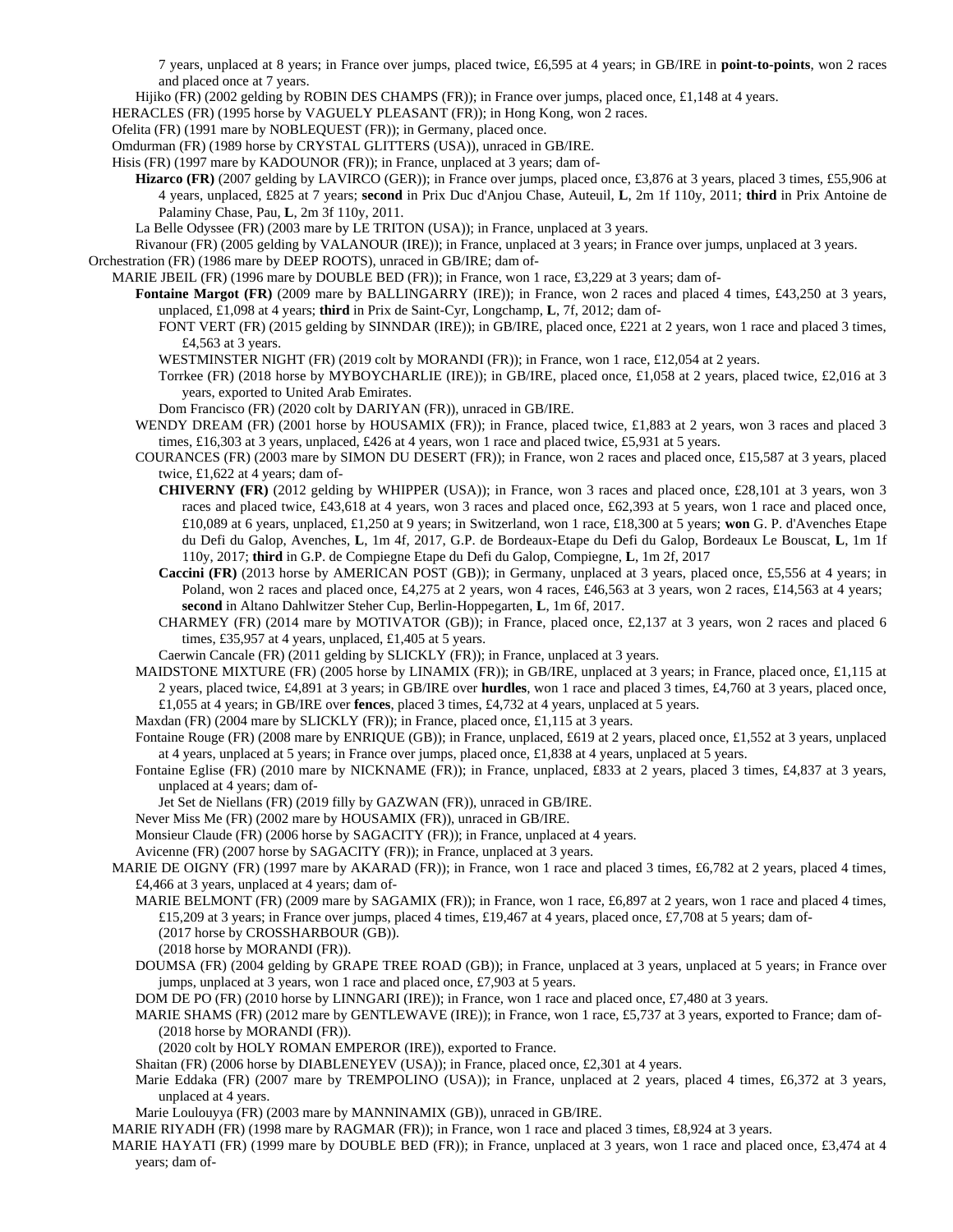7 years, unplaced at 8 years; in France over jumps, placed twice, £6,595 at 4 years; in GB/IRE in **point-to-points**, won 2 races and placed once at 7 years.

Hijiko (FR) (2002 gelding by ROBIN DES CHAMPS (FR)); in France over jumps, placed once, £1,148 at 4 years.

HERACLES (FR) (1995 horse by VAGUELY PLEASANT (FR)); in Hong Kong, won 2 races.

Ofelita (FR) (1991 mare by NOBLEQUEST (FR)); in Germany, placed once.

Omdurman (FR) (1989 horse by CRYSTAL GLITTERS (USA)), unraced in GB/IRE.

Hisis (FR) (1997 mare by KADOUNOR (FR)); in France, unplaced at 3 years; dam of-

**Hizarco (FR)** (2007 gelding by LAVIRCO (GER)); in France over jumps, placed once, £3,876 at 3 years, placed 3 times, £55,906 at 4 years, unplaced, £825 at 7 years; **second** in Prix Duc d'Anjou Chase, Auteuil, **L**, 2m 1f 110y, 2011; **third** in Prix Antoine de Palaminy Chase, Pau, **L**, 2m 3f 110y, 2011.

La Belle Odyssee (FR) (2003 mare by LE TRITON (USA)); in France, unplaced at 3 years.

Rivanour (FR) (2005 gelding by VALANOUR (IRE)); in France, unplaced at 3 years; in France over jumps, unplaced at 3 years.

Orchestration (FR) (1986 mare by DEEP ROOTS), unraced in GB/IRE; dam of-

MARIE JBEIL (FR) (1996 mare by DOUBLE BED (FR)); in France, won 1 race, £3,229 at 3 years; dam of-

**Fontaine Margot (FR)** (2009 mare by BALLINGARRY (IRE)); in France, won 2 races and placed 4 times, £43,250 at 3 years, unplaced, £1,098 at 4 years; **third** in Prix de Saint-Cyr, Longchamp, **L**, 7f, 2012; dam of-

FONT VERT (FR) (2015 gelding by SINNDAR (IRE)); in GB/IRE, placed once, £221 at 2 years, won 1 race and placed 3 times, £4,563 at 3 years.

WESTMINSTER NIGHT (FR) (2019 colt by MORANDI (FR)); in France, won 1 race, £12,054 at 2 years.

Torrkee (FR) (2018 horse by MYBOYCHARLIE (IRE)); in GB/IRE, placed once, £1,058 at 2 years, placed twice, £2,016 at 3 years, exported to United Arab Emirates.

Dom Francisco (FR) (2020 colt by DARIYAN (FR)), unraced in GB/IRE.

WENDY DREAM (FR) (2001 horse by HOUSAMIX (FR)); in France, placed twice, £1,883 at 2 years, won 3 races and placed 3 times, £16,303 at 3 years, unplaced, £426 at 4 years, won 1 race and placed twice, £5,931 at 5 years.

COURANCES (FR) (2003 mare by SIMON DU DESERT (FR)); in France, won 2 races and placed once, £15,587 at 3 years, placed twice, £1,622 at 4 years; dam of-

**CHIVERNY (FR)** (2012 gelding by WHIPPER (USA)); in France, won 3 races and placed once, £28,101 at 3 years, won 3 races and placed twice, £43,618 at 4 years, won 3 races and placed once, £62,393 at 5 years, won 1 race and placed once, £10,089 at 6 years, unplaced, £1,250 at 9 years; in Switzerland, won 1 race, £18,300 at 5 years; **won** G. P. d'Avenches Etape du Defi du Galop, Avenches, **L**, 1m 4f, 2017, G.P. de Bordeaux-Etape du Defi du Galop, Bordeaux Le Bouscat, **L**, 1m 1f 110y, 2017; **third** in G.P. de Compiegne Etape du Defi du Galop, Compiegne, **L**, 1m 2f, 2017

**Caccini (FR)** (2013 horse by AMERICAN POST (GB)); in Germany, unplaced at 3 years, placed once, £5,556 at 4 years; in Poland, won 2 races and placed once, £4,275 at 2 years, won 4 races, £46,563 at 3 years, won 2 races, £14,563 at 4 years; **second** in Altano Dahlwitzer Steher Cup, Berlin-Hoppegarten, **L**, 1m 6f, 2017.

CHARMEY (FR) (2014 mare by MOTIVATOR (GB)); in France, placed once, £2,137 at 3 years, won 2 races and placed 6 times, £35,957 at 4 years, unplaced, £1,405 at 5 years.

Caerwin Cancale (FR) (2011 gelding by SLICKLY (FR)); in France, unplaced at 3 years.

MAIDSTONE MIXTURE (FR) (2005 horse by LINAMIX (FR)); in GB/IRE, unplaced at 3 years; in France, placed once, £1,115 at 2 years, placed twice, £4,891 at 3 years; in GB/IRE over **hurdles**, won 1 race and placed 3 times, £4,760 at 3 years, placed once, £1,055 at 4 years; in GB/IRE over **fences**, placed 3 times, £4,732 at 4 years, unplaced at 5 years.

Maxdan (FR) (2004 mare by SLICKLY (FR)); in France, placed once, £1,115 at 3 years.

Fontaine Rouge (FR) (2008 mare by ENRIQUE (GB)); in France, unplaced, £619 at 2 years, placed once, £1,552 at 3 years, unplaced at 4 years, unplaced at 5 years; in France over jumps, placed once, £1,838 at 4 years, unplaced at 5 years.

Fontaine Eglise (FR) (2010 mare by NICKNAME (FR)); in France, unplaced, £833 at 2 years, placed 3 times, £4,837 at 3 years, unplaced at 4 years; dam of-

Jet Set de Niellans (FR) (2019 filly by GAZWAN (FR)), unraced in GB/IRE.

Never Miss Me (FR) (2002 mare by HOUSAMIX (FR)), unraced in GB/IRE.

Monsieur Claude (FR) (2006 horse by SAGACITY (FR)); in France, unplaced at 4 years.

Avicenne (FR) (2007 horse by SAGACITY (FR)); in France, unplaced at 3 years.

MARIE DE OIGNY (FR) (1997 mare by AKARAD (FR)); in France, won 1 race and placed 3 times, £6,782 at 2 years, placed 4 times, £4,466 at 3 years, unplaced at 4 years; dam of-

MARIE BELMONT (FR) (2009 mare by SAGAMIX (FR)); in France, won 1 race, £6,897 at 2 years, won 1 race and placed 4 times, £15,209 at 3 years; in France over jumps, placed 4 times, £19,467 at 4 years, placed once, £7,708 at 5 years; dam of-

(2017 horse by CROSSHARBOUR (GB)).

(2018 horse by MORANDI (FR)).

DOUMSA (FR) (2004 gelding by GRAPE TREE ROAD (GB)); in France, unplaced at 3 years, unplaced at 5 years; in France over jumps, unplaced at 3 years, won 1 race and placed once, £7,903 at 5 years.

DOM DE PO (FR) (2010 horse by LINNGARI (IRE)); in France, won 1 race and placed once, £7,480 at 3 years.

MARIE SHAMS (FR) (2012 mare by GENTLEWAVE (IRE)); in France, won 1 race, £5,737 at 3 years, exported to France; dam of-

(2018 horse by MORANDI (FR)).

(2020 colt by HOLY ROMAN EMPEROR (IRE)), exported to France.

Shaitan (FR) (2006 horse by DIABLENEYEV (USA)); in France, placed once, £2,301 at 4 years.

Marie Eddaka (FR) (2007 mare by TREMPOLINO (USA)); in France, unplaced at 2 years, placed 4 times, £6,372 at 3 years, unplaced at 4 years.

Marie Loulouyya (FR) (2003 mare by MANNINAMIX (GB)), unraced in GB/IRE.

MARIE RIYADH (FR) (1998 mare by RAGMAR (FR)); in France, won 1 race and placed 3 times, £8,924 at 3 years.

MARIE HAYATI (FR) (1999 mare by DOUBLE BED (FR)); in France, unplaced at 3 years, won 1 race and placed once, £3,474 at 4 years; dam of-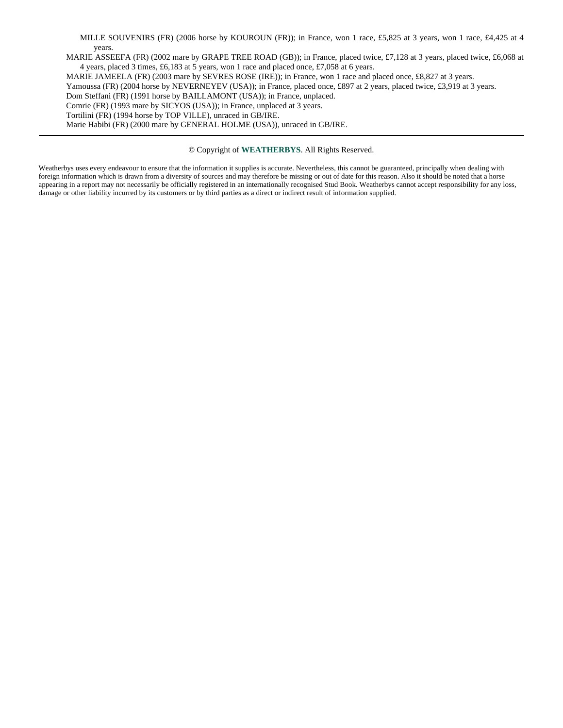MILLE SOUVENIRS (FR) (2006 horse by KOUROUN (FR)); in France, won 1 race, £5,825 at 3 years, won 1 race, £4,425 at 4 years.

MARIE ASSEEFA (FR) (2002 mare by GRAPE TREE ROAD (GB)); in France, placed twice, £7,128 at 3 years, placed twice, £6,068 at 4 years, placed 3 times, £6,183 at 5 years, won 1 race and placed once, £7,058 at 6 years.

MARIE JAMEELA (FR) (2003 mare by SEVRES ROSE (IRE)); in France, won 1 race and placed once, £8,827 at 3 years.

Yamoussa (FR) (2004 horse by NEVERNEYEV (USA)); in France, placed once, £897 at 2 years, placed twice, £3,919 at 3 years.

Dom Steffani (FR) (1991 horse by BAILLAMONT (USA)); in France, unplaced.

Comrie (FR) (1993 mare by SICYOS (USA)); in France, unplaced at 3 years.

Tortilini (FR) (1994 horse by TOP VILLE), unraced in GB/IRE.

Marie Habibi (FR) (2000 mare by GENERAL HOLME (USA)), unraced in GB/IRE.

---

© Copyright of **WEATHERBYS**. All Rights Reserved.

Weatherbys uses every endeavour to ensure that the information it supplies is accurate. Nevertheless, this cannot be guaranteed, principally when dealing with foreign information which is drawn from a diversity of sources and may therefore be missing or out of date for this reason. Also it should be noted that a horse appearing in a report may not necessarily be officially registered in an internationally recognised Stud Book. Weatherbys cannot accept responsibility for any loss, damage or other liability incurred by its customers or by third parties as a direct or indirect result of information supplied.